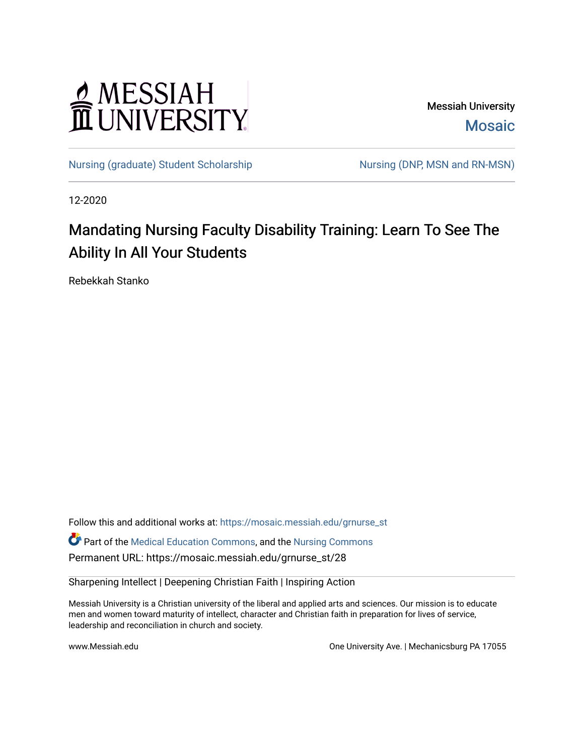Messiah University

Mosaic

Nursing (graduate) Student Scholarship

Nursing (DNP, MSN and RN-MSN)

12-2020

# Mandating Nursing Faculty Disability Training: Learn To See The Ability In All Your Students

Rebekkah Stanko

Follow this and additional works at: https://mosaic.messiah.edu/grnurse_st

Part of the Medical Education Commons, and the Nursing Commons

Permanent URL: https://mosaic.messiah.edu/grnurse_st/28

Sharpening Intellect | Deepening Christian Faith | Inspiring Action

Messiah University is a Christian university of the liberal and applied arts and sciences. Our mission is to educate men and women toward maturity of intellect, character and Christian faith in preparation for lives of service, leadership and reconciliation in church and society.

www.Messiah.edu

One University Ave. | Mechanicsburg PA 17055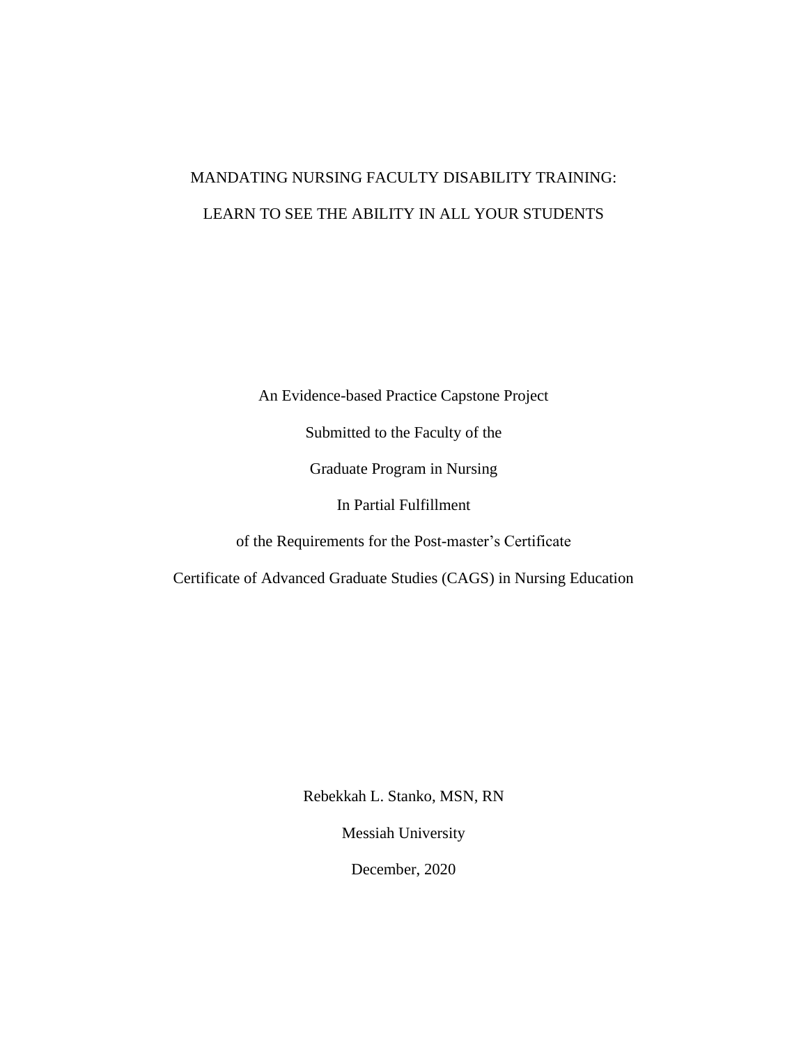# MANDATING NURSING FACULTY DISABILITY TRAINING:

# LEARN TO SEE THE ABILITY IN ALL YOUR STUDENTS

An Evidence-based Practice Capstone Project

Submitted to the Faculty of the

Graduate Program in Nursing

In Partial Fulfillment

of the Requirements for the Post-master's Certificate

Certificate of Advanced Graduate Studies (CAGS) in Nursing Education

Rebekkah L. Stanko, MSN, RN

Messiah University

December, 2020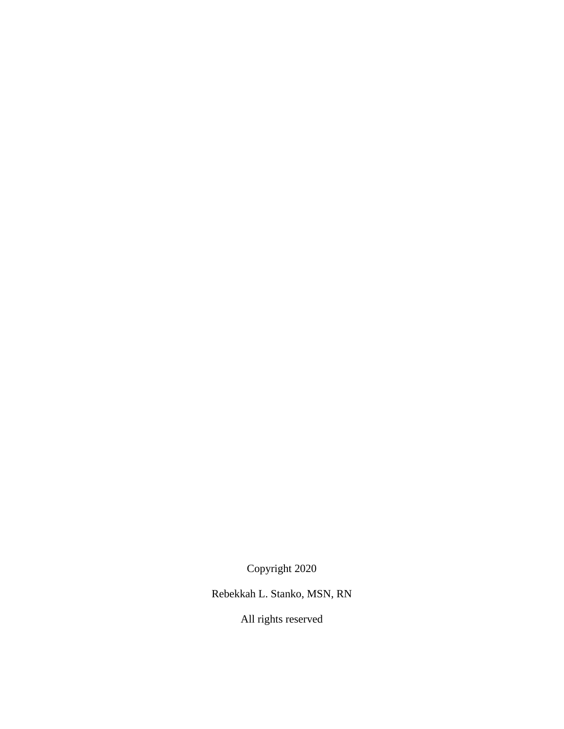Copyright 2020

Rebekkah L. Stanko, MSN, RN

All rights reserved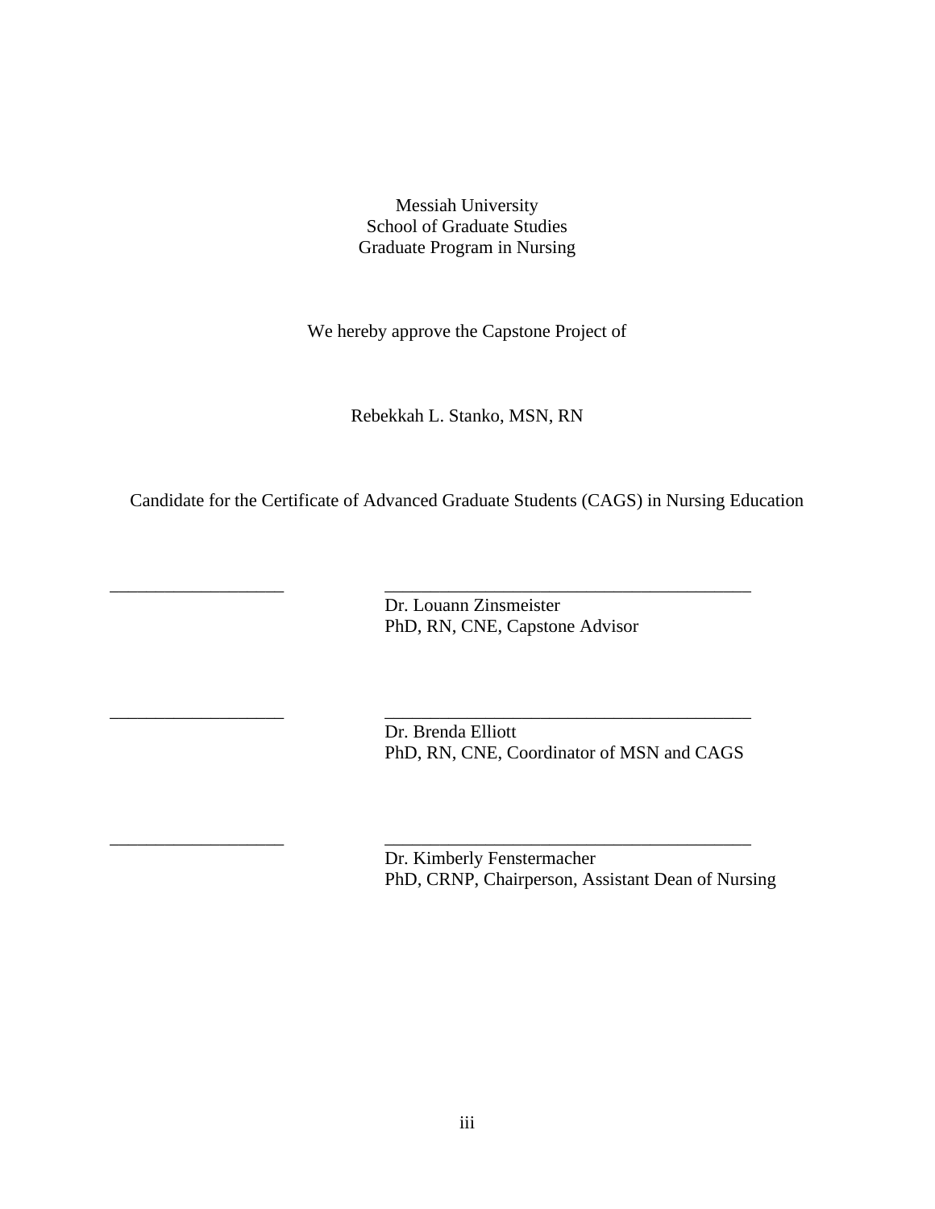Messiah University
School of Graduate Studies
Graduate Program in Nursing

We hereby approve the Capstone Project of

Rebekkah L. Stanko, MSN, RN

Candidate for the Certificate of Advanced Graduate Students (CAGS) in Nursing Education

___________________ ________________________________________
Dr. Louann Zinsmeister
PhD, RN, CNE, Capstone Advisor

___________________ ________________________________________
Dr. Brenda Elliott
PhD, RN, CNE, Coordinator of MSN and CAGS

___________________ ________________________________________
Dr. Kimberly Fenstermacher
PhD, CRNP, Chairperson, Assistant Dean of Nursing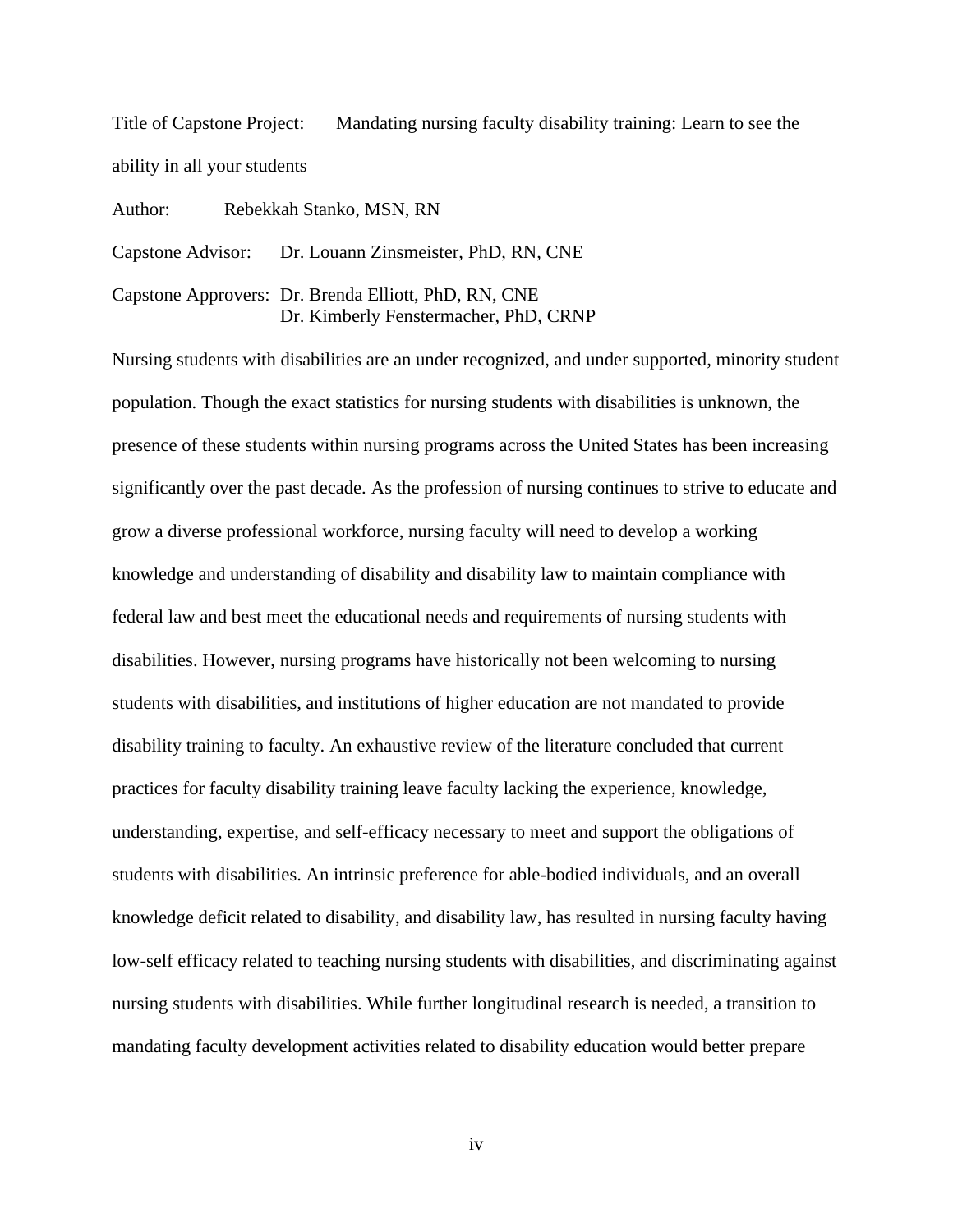Title of Capstone Project: Mandating nursing faculty disability training: Learn to see the ability in all your students

Author: Rebekkah Stanko, MSN, RN

Capstone Advisor: Dr. Louann Zinsmeister, PhD, RN, CNE

Capstone Approvers: Dr. Brenda Elliott, PhD, RN, CNE
Dr. Kimberly Fenstermacher, PhD, CRNP

Nursing students with disabilities are an under recognized, and under supported, minority student population. Though the exact statistics for nursing students with disabilities is unknown, the presence of these students within nursing programs across the United States has been increasing significantly over the past decade. As the profession of nursing continues to strive to educate and grow a diverse professional workforce, nursing faculty will need to develop a working knowledge and understanding of disability and disability law to maintain compliance with federal law and best meet the educational needs and requirements of nursing students with disabilities. However, nursing programs have historically not been welcoming to nursing students with disabilities, and institutions of higher education are not mandated to provide disability training to faculty. An exhaustive review of the literature concluded that current practices for faculty disability training leave faculty lacking the experience, knowledge, understanding, expertise, and self-efficacy necessary to meet and support the obligations of students with disabilities. An intrinsic preference for able-bodied individuals, and an overall knowledge deficit related to disability, and disability law, has resulted in nursing faculty having low-self efficacy related to teaching nursing students with disabilities, and discriminating against nursing students with disabilities. While further longitudinal research is needed, a transition to mandating faculty development activities related to disability education would better prepare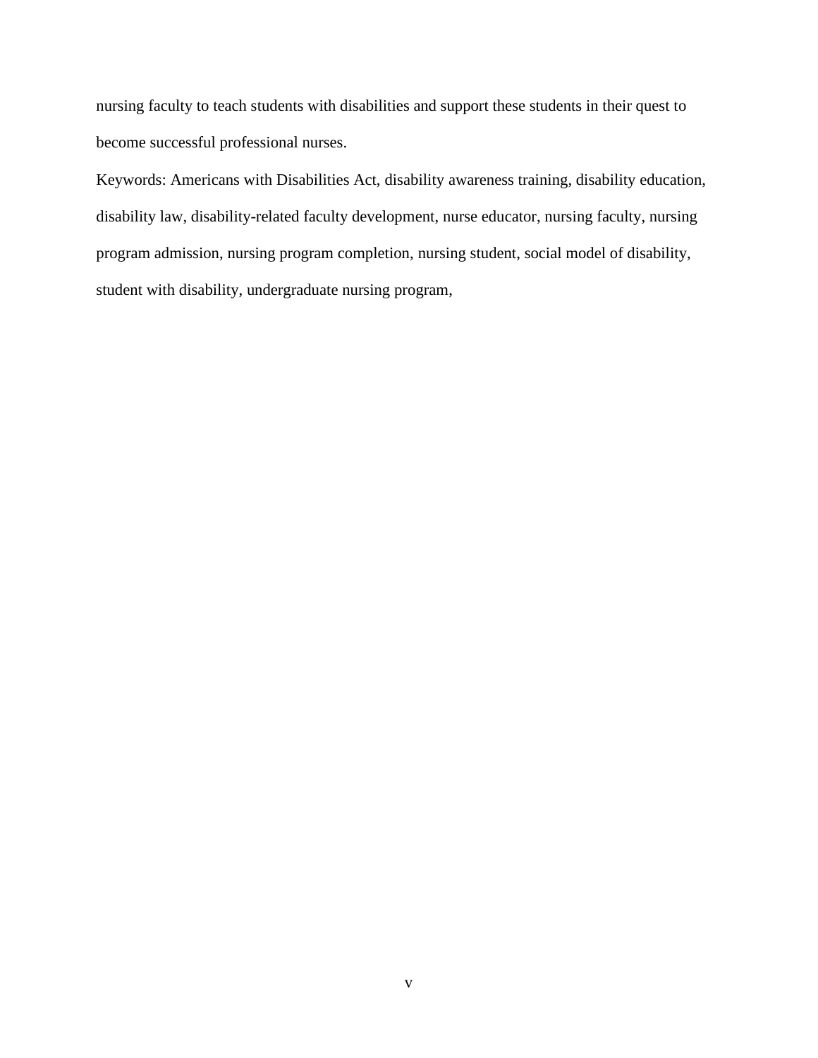nursing faculty to teach students with disabilities and support these students in their quest to become successful professional nurses.

Keywords: Americans with Disabilities Act, disability awareness training, disability education, disability law, disability-related faculty development, nurse educator, nursing faculty, nursing program admission, nursing program completion, nursing student, social model of disability, student with disability, undergraduate nursing program,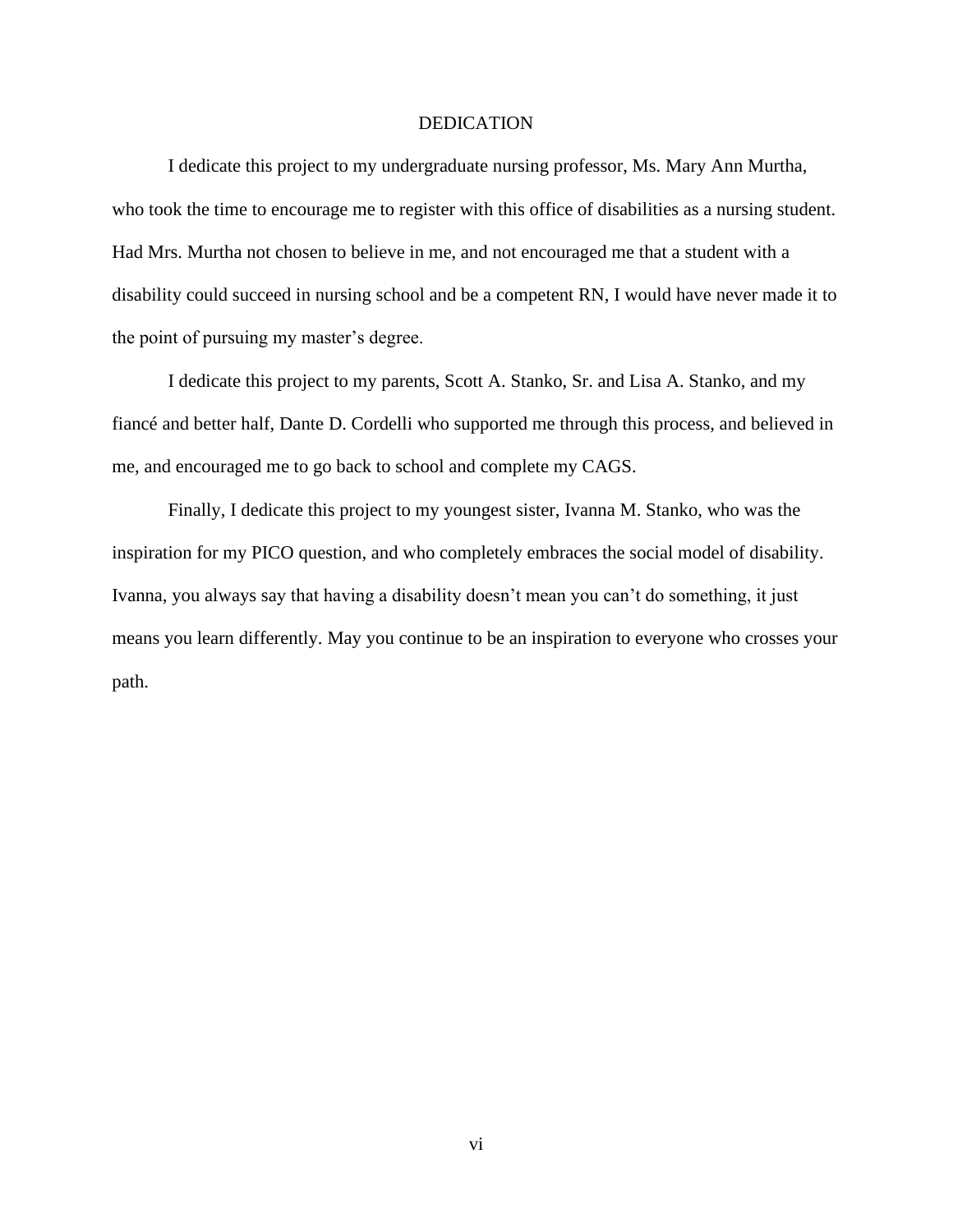# DEDICATION

I dedicate this project to my undergraduate nursing professor, Ms. Mary Ann Murtha, who took the time to encourage me to register with this office of disabilities as a nursing student. Had Mrs. Murtha not chosen to believe in me, and not encouraged me that a student with a disability could succeed in nursing school and be a competent RN, I would have never made it to the point of pursuing my master's degree.

I dedicate this project to my parents, Scott A. Stanko, Sr. and Lisa A. Stanko, and my fiancé and better half, Dante D. Cordelli who supported me through this process, and believed in me, and encouraged me to go back to school and complete my CAGS.

Finally, I dedicate this project to my youngest sister, Ivanna M. Stanko, who was the inspiration for my PICO question, and who completely embraces the social model of disability. Ivanna, you always say that having a disability doesn't mean you can't do something, it just means you learn differently. May you continue to be an inspiration to everyone who crosses your path.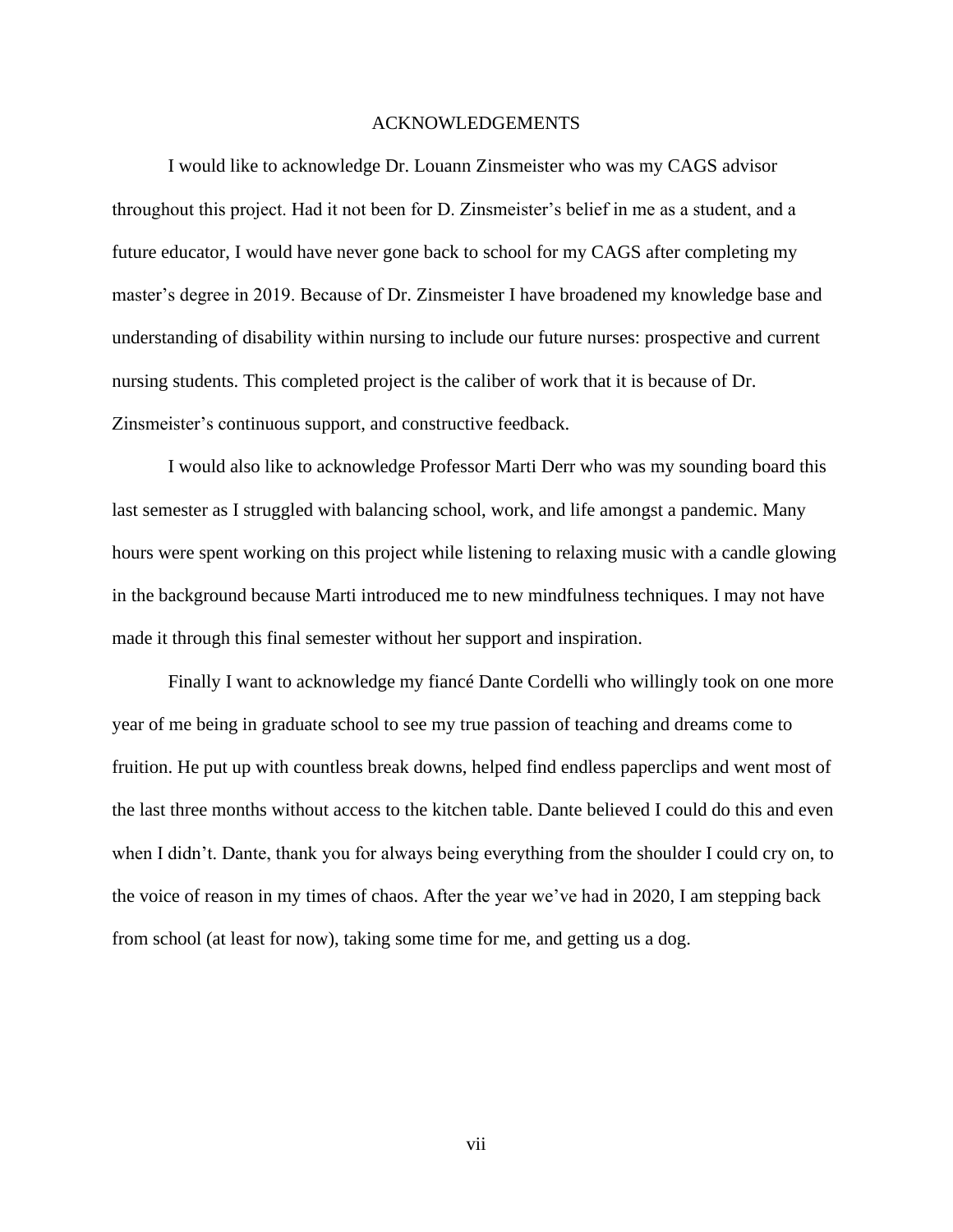# ACKNOWLEDGEMENTS

I would like to acknowledge Dr. Louann Zinsmeister who was my CAGS advisor throughout this project. Had it not been for D. Zinsmeister's belief in me as a student, and a future educator, I would have never gone back to school for my CAGS after completing my master's degree in 2019. Because of Dr. Zinsmeister I have broadened my knowledge base and understanding of disability within nursing to include our future nurses: prospective and current nursing students. This completed project is the caliber of work that it is because of Dr. Zinsmeister's continuous support, and constructive feedback.

I would also like to acknowledge Professor Marti Derr who was my sounding board this last semester as I struggled with balancing school, work, and life amongst a pandemic. Many hours were spent working on this project while listening to relaxing music with a candle glowing in the background because Marti introduced me to new mindfulness techniques. I may not have made it through this final semester without her support and inspiration.

Finally I want to acknowledge my fiancé Dante Cordelli who willingly took on one more year of me being in graduate school to see my true passion of teaching and dreams come to fruition. He put up with countless break downs, helped find endless paperclips and went most of the last three months without access to the kitchen table. Dante believed I could do this and even when I didn't. Dante, thank you for always being everything from the shoulder I could cry on, to the voice of reason in my times of chaos. After the year we've had in 2020, I am stepping back from school (at least for now), taking some time for me, and getting us a dog.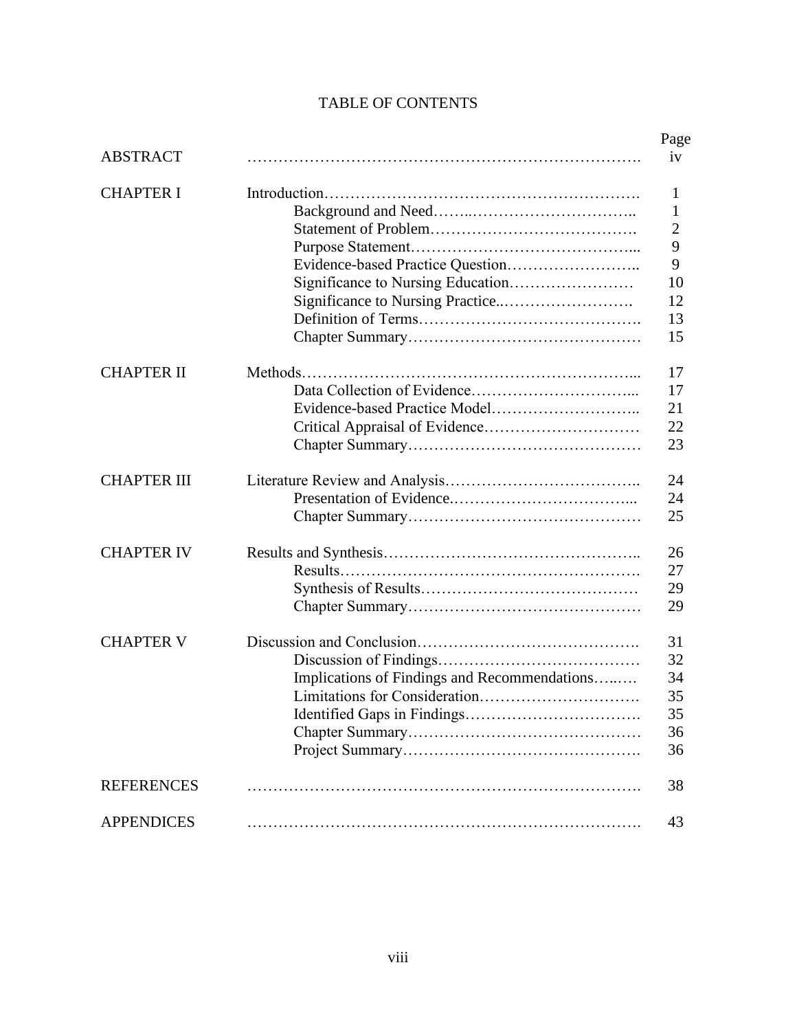# TABLE OF CONTENTS

| | | Page |
|---|---|---|
| ABSTRACT | | iv |
| CHAPTER I | Introduction | 1 |
| | Background and Need | 1 |
| | Statement of Problem | 2 |
| | Purpose Statement | 9 |
| | Evidence-based Practice Question | 9 |
| | Significance to Nursing Education | 10 |
| | Significance to Nursing Practice. | 12 |
| | Definition of Terms | 13 |
| | Chapter Summary | 15 |
| CHAPTER II | Methods | 17 |
| | Data Collection of Evidence | 17 |
| | Evidence-based Practice Model | 21 |
| | Critical Appraisal of Evidence | 22 |
| | Chapter Summary | 23 |
| CHAPTER III | Literature Review and Analysis | 24 |
| | Presentation of Evidence. | 24 |
| | Chapter Summary | 25 |
| CHAPTER IV | Results and Synthesis | 26 |
| | Results | 27 |
| | Synthesis of Results | 29 |
| | Chapter Summary | 29 |
| CHAPTER V | Discussion and Conclusion | 31 |
| | Discussion of Findings | 32 |
| | Implications of Findings and Recommendations | 34 |
| | Limitations for Consideration | 35 |
| | Identified Gaps in Findings | 35 |
| | Chapter Summary | 36 |
| | Project Summary | 36 |
| REFERENCES | | 38 |
| APPENDICES | | 43 |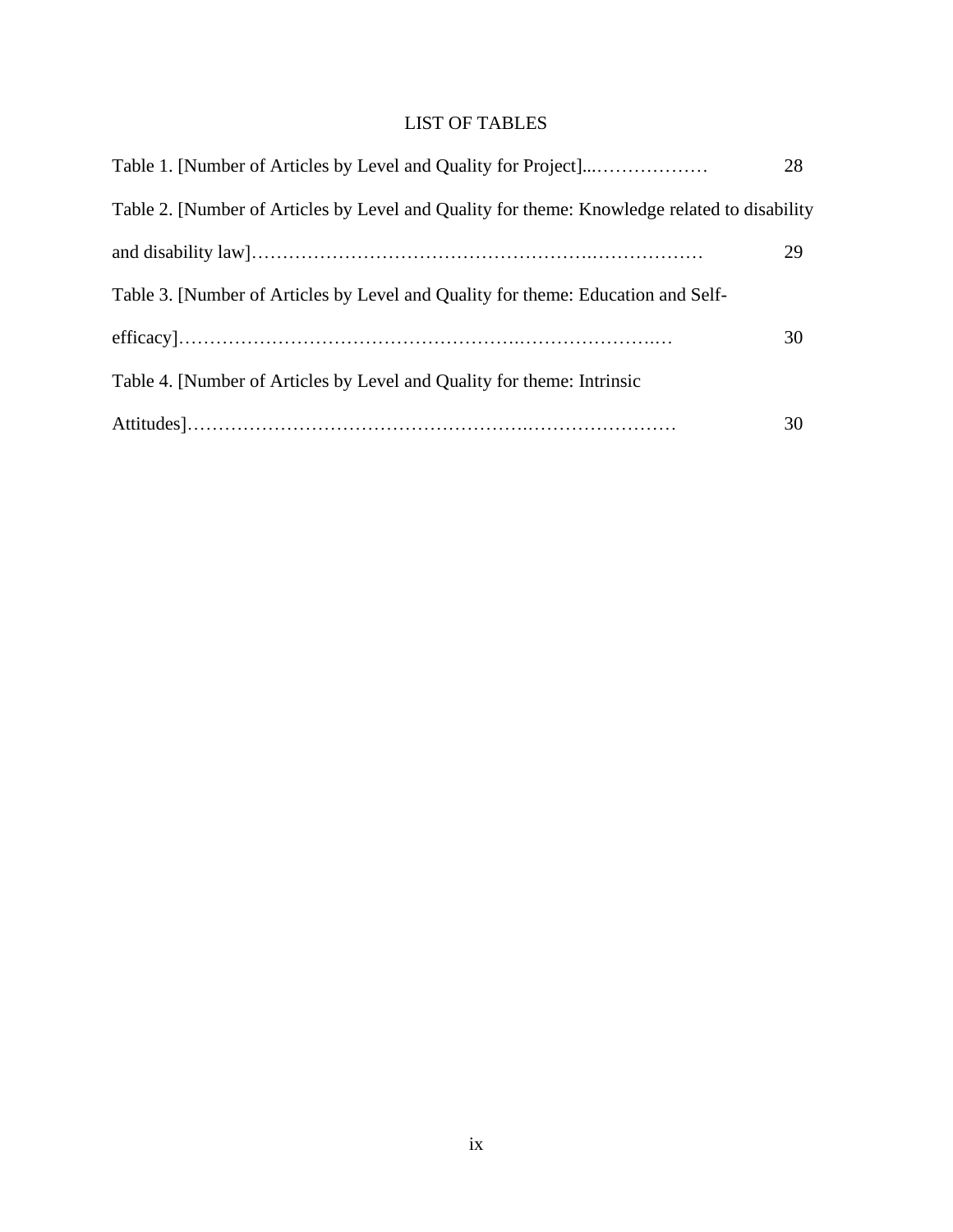# LIST OF TABLES

Table 1. [Number of Articles by Level and Quality for Project]...……………… 28

Table 2. [Number of Articles by Level and Quality for theme: Knowledge related to disability and disability law]……………………………………………….……………… 29

Table 3. [Number of Articles by Level and Quality for theme: Education and Self-efficacy]……………………………………………..…………………..… 30

Table 4. [Number of Articles by Level and Quality for theme: Intrinsic Attitudes]……………………………………………..…………………… 30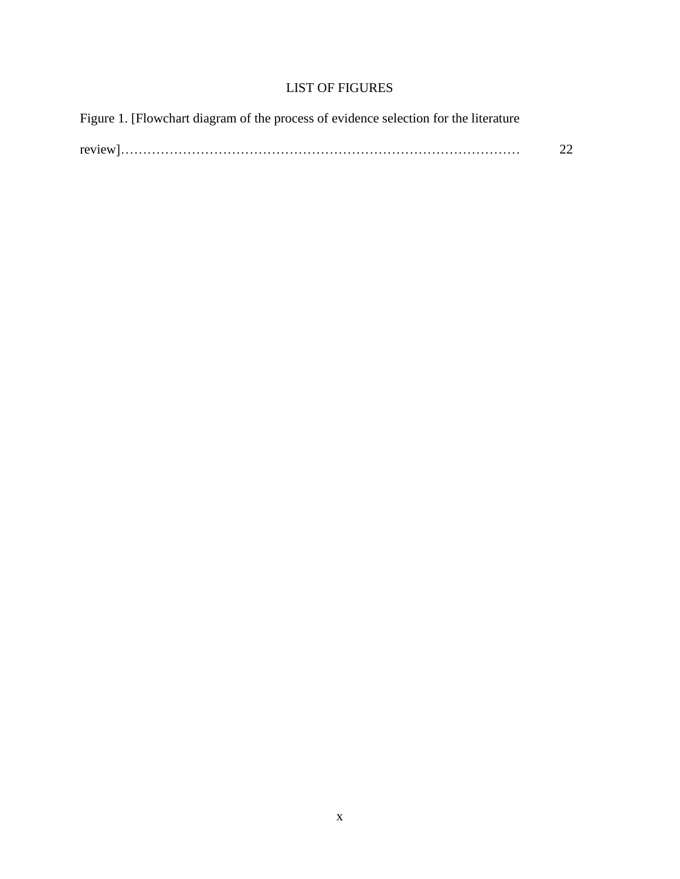# LIST OF FIGURES

Figure 1. [Flowchart diagram of the process of evidence selection for the literature review]………………………………………………………………………………… 22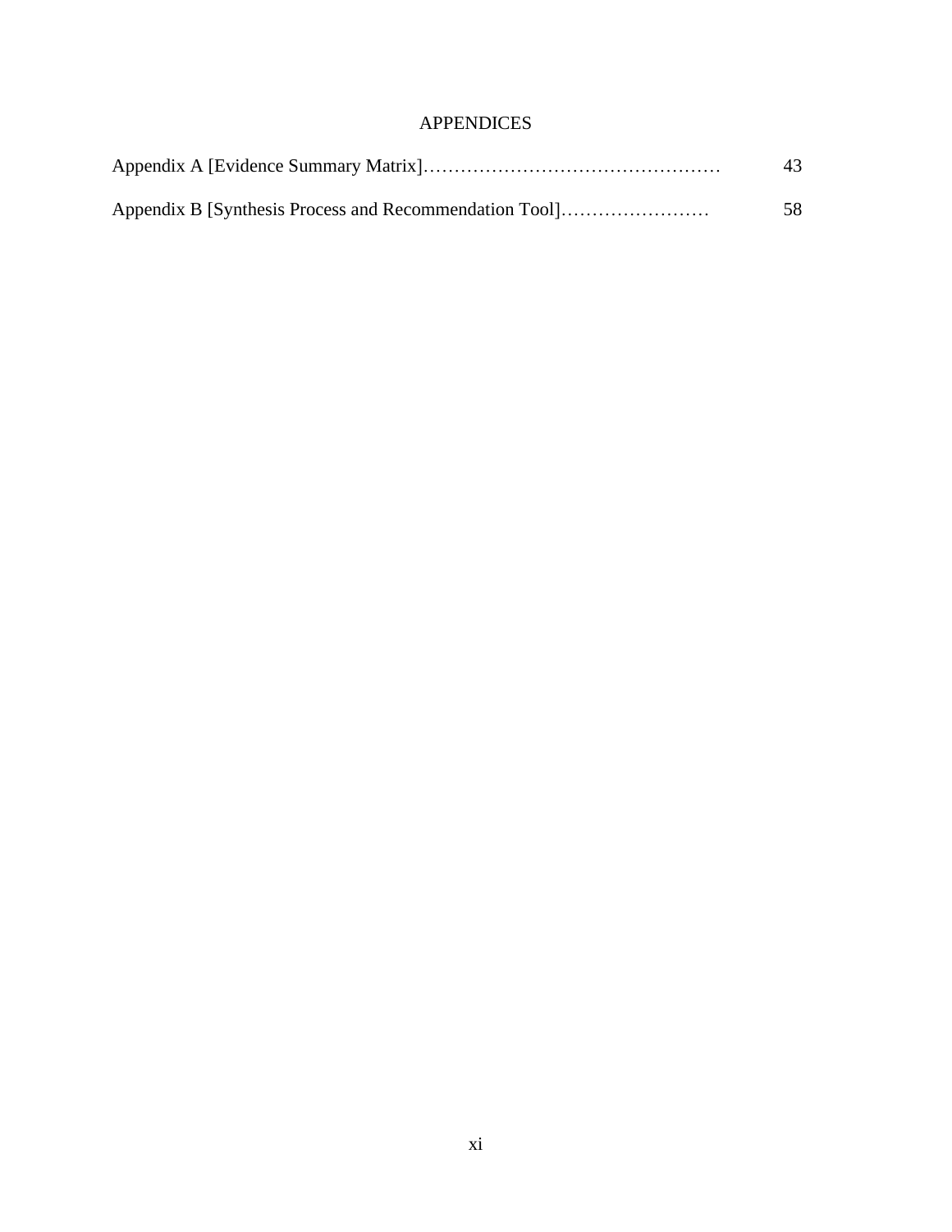# APPENDICES

Appendix A [Evidence Summary Matrix]………………………………………… 43

Appendix B [Synthesis Process and Recommendation Tool]…………………… 58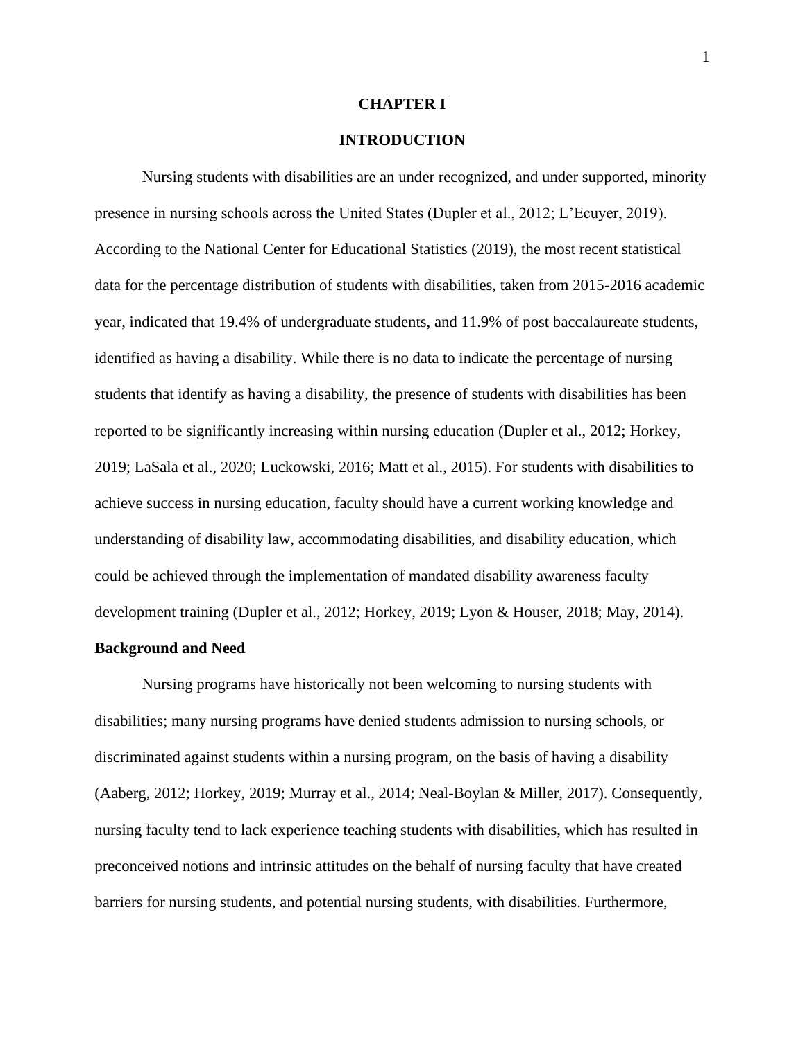# CHAPTER I

# INTRODUCTION

Nursing students with disabilities are an under recognized, and under supported, minority presence in nursing schools across the United States (Dupler et al., 2012; L'Ecuyer, 2019). According to the National Center for Educational Statistics (2019), the most recent statistical data for the percentage distribution of students with disabilities, taken from 2015-2016 academic year, indicated that 19.4% of undergraduate students, and 11.9% of post baccalaureate students, identified as having a disability. While there is no data to indicate the percentage of nursing students that identify as having a disability, the presence of students with disabilities has been reported to be significantly increasing within nursing education (Dupler et al., 2012; Horkey, 2019; LaSala et al., 2020; Luckowski, 2016; Matt et al., 2015). For students with disabilities to achieve success in nursing education, faculty should have a current working knowledge and understanding of disability law, accommodating disabilities, and disability education, which could be achieved through the implementation of mandated disability awareness faculty development training (Dupler et al., 2012; Horkey, 2019; Lyon & Houser, 2018; May, 2014).

## Background and Need

Nursing programs have historically not been welcoming to nursing students with disabilities; many nursing programs have denied students admission to nursing schools, or discriminated against students within a nursing program, on the basis of having a disability (Aaberg, 2012; Horkey, 2019; Murray et al., 2014; Neal-Boylan & Miller, 2017). Consequently, nursing faculty tend to lack experience teaching students with disabilities, which has resulted in preconceived notions and intrinsic attitudes on the behalf of nursing faculty that have created barriers for nursing students, and potential nursing students, with disabilities. Furthermore,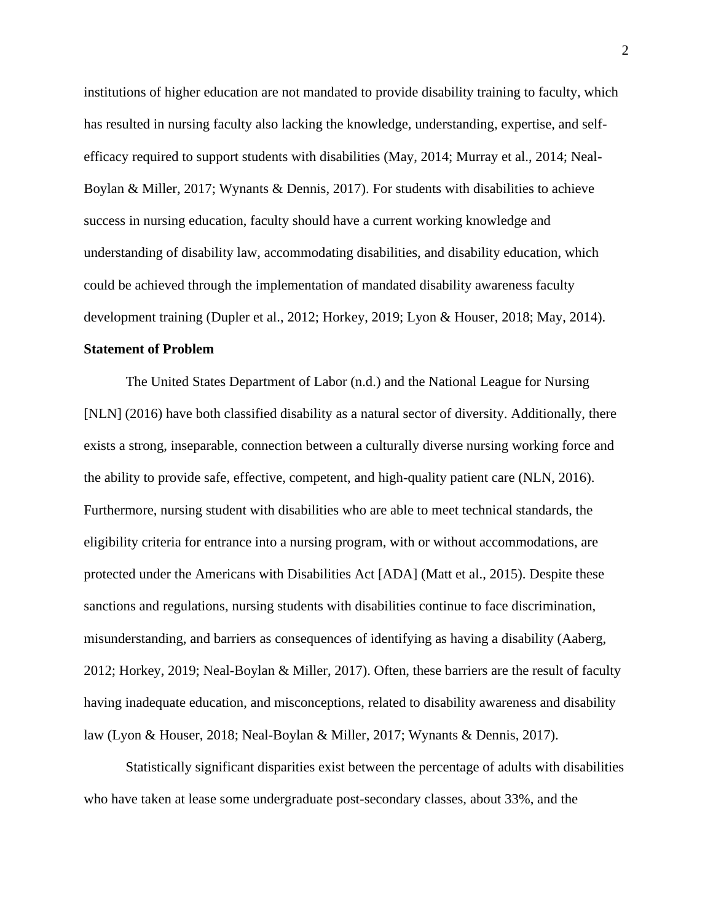institutions of higher education are not mandated to provide disability training to faculty, which has resulted in nursing faculty also lacking the knowledge, understanding, expertise, and self-efficacy required to support students with disabilities (May, 2014; Murray et al., 2014; Neal-Boylan & Miller, 2017; Wynants & Dennis, 2017). For students with disabilities to achieve success in nursing education, faculty should have a current working knowledge and understanding of disability law, accommodating disabilities, and disability education, which could be achieved through the implementation of mandated disability awareness faculty development training (Dupler et al., 2012; Horkey, 2019; Lyon & Houser, 2018; May, 2014).

**Statement of Problem**

The United States Department of Labor (n.d.) and the National League for Nursing [NLN] (2016) have both classified disability as a natural sector of diversity. Additionally, there exists a strong, inseparable, connection between a culturally diverse nursing working force and the ability to provide safe, effective, competent, and high-quality patient care (NLN, 2016). Furthermore, nursing student with disabilities who are able to meet technical standards, the eligibility criteria for entrance into a nursing program, with or without accommodations, are protected under the Americans with Disabilities Act [ADA] (Matt et al., 2015). Despite these sanctions and regulations, nursing students with disabilities continue to face discrimination, misunderstanding, and barriers as consequences of identifying as having a disability (Aaberg, 2012; Horkey, 2019; Neal-Boylan & Miller, 2017). Often, these barriers are the result of faculty having inadequate education, and misconceptions, related to disability awareness and disability law (Lyon & Houser, 2018; Neal-Boylan & Miller, 2017; Wynants & Dennis, 2017).

Statistically significant disparities exist between the percentage of adults with disabilities who have taken at lease some undergraduate post-secondary classes, about 33%, and the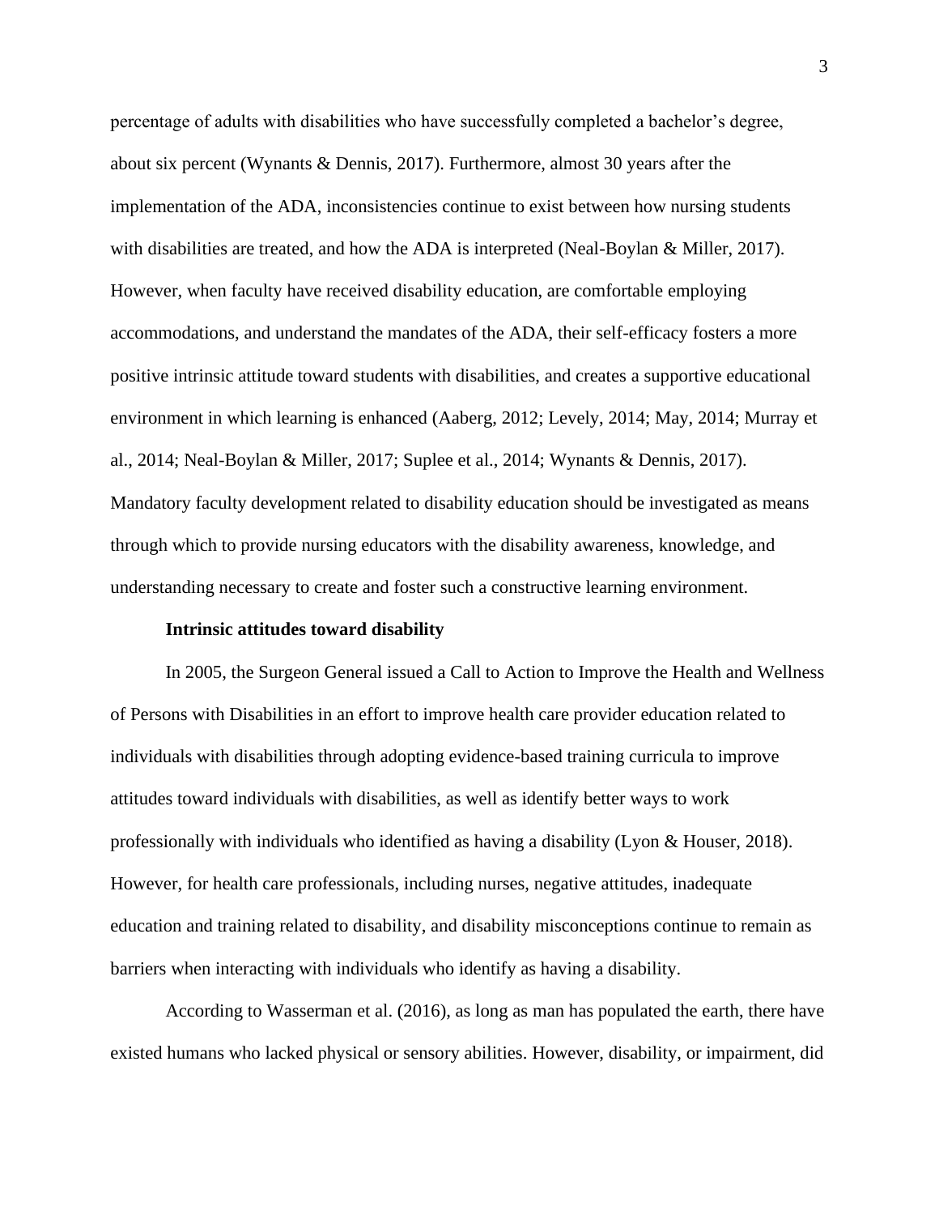percentage of adults with disabilities who have successfully completed a bachelor's degree, about six percent (Wynants & Dennis, 2017). Furthermore, almost 30 years after the implementation of the ADA, inconsistencies continue to exist between how nursing students with disabilities are treated, and how the ADA is interpreted (Neal-Boylan & Miller, 2017). However, when faculty have received disability education, are comfortable employing accommodations, and understand the mandates of the ADA, their self-efficacy fosters a more positive intrinsic attitude toward students with disabilities, and creates a supportive educational environment in which learning is enhanced (Aaberg, 2012; Levely, 2014; May, 2014; Murray et al., 2014; Neal-Boylan & Miller, 2017; Suplee et al., 2014; Wynants & Dennis, 2017). Mandatory faculty development related to disability education should be investigated as means through which to provide nursing educators with the disability awareness, knowledge, and understanding necessary to create and foster such a constructive learning environment.

**Intrinsic attitudes toward disability**

In 2005, the Surgeon General issued a Call to Action to Improve the Health and Wellness of Persons with Disabilities in an effort to improve health care provider education related to individuals with disabilities through adopting evidence-based training curricula to improve attitudes toward individuals with disabilities, as well as identify better ways to work professionally with individuals who identified as having a disability (Lyon & Houser, 2018). However, for health care professionals, including nurses, negative attitudes, inadequate education and training related to disability, and disability misconceptions continue to remain as barriers when interacting with individuals who identify as having a disability.

According to Wasserman et al. (2016), as long as man has populated the earth, there have existed humans who lacked physical or sensory abilities. However, disability, or impairment, did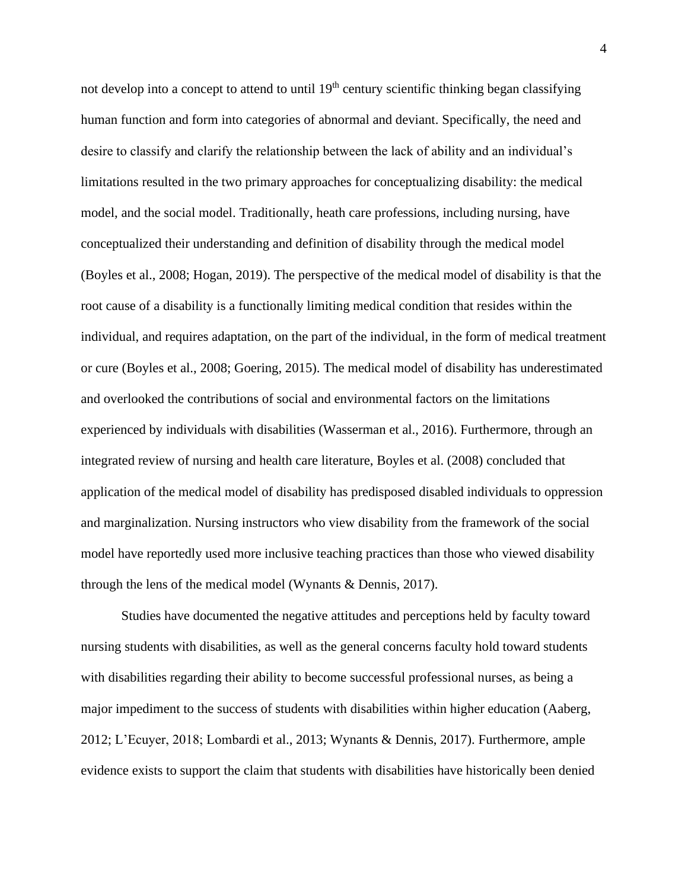not develop into a concept to attend to until 19th century scientific thinking began classifying human function and form into categories of abnormal and deviant. Specifically, the need and desire to classify and clarify the relationship between the lack of ability and an individual's limitations resulted in the two primary approaches for conceptualizing disability: the medical model, and the social model. Traditionally, heath care professions, including nursing, have conceptualized their understanding and definition of disability through the medical model (Boyles et al., 2008; Hogan, 2019). The perspective of the medical model of disability is that the root cause of a disability is a functionally limiting medical condition that resides within the individual, and requires adaptation, on the part of the individual, in the form of medical treatment or cure (Boyles et al., 2008; Goering, 2015). The medical model of disability has underestimated and overlooked the contributions of social and environmental factors on the limitations experienced by individuals with disabilities (Wasserman et al., 2016). Furthermore, through an integrated review of nursing and health care literature, Boyles et al. (2008) concluded that application of the medical model of disability has predisposed disabled individuals to oppression and marginalization. Nursing instructors who view disability from the framework of the social model have reportedly used more inclusive teaching practices than those who viewed disability through the lens of the medical model (Wynants & Dennis, 2017).

Studies have documented the negative attitudes and perceptions held by faculty toward nursing students with disabilities, as well as the general concerns faculty hold toward students with disabilities regarding their ability to become successful professional nurses, as being a major impediment to the success of students with disabilities within higher education (Aaberg, 2012; L'Ecuyer, 2018; Lombardi et al., 2013; Wynants & Dennis, 2017). Furthermore, ample evidence exists to support the claim that students with disabilities have historically been denied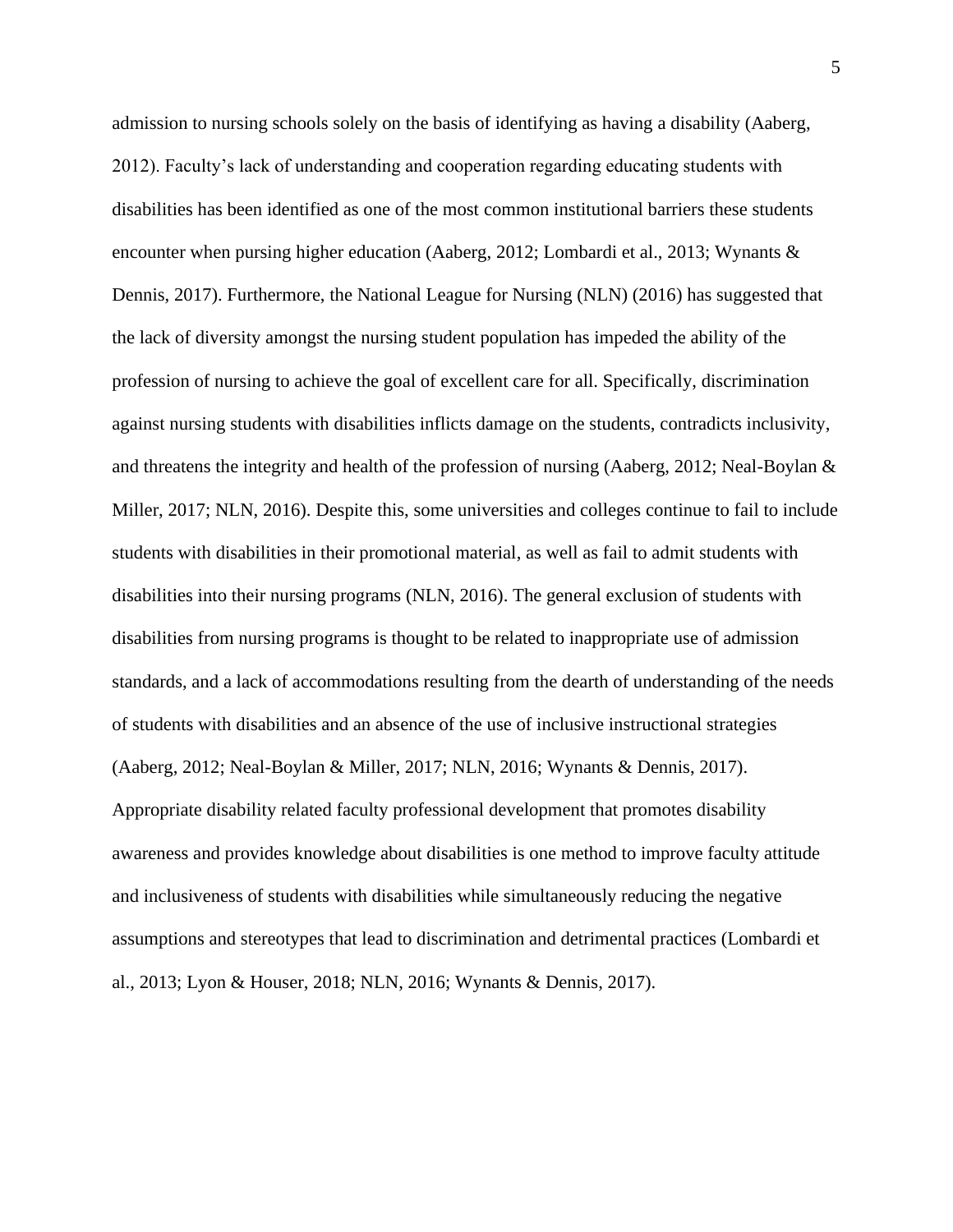admission to nursing schools solely on the basis of identifying as having a disability (Aaberg, 2012). Faculty's lack of understanding and cooperation regarding educating students with disabilities has been identified as one of the most common institutional barriers these students encounter when pursing higher education (Aaberg, 2012; Lombardi et al., 2013; Wynants & Dennis, 2017). Furthermore, the National League for Nursing (NLN) (2016) has suggested that the lack of diversity amongst the nursing student population has impeded the ability of the profession of nursing to achieve the goal of excellent care for all. Specifically, discrimination against nursing students with disabilities inflicts damage on the students, contradicts inclusivity, and threatens the integrity and health of the profession of nursing (Aaberg, 2012; Neal-Boylan & Miller, 2017; NLN, 2016). Despite this, some universities and colleges continue to fail to include students with disabilities in their promotional material, as well as fail to admit students with disabilities into their nursing programs (NLN, 2016). The general exclusion of students with disabilities from nursing programs is thought to be related to inappropriate use of admission standards, and a lack of accommodations resulting from the dearth of understanding of the needs of students with disabilities and an absence of the use of inclusive instructional strategies (Aaberg, 2012; Neal-Boylan & Miller, 2017; NLN, 2016; Wynants & Dennis, 2017). Appropriate disability related faculty professional development that promotes disability awareness and provides knowledge about disabilities is one method to improve faculty attitude and inclusiveness of students with disabilities while simultaneously reducing the negative assumptions and stereotypes that lead to discrimination and detrimental practices (Lombardi et al., 2013; Lyon & Houser, 2018; NLN, 2016; Wynants & Dennis, 2017).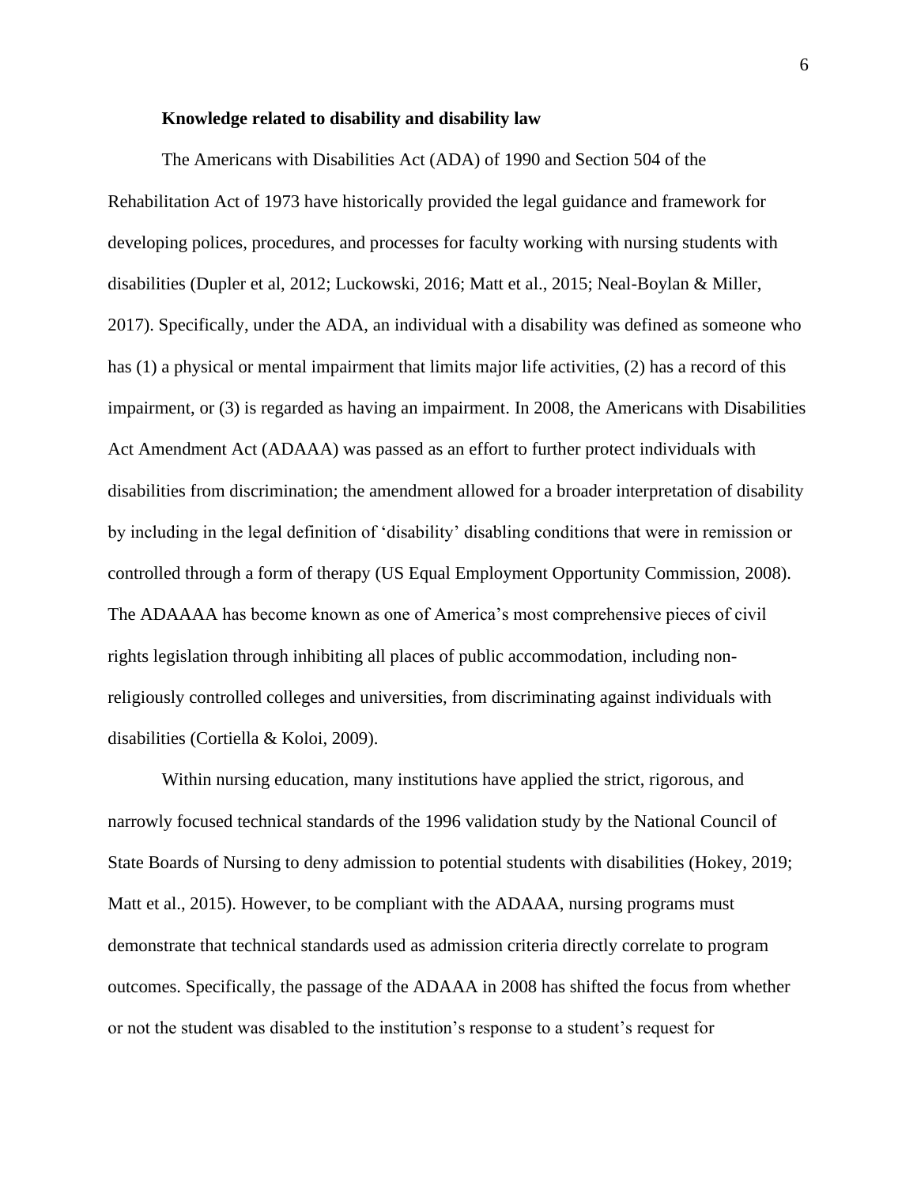**Knowledge related to disability and disability law**

The Americans with Disabilities Act (ADA) of 1990 and Section 504 of the Rehabilitation Act of 1973 have historically provided the legal guidance and framework for developing polices, procedures, and processes for faculty working with nursing students with disabilities (Dupler et al, 2012; Luckowski, 2016; Matt et al., 2015; Neal-Boylan & Miller, 2017). Specifically, under the ADA, an individual with a disability was defined as someone who has (1) a physical or mental impairment that limits major life activities, (2) has a record of this impairment, or (3) is regarded as having an impairment. In 2008, the Americans with Disabilities Act Amendment Act (ADAAA) was passed as an effort to further protect individuals with disabilities from discrimination; the amendment allowed for a broader interpretation of disability by including in the legal definition of 'disability' disabling conditions that were in remission or controlled through a form of therapy (US Equal Employment Opportunity Commission, 2008). The ADAAA has become known as one of America's most comprehensive pieces of civil rights legislation through inhibiting all places of public accommodation, including non-religiously controlled colleges and universities, from discriminating against individuals with disabilities (Cortiella & Koloi, 2009).

Within nursing education, many institutions have applied the strict, rigorous, and narrowly focused technical standards of the 1996 validation study by the National Council of State Boards of Nursing to deny admission to potential students with disabilities (Hokey, 2019; Matt et al., 2015). However, to be compliant with the ADAAA, nursing programs must demonstrate that technical standards used as admission criteria directly correlate to program outcomes. Specifically, the passage of the ADAAA in 2008 has shifted the focus from whether or not the student was disabled to the institution's response to a student's request for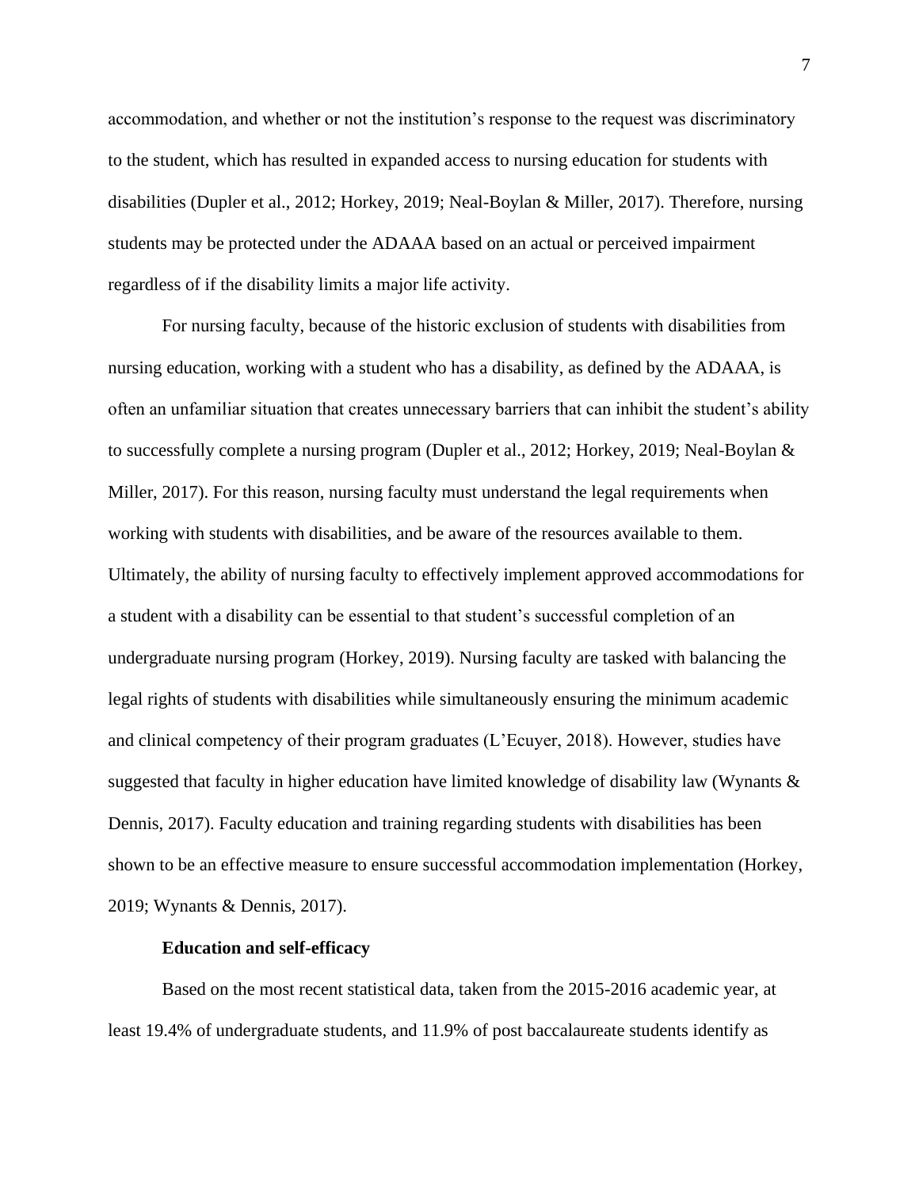accommodation, and whether or not the institution's response to the request was discriminatory to the student, which has resulted in expanded access to nursing education for students with disabilities (Dupler et al., 2012; Horkey, 2019; Neal-Boylan & Miller, 2017). Therefore, nursing students may be protected under the ADAAA based on an actual or perceived impairment regardless of if the disability limits a major life activity.

For nursing faculty, because of the historic exclusion of students with disabilities from nursing education, working with a student who has a disability, as defined by the ADAAA, is often an unfamiliar situation that creates unnecessary barriers that can inhibit the student's ability to successfully complete a nursing program (Dupler et al., 2012; Horkey, 2019; Neal-Boylan & Miller, 2017). For this reason, nursing faculty must understand the legal requirements when working with students with disabilities, and be aware of the resources available to them. Ultimately, the ability of nursing faculty to effectively implement approved accommodations for a student with a disability can be essential to that student's successful completion of an undergraduate nursing program (Horkey, 2019). Nursing faculty are tasked with balancing the legal rights of students with disabilities while simultaneously ensuring the minimum academic and clinical competency of their program graduates (L'Ecuyer, 2018). However, studies have suggested that faculty in higher education have limited knowledge of disability law (Wynants & Dennis, 2017). Faculty education and training regarding students with disabilities has been shown to be an effective measure to ensure successful accommodation implementation (Horkey, 2019; Wynants & Dennis, 2017).

### Education and self-efficacy

Based on the most recent statistical data, taken from the 2015-2016 academic year, at least 19.4% of undergraduate students, and 11.9% of post baccalaureate students identify as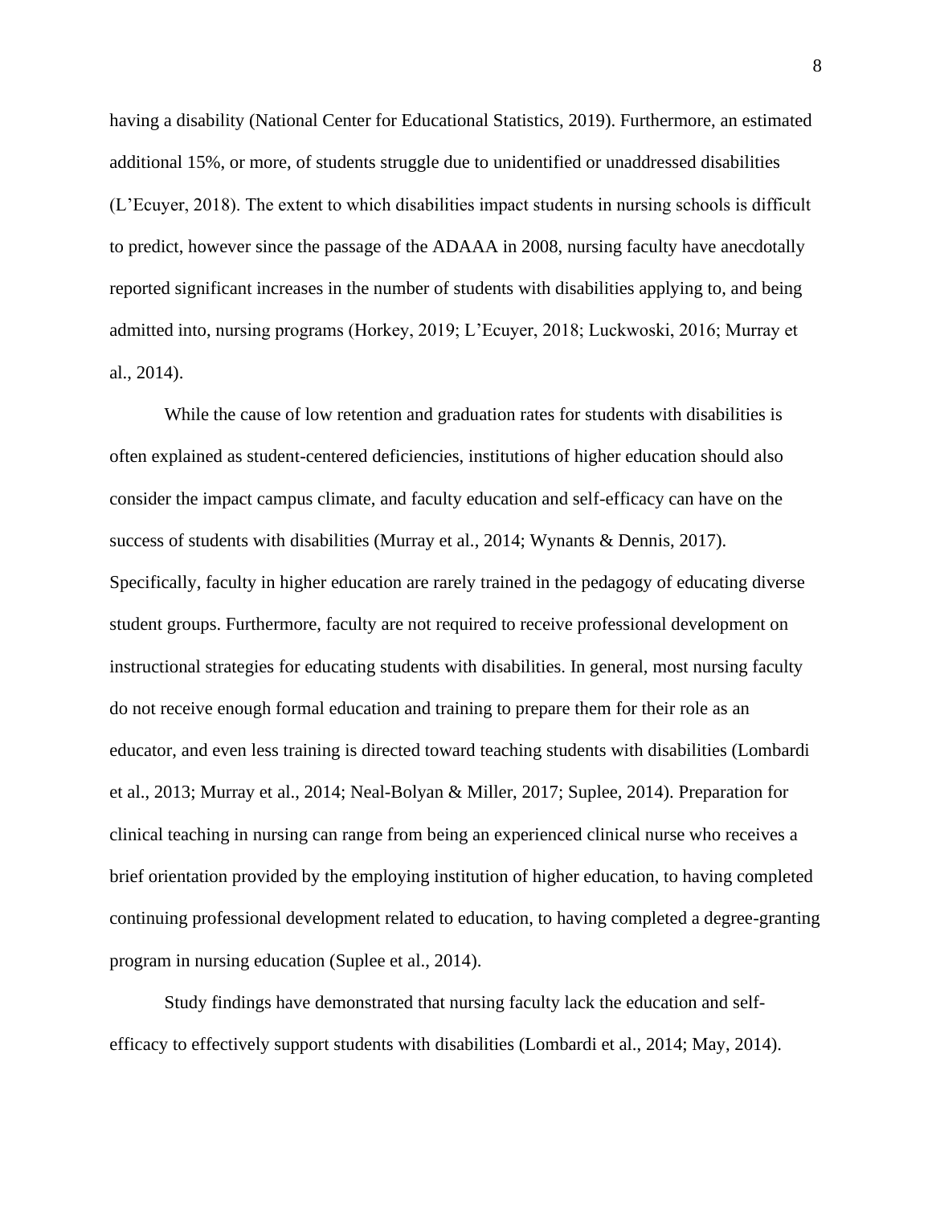having a disability (National Center for Educational Statistics, 2019). Furthermore, an estimated additional 15%, or more, of students struggle due to unidentified or unaddressed disabilities (L'Ecuyer, 2018). The extent to which disabilities impact students in nursing schools is difficult to predict, however since the passage of the ADAAA in 2008, nursing faculty have anecdotally reported significant increases in the number of students with disabilities applying to, and being admitted into, nursing programs (Horkey, 2019; L'Ecuyer, 2018; Luckwoski, 2016; Murray et al., 2014).

While the cause of low retention and graduation rates for students with disabilities is often explained as student-centered deficiencies, institutions of higher education should also consider the impact campus climate, and faculty education and self-efficacy can have on the success of students with disabilities (Murray et al., 2014; Wynants & Dennis, 2017). Specifically, faculty in higher education are rarely trained in the pedagogy of educating diverse student groups. Furthermore, faculty are not required to receive professional development on instructional strategies for educating students with disabilities. In general, most nursing faculty do not receive enough formal education and training to prepare them for their role as an educator, and even less training is directed toward teaching students with disabilities (Lombardi et al., 2013; Murray et al., 2014; Neal-Bolyan & Miller, 2017; Suplee, 2014). Preparation for clinical teaching in nursing can range from being an experienced clinical nurse who receives a brief orientation provided by the employing institution of higher education, to having completed continuing professional development related to education, to having completed a degree-granting program in nursing education (Suplee et al., 2014).

Study findings have demonstrated that nursing faculty lack the education and self-efficacy to effectively support students with disabilities (Lombardi et al., 2014; May, 2014).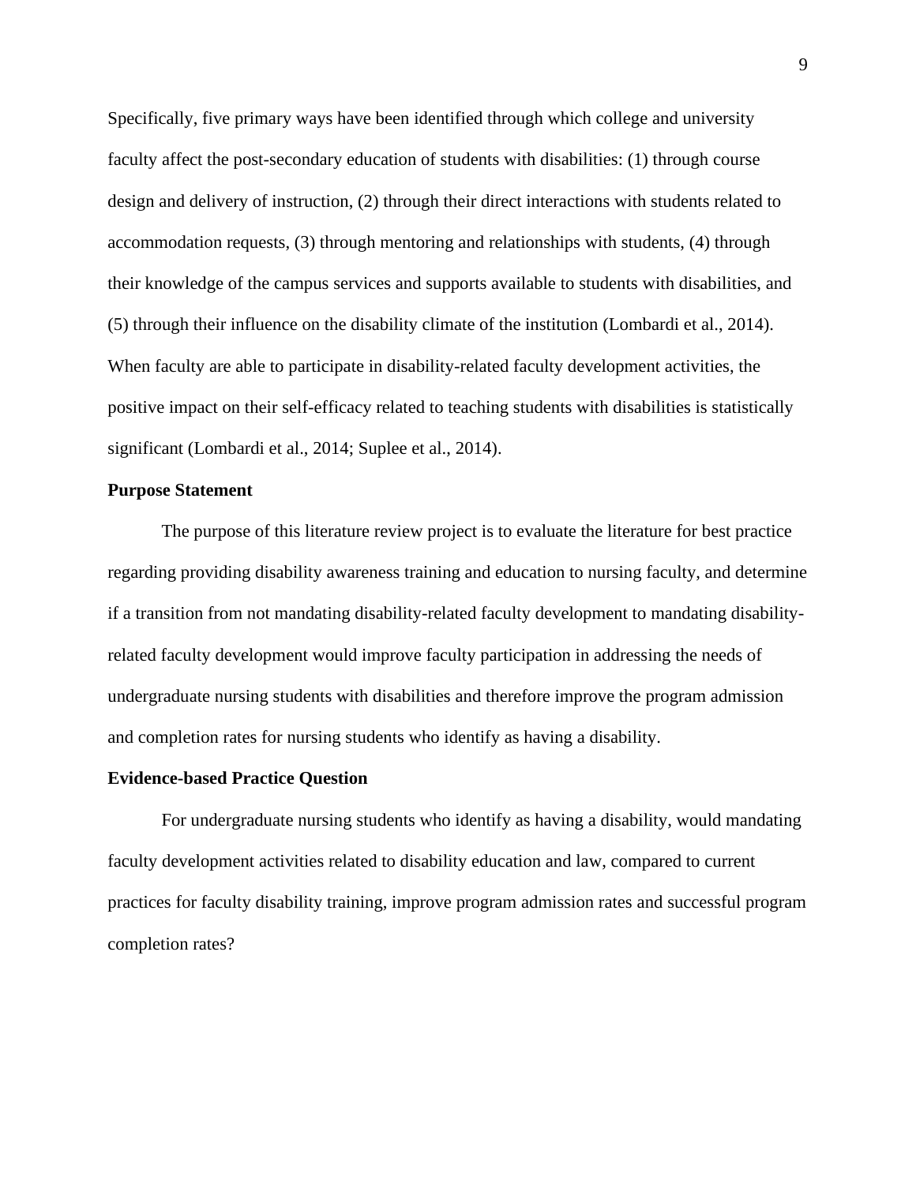Specifically, five primary ways have been identified through which college and university faculty affect the post-secondary education of students with disabilities: (1) through course design and delivery of instruction, (2) through their direct interactions with students related to accommodation requests, (3) through mentoring and relationships with students, (4) through their knowledge of the campus services and supports available to students with disabilities, and (5) through their influence on the disability climate of the institution (Lombardi et al., 2014). When faculty are able to participate in disability-related faculty development activities, the positive impact on their self-efficacy related to teaching students with disabilities is statistically significant (Lombardi et al., 2014; Suplee et al., 2014).

**Purpose Statement**

The purpose of this literature review project is to evaluate the literature for best practice regarding providing disability awareness training and education to nursing faculty, and determine if a transition from not mandating disability-related faculty development to mandating disability-related faculty development would improve faculty participation in addressing the needs of undergraduate nursing students with disabilities and therefore improve the program admission and completion rates for nursing students who identify as having a disability.

**Evidence-based Practice Question**

For undergraduate nursing students who identify as having a disability, would mandating faculty development activities related to disability education and law, compared to current practices for faculty disability training, improve program admission rates and successful program completion rates?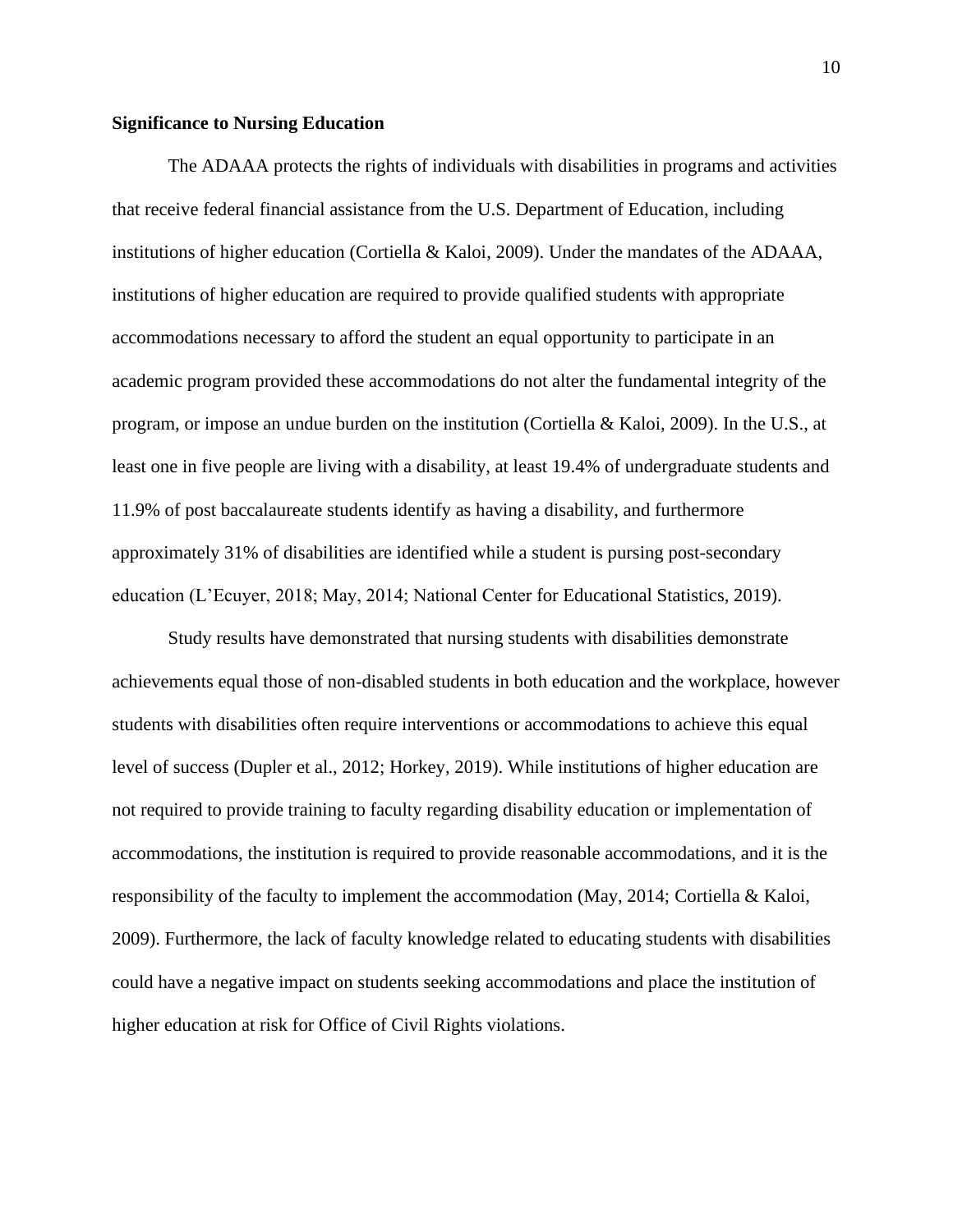**Significance to Nursing Education**

The ADAAA protects the rights of individuals with disabilities in programs and activities that receive federal financial assistance from the U.S. Department of Education, including institutions of higher education (Cortiella & Kaloi, 2009). Under the mandates of the ADAAA, institutions of higher education are required to provide qualified students with appropriate accommodations necessary to afford the student an equal opportunity to participate in an academic program provided these accommodations do not alter the fundamental integrity of the program, or impose an undue burden on the institution (Cortiella & Kaloi, 2009). In the U.S., at least one in five people are living with a disability, at least 19.4% of undergraduate students and 11.9% of post baccalaureate students identify as having a disability, and furthermore approximately 31% of disabilities are identified while a student is pursing post-secondary education (L'Ecuyer, 2018; May, 2014; National Center for Educational Statistics, 2019).

Study results have demonstrated that nursing students with disabilities demonstrate achievements equal those of non-disabled students in both education and the workplace, however students with disabilities often require interventions or accommodations to achieve this equal level of success (Dupler et al., 2012; Horkey, 2019). While institutions of higher education are not required to provide training to faculty regarding disability education or implementation of accommodations, the institution is required to provide reasonable accommodations, and it is the responsibility of the faculty to implement the accommodation (May, 2014; Cortiella & Kaloi, 2009). Furthermore, the lack of faculty knowledge related to educating students with disabilities could have a negative impact on students seeking accommodations and place the institution of higher education at risk for Office of Civil Rights violations.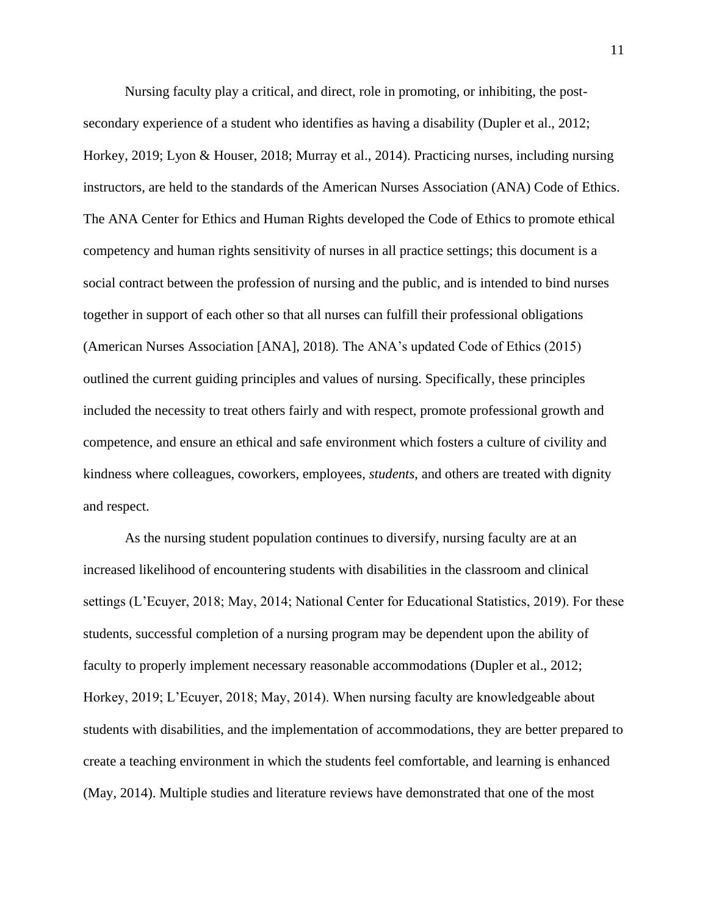Nursing faculty play a critical, and direct, role in promoting, or inhibiting, the post-secondary experience of a student who identifies as having a disability (Dupler et al., 2012; Horkey, 2019; Lyon & Houser, 2018; Murray et al., 2014). Practicing nurses, including nursing instructors, are held to the standards of the American Nurses Association (ANA) Code of Ethics. The ANA Center for Ethics and Human Rights developed the Code of Ethics to promote ethical competency and human rights sensitivity of nurses in all practice settings; this document is a social contract between the profession of nursing and the public, and is intended to bind nurses together in support of each other so that all nurses can fulfill their professional obligations (American Nurses Association [ANA], 2018). The ANA's updated Code of Ethics (2015) outlined the current guiding principles and values of nursing. Specifically, these principles included the necessity to treat others fairly and with respect, promote professional growth and competence, and ensure an ethical and safe environment which fosters a culture of civility and kindness where colleagues, coworkers, employees, *students*, and others are treated with dignity and respect.

As the nursing student population continues to diversify, nursing faculty are at an increased likelihood of encountering students with disabilities in the classroom and clinical settings (L'Ecuyer, 2018; May, 2014; National Center for Educational Statistics, 2019). For these students, successful completion of a nursing program may be dependent upon the ability of faculty to properly implement necessary reasonable accommodations (Dupler et al., 2012; Horkey, 2019; L'Ecuyer, 2018; May, 2014). When nursing faculty are knowledgeable about students with disabilities, and the implementation of accommodations, they are better prepared to create a teaching environment in which the students feel comfortable, and learning is enhanced (May, 2014). Multiple studies and literature reviews have demonstrated that one of the most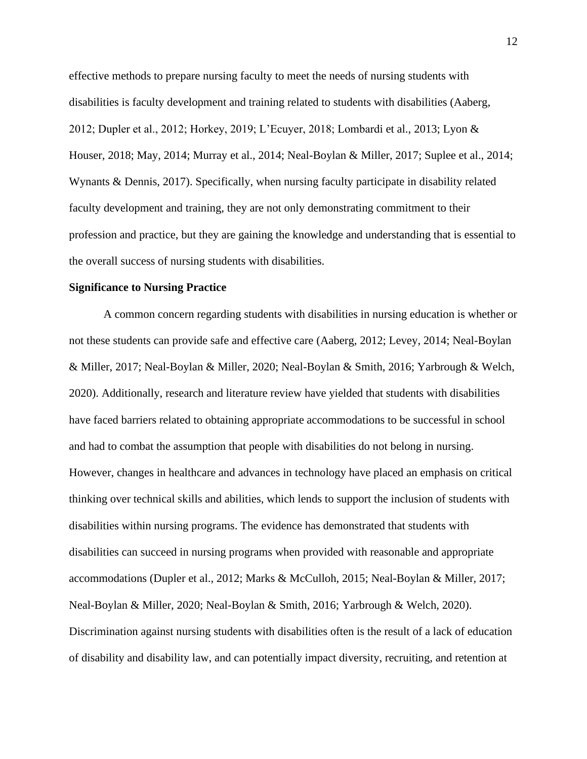effective methods to prepare nursing faculty to meet the needs of nursing students with disabilities is faculty development and training related to students with disabilities (Aaberg, 2012; Dupler et al., 2012; Horkey, 2019; L'Ecuyer, 2018; Lombardi et al., 2013; Lyon & Houser, 2018; May, 2014; Murray et al., 2014; Neal-Boylan & Miller, 2017; Suplee et al., 2014; Wynants & Dennis, 2017). Specifically, when nursing faculty participate in disability related faculty development and training, they are not only demonstrating commitment to their profession and practice, but they are gaining the knowledge and understanding that is essential to the overall success of nursing students with disabilities.

**Significance to Nursing Practice**

A common concern regarding students with disabilities in nursing education is whether or not these students can provide safe and effective care (Aaberg, 2012; Levey, 2014; Neal-Boylan & Miller, 2017; Neal-Boylan & Miller, 2020; Neal-Boylan & Smith, 2016; Yarbrough & Welch, 2020). Additionally, research and literature review have yielded that students with disabilities have faced barriers related to obtaining appropriate accommodations to be successful in school and had to combat the assumption that people with disabilities do not belong in nursing. However, changes in healthcare and advances in technology have placed an emphasis on critical thinking over technical skills and abilities, which lends to support the inclusion of students with disabilities within nursing programs. The evidence has demonstrated that students with disabilities can succeed in nursing programs when provided with reasonable and appropriate accommodations (Dupler et al., 2012; Marks & McCulloh, 2015; Neal-Boylan & Miller, 2017; Neal-Boylan & Miller, 2020; Neal-Boylan & Smith, 2016; Yarbrough & Welch, 2020). Discrimination against nursing students with disabilities often is the result of a lack of education of disability and disability law, and can potentially impact diversity, recruiting, and retention at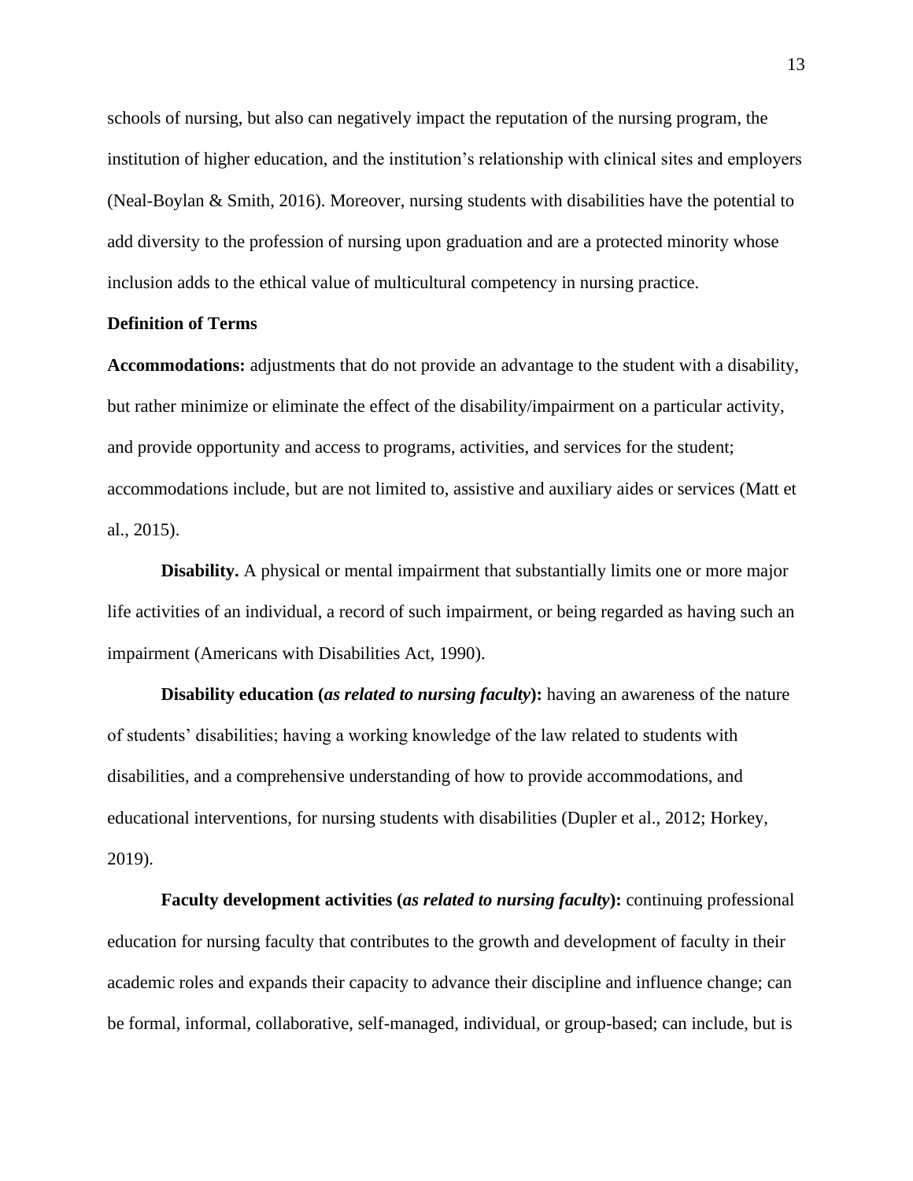schools of nursing, but also can negatively impact the reputation of the nursing program, the institution of higher education, and the institution's relationship with clinical sites and employers (Neal-Boylan & Smith, 2016). Moreover, nursing students with disabilities have the potential to add diversity to the profession of nursing upon graduation and are a protected minority whose inclusion adds to the ethical value of multicultural competency in nursing practice.

**Definition of Terms**

**Accommodations:** adjustments that do not provide an advantage to the student with a disability, but rather minimize or eliminate the effect of the disability/impairment on a particular activity, and provide opportunity and access to programs, activities, and services for the student; accommodations include, but are not limited to, assistive and auxiliary aides or services (Matt et al., 2015).

**Disability.** A physical or mental impairment that substantially limits one or more major life activities of an individual, a record of such impairment, or being regarded as having such an impairment (Americans with Disabilities Act, 1990).

**Disability education (*as related to nursing faculty*):** having an awareness of the nature of students' disabilities; having a working knowledge of the law related to students with disabilities, and a comprehensive understanding of how to provide accommodations, and educational interventions, for nursing students with disabilities (Dupler et al., 2012; Horkey, 2019).

**Faculty development activities (*as related to nursing faculty*):** continuing professional education for nursing faculty that contributes to the growth and development of faculty in their academic roles and expands their capacity to advance their discipline and influence change; can be formal, informal, collaborative, self-managed, individual, or group-based; can include, but is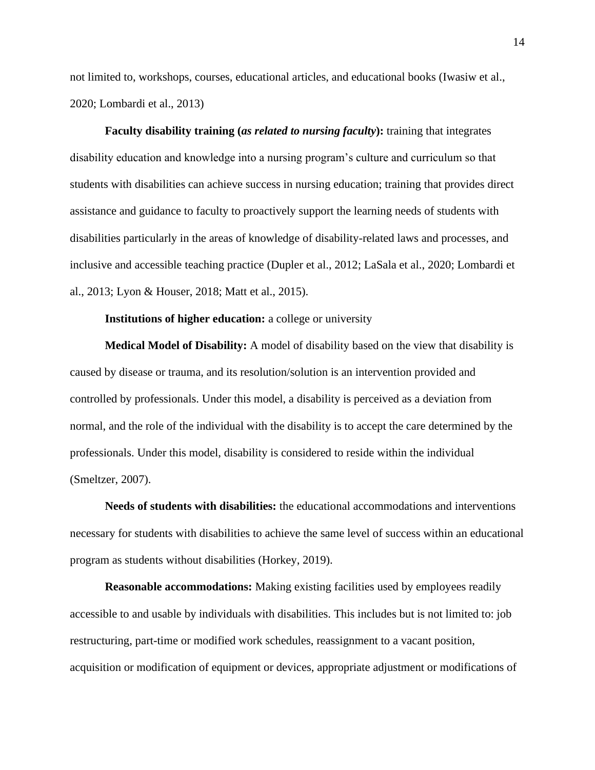not limited to, workshops, courses, educational articles, and educational books (Iwasiw et al., 2020; Lombardi et al., 2013)

**Faculty disability training (*as related to nursing faculty*):** training that integrates disability education and knowledge into a nursing program's culture and curriculum so that students with disabilities can achieve success in nursing education; training that provides direct assistance and guidance to faculty to proactively support the learning needs of students with disabilities particularly in the areas of knowledge of disability-related laws and processes, and inclusive and accessible teaching practice (Dupler et al., 2012; LaSala et al., 2020; Lombardi et al., 2013; Lyon & Houser, 2018; Matt et al., 2015).

**Institutions of higher education:** a college or university

**Medical Model of Disability:** A model of disability based on the view that disability is caused by disease or trauma, and its resolution/solution is an intervention provided and controlled by professionals. Under this model, a disability is perceived as a deviation from normal, and the role of the individual with the disability is to accept the care determined by the professionals. Under this model, disability is considered to reside within the individual (Smeltzer, 2007).

**Needs of students with disabilities:** the educational accommodations and interventions necessary for students with disabilities to achieve the same level of success within an educational program as students without disabilities (Horkey, 2019).

**Reasonable accommodations:** Making existing facilities used by employees readily accessible to and usable by individuals with disabilities. This includes but is not limited to: job restructuring, part-time or modified work schedules, reassignment to a vacant position, acquisition or modification of equipment or devices, appropriate adjustment or modifications of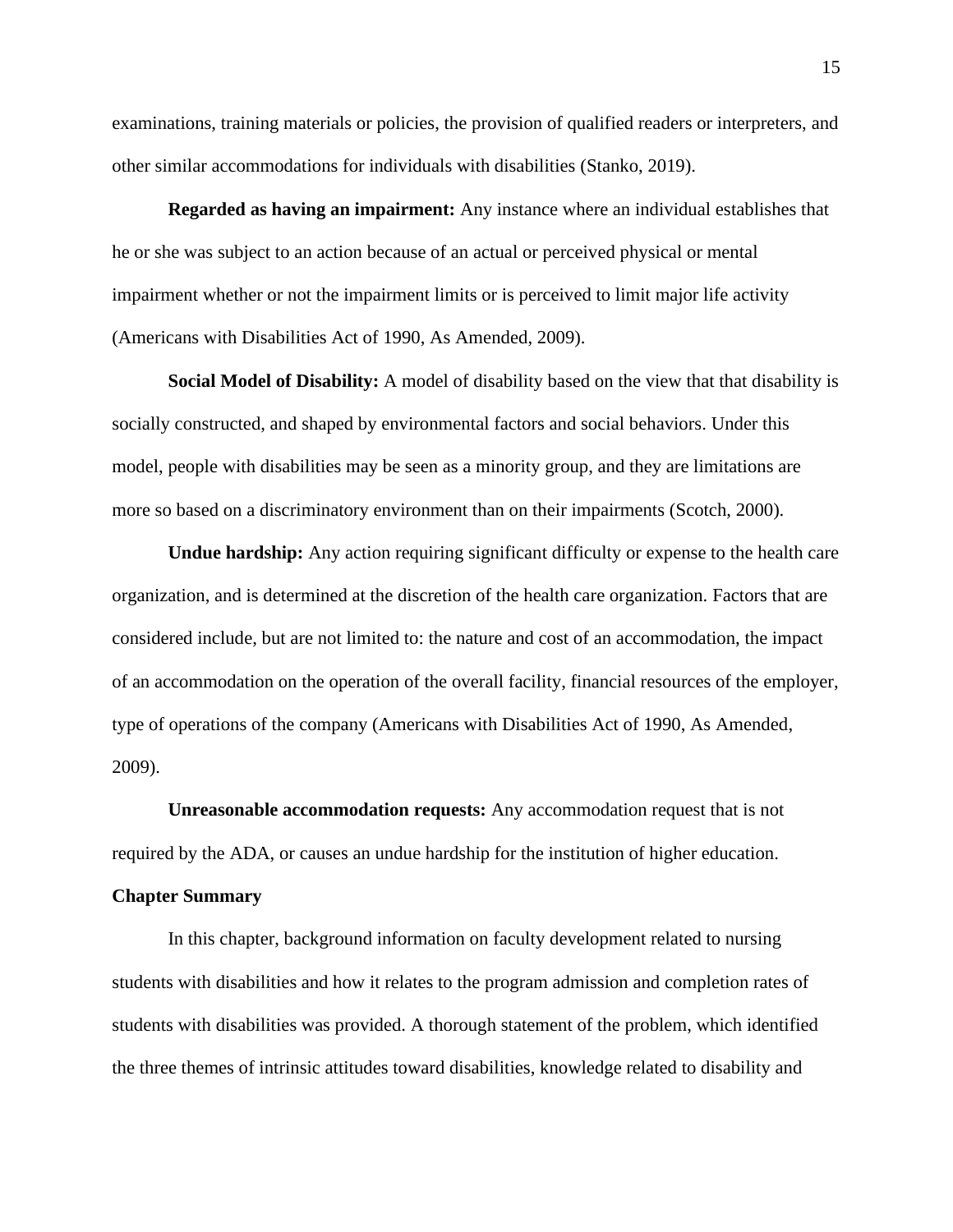examinations, training materials or policies, the provision of qualified readers or interpreters, and other similar accommodations for individuals with disabilities (Stanko, 2019).

**Regarded as having an impairment:** Any instance where an individual establishes that he or she was subject to an action because of an actual or perceived physical or mental impairment whether or not the impairment limits or is perceived to limit major life activity (Americans with Disabilities Act of 1990, As Amended, 2009).

**Social Model of Disability:** A model of disability based on the view that that disability is socially constructed, and shaped by environmental factors and social behaviors. Under this model, people with disabilities may be seen as a minority group, and they are limitations are more so based on a discriminatory environment than on their impairments (Scotch, 2000).

**Undue hardship:** Any action requiring significant difficulty or expense to the health care organization, and is determined at the discretion of the health care organization. Factors that are considered include, but are not limited to: the nature and cost of an accommodation, the impact of an accommodation on the operation of the overall facility, financial resources of the employer, type of operations of the company (Americans with Disabilities Act of 1990, As Amended, 2009).

**Unreasonable accommodation requests:** Any accommodation request that is not required by the ADA, or causes an undue hardship for the institution of higher education.

**Chapter Summary**

In this chapter, background information on faculty development related to nursing students with disabilities and how it relates to the program admission and completion rates of students with disabilities was provided. A thorough statement of the problem, which identified the three themes of intrinsic attitudes toward disabilities, knowledge related to disability and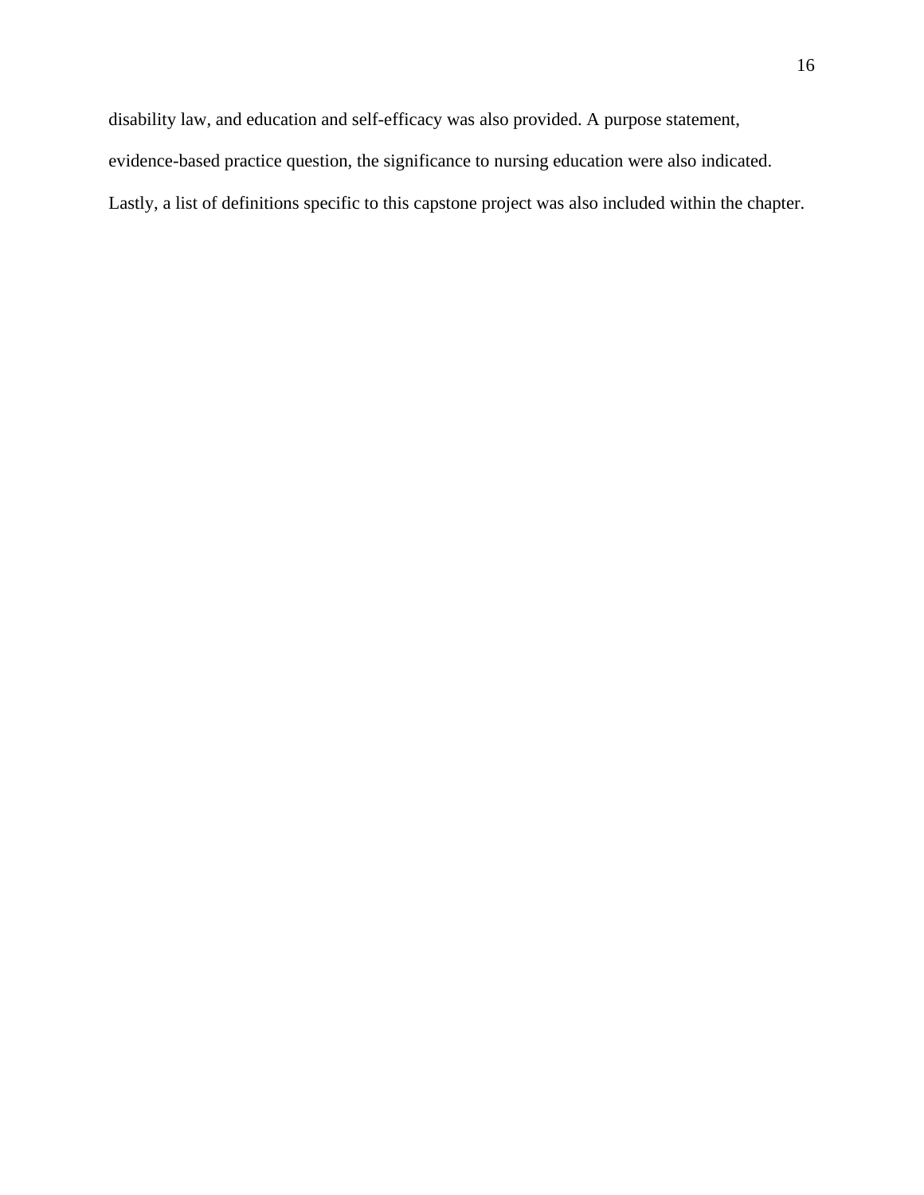disability law, and education and self-efficacy was also provided. A purpose statement, evidence-based practice question, the significance to nursing education were also indicated. Lastly, a list of definitions specific to this capstone project was also included within the chapter.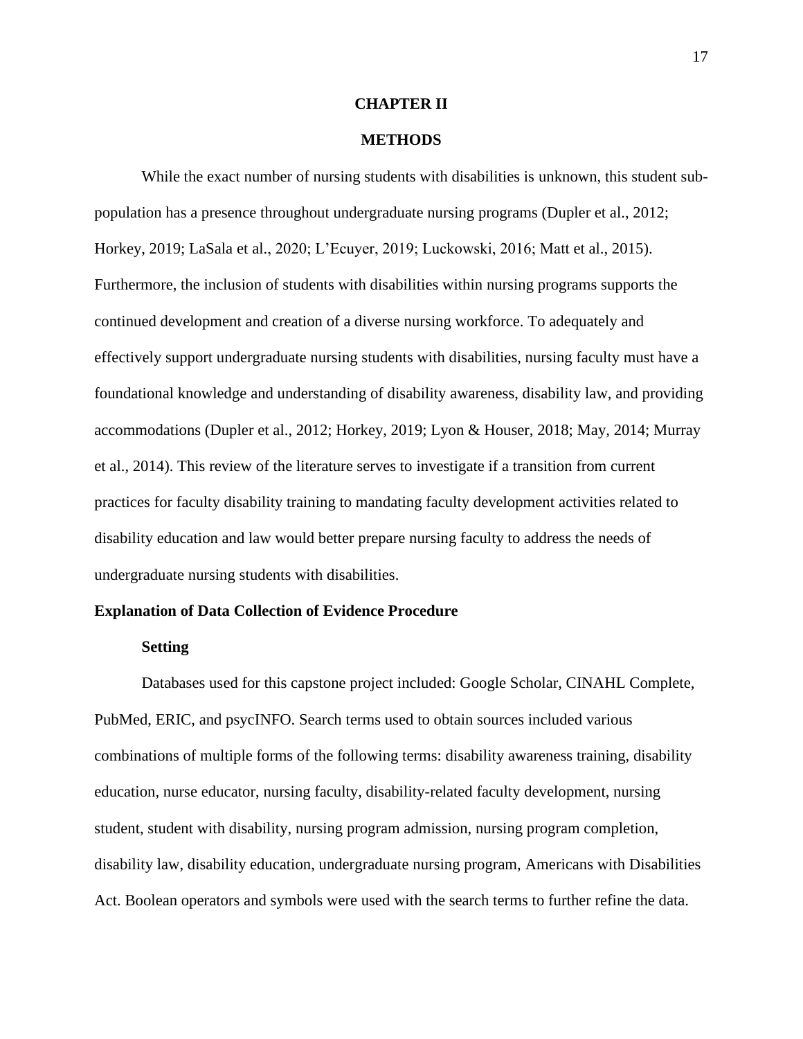# CHAPTER II

# METHODS

While the exact number of nursing students with disabilities is unknown, this student sub-population has a presence throughout undergraduate nursing programs (Dupler et al., 2012; Horkey, 2019; LaSala et al., 2020; L'Ecuyer, 2019; Luckowski, 2016; Matt et al., 2015). Furthermore, the inclusion of students with disabilities within nursing programs supports the continued development and creation of a diverse nursing workforce. To adequately and effectively support undergraduate nursing students with disabilities, nursing faculty must have a foundational knowledge and understanding of disability awareness, disability law, and providing accommodations (Dupler et al., 2012; Horkey, 2019; Lyon & Houser, 2018; May, 2014; Murray et al., 2014). This review of the literature serves to investigate if a transition from current practices for faculty disability training to mandating faculty development activities related to disability education and law would better prepare nursing faculty to address the needs of undergraduate nursing students with disabilities.

## Explanation of Data Collection of Evidence Procedure

### Setting

Databases used for this capstone project included: Google Scholar, CINAHL Complete, PubMed, ERIC, and psycINFO. Search terms used to obtain sources included various combinations of multiple forms of the following terms: disability awareness training, disability education, nurse educator, nursing faculty, disability-related faculty development, nursing student, student with disability, nursing program admission, nursing program completion, disability law, disability education, undergraduate nursing program, Americans with Disabilities Act. Boolean operators and symbols were used with the search terms to further refine the data.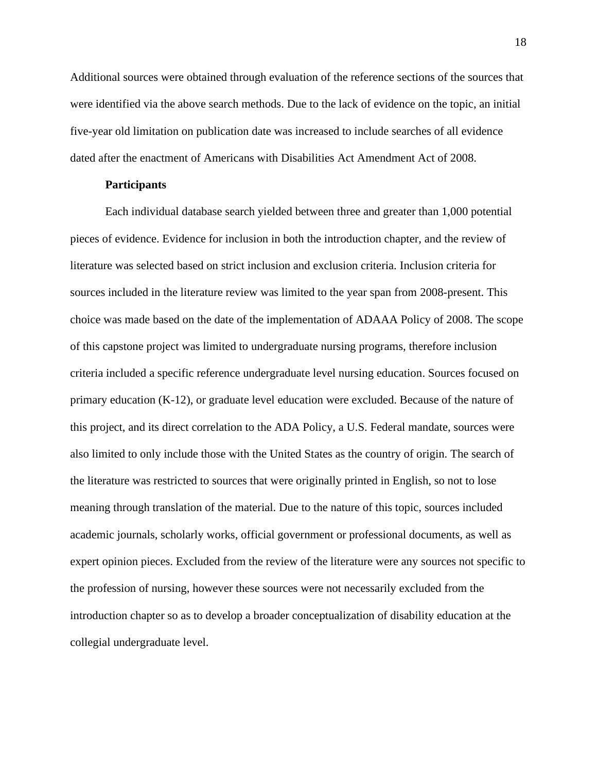Additional sources were obtained through evaluation of the reference sections of the sources that were identified via the above search methods. Due to the lack of evidence on the topic, an initial five-year old limitation on publication date was increased to include searches of all evidence dated after the enactment of Americans with Disabilities Act Amendment Act of 2008.

### Participants

Each individual database search yielded between three and greater than 1,000 potential pieces of evidence. Evidence for inclusion in both the introduction chapter, and the review of literature was selected based on strict inclusion and exclusion criteria. Inclusion criteria for sources included in the literature review was limited to the year span from 2008-present. This choice was made based on the date of the implementation of ADAAA Policy of 2008. The scope of this capstone project was limited to undergraduate nursing programs, therefore inclusion criteria included a specific reference undergraduate level nursing education. Sources focused on primary education (K-12), or graduate level education were excluded. Because of the nature of this project, and its direct correlation to the ADA Policy, a U.S. Federal mandate, sources were also limited to only include those with the United States as the country of origin. The search of the literature was restricted to sources that were originally printed in English, so not to lose meaning through translation of the material. Due to the nature of this topic, sources included academic journals, scholarly works, official government or professional documents, as well as expert opinion pieces. Excluded from the review of the literature were any sources not specific to the profession of nursing, however these sources were not necessarily excluded from the introduction chapter so as to develop a broader conceptualization of disability education at the collegial undergraduate level.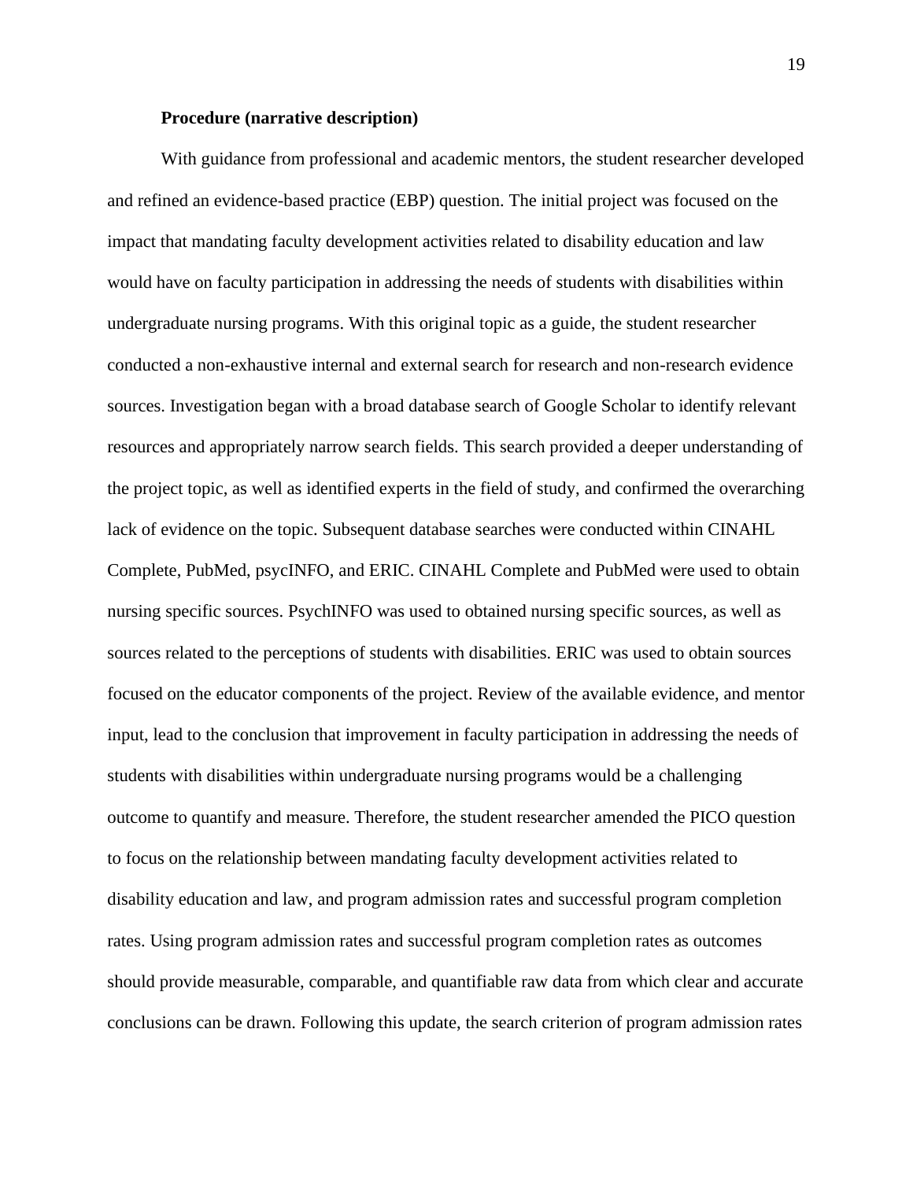**Procedure (narrative description)**

With guidance from professional and academic mentors, the student researcher developed and refined an evidence-based practice (EBP) question. The initial project was focused on the impact that mandating faculty development activities related to disability education and law would have on faculty participation in addressing the needs of students with disabilities within undergraduate nursing programs. With this original topic as a guide, the student researcher conducted a non-exhaustive internal and external search for research and non-research evidence sources. Investigation began with a broad database search of Google Scholar to identify relevant resources and appropriately narrow search fields. This search provided a deeper understanding of the project topic, as well as identified experts in the field of study, and confirmed the overarching lack of evidence on the topic. Subsequent database searches were conducted within CINAHL Complete, PubMed, psycINFO, and ERIC. CINAHL Complete and PubMed were used to obtain nursing specific sources. PsychINFO was used to obtained nursing specific sources, as well as sources related to the perceptions of students with disabilities. ERIC was used to obtain sources focused on the educator components of the project. Review of the available evidence, and mentor input, lead to the conclusion that improvement in faculty participation in addressing the needs of students with disabilities within undergraduate nursing programs would be a challenging outcome to quantify and measure. Therefore, the student researcher amended the PICO question to focus on the relationship between mandating faculty development activities related to disability education and law, and program admission rates and successful program completion rates. Using program admission rates and successful program completion rates as outcomes should provide measurable, comparable, and quantifiable raw data from which clear and accurate conclusions can be drawn. Following this update, the search criterion of program admission rates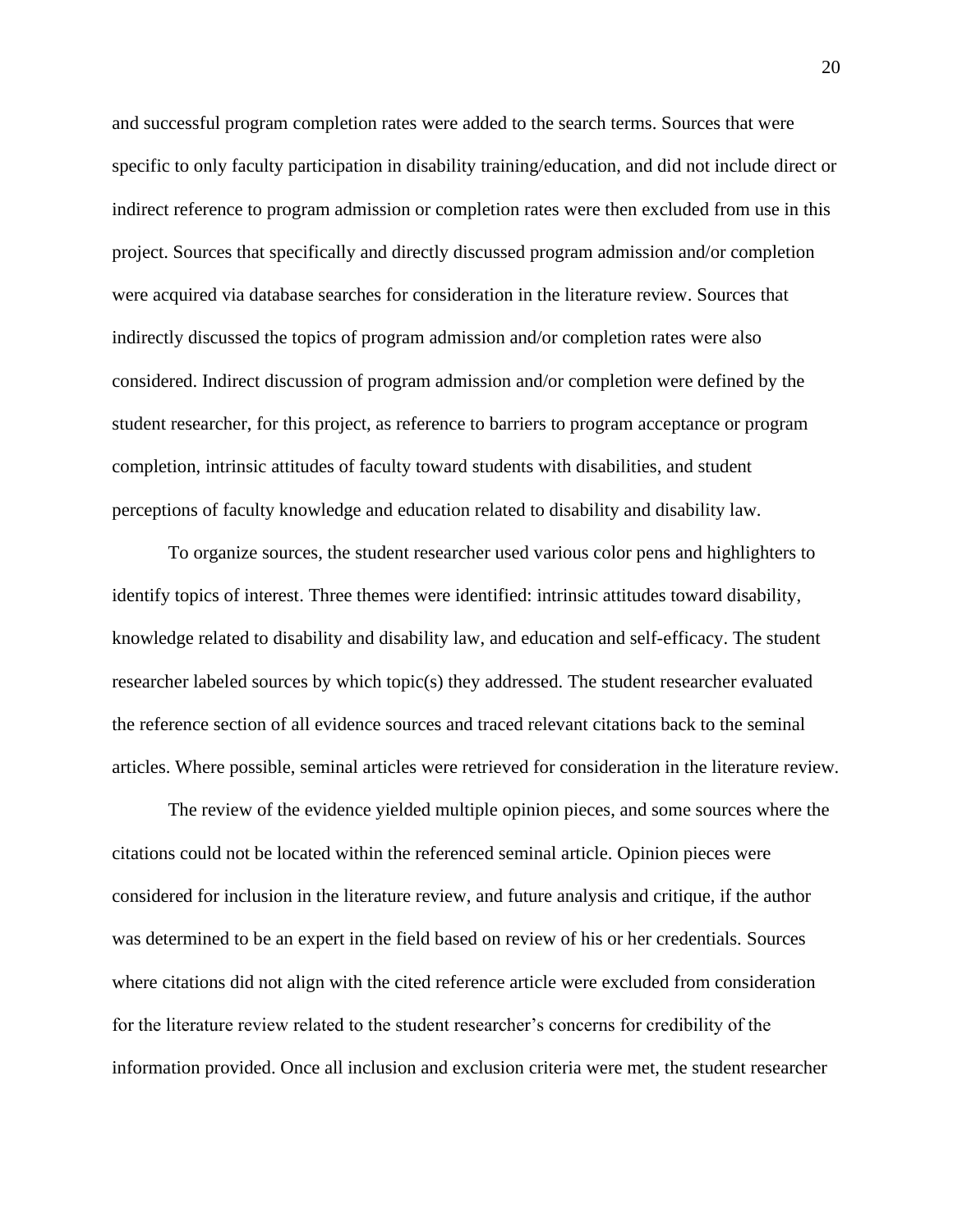and successful program completion rates were added to the search terms. Sources that were specific to only faculty participation in disability training/education, and did not include direct or indirect reference to program admission or completion rates were then excluded from use in this project. Sources that specifically and directly discussed program admission and/or completion were acquired via database searches for consideration in the literature review. Sources that indirectly discussed the topics of program admission and/or completion rates were also considered. Indirect discussion of program admission and/or completion were defined by the student researcher, for this project, as reference to barriers to program acceptance or program completion, intrinsic attitudes of faculty toward students with disabilities, and student perceptions of faculty knowledge and education related to disability and disability law.

To organize sources, the student researcher used various color pens and highlighters to identify topics of interest. Three themes were identified: intrinsic attitudes toward disability, knowledge related to disability and disability law, and education and self-efficacy. The student researcher labeled sources by which topic(s) they addressed. The student researcher evaluated the reference section of all evidence sources and traced relevant citations back to the seminal articles. Where possible, seminal articles were retrieved for consideration in the literature review.

The review of the evidence yielded multiple opinion pieces, and some sources where the citations could not be located within the referenced seminal article. Opinion pieces were considered for inclusion in the literature review, and future analysis and critique, if the author was determined to be an expert in the field based on review of his or her credentials. Sources where citations did not align with the cited reference article were excluded from consideration for the literature review related to the student researcher's concerns for credibility of the information provided. Once all inclusion and exclusion criteria were met, the student researcher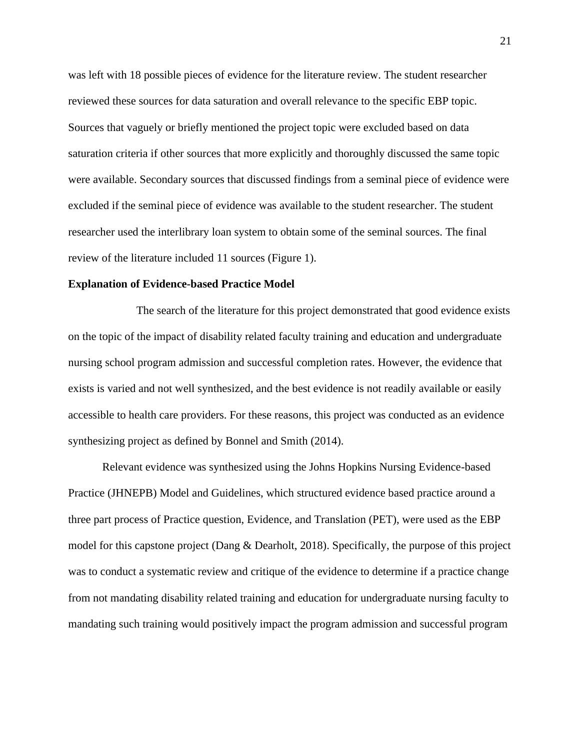was left with 18 possible pieces of evidence for the literature review. The student researcher reviewed these sources for data saturation and overall relevance to the specific EBP topic. Sources that vaguely or briefly mentioned the project topic were excluded based on data saturation criteria if other sources that more explicitly and thoroughly discussed the same topic were available. Secondary sources that discussed findings from a seminal piece of evidence were excluded if the seminal piece of evidence was available to the student researcher. The student researcher used the interlibrary loan system to obtain some of the seminal sources. The final review of the literature included 11 sources (Figure 1).

**Explanation of Evidence-based Practice Model**

The search of the literature for this project demonstrated that good evidence exists on the topic of the impact of disability related faculty training and education and undergraduate nursing school program admission and successful completion rates. However, the evidence that exists is varied and not well synthesized, and the best evidence is not readily available or easily accessible to health care providers. For these reasons, this project was conducted as an evidence synthesizing project as defined by Bonnel and Smith (2014).

Relevant evidence was synthesized using the Johns Hopkins Nursing Evidence-based Practice (JHNEPB) Model and Guidelines, which structured evidence based practice around a three part process of Practice question, Evidence, and Translation (PET), were used as the EBP model for this capstone project (Dang & Dearholt, 2018). Specifically, the purpose of this project was to conduct a systematic review and critique of the evidence to determine if a practice change from not mandating disability related training and education for undergraduate nursing faculty to mandating such training would positively impact the program admission and successful program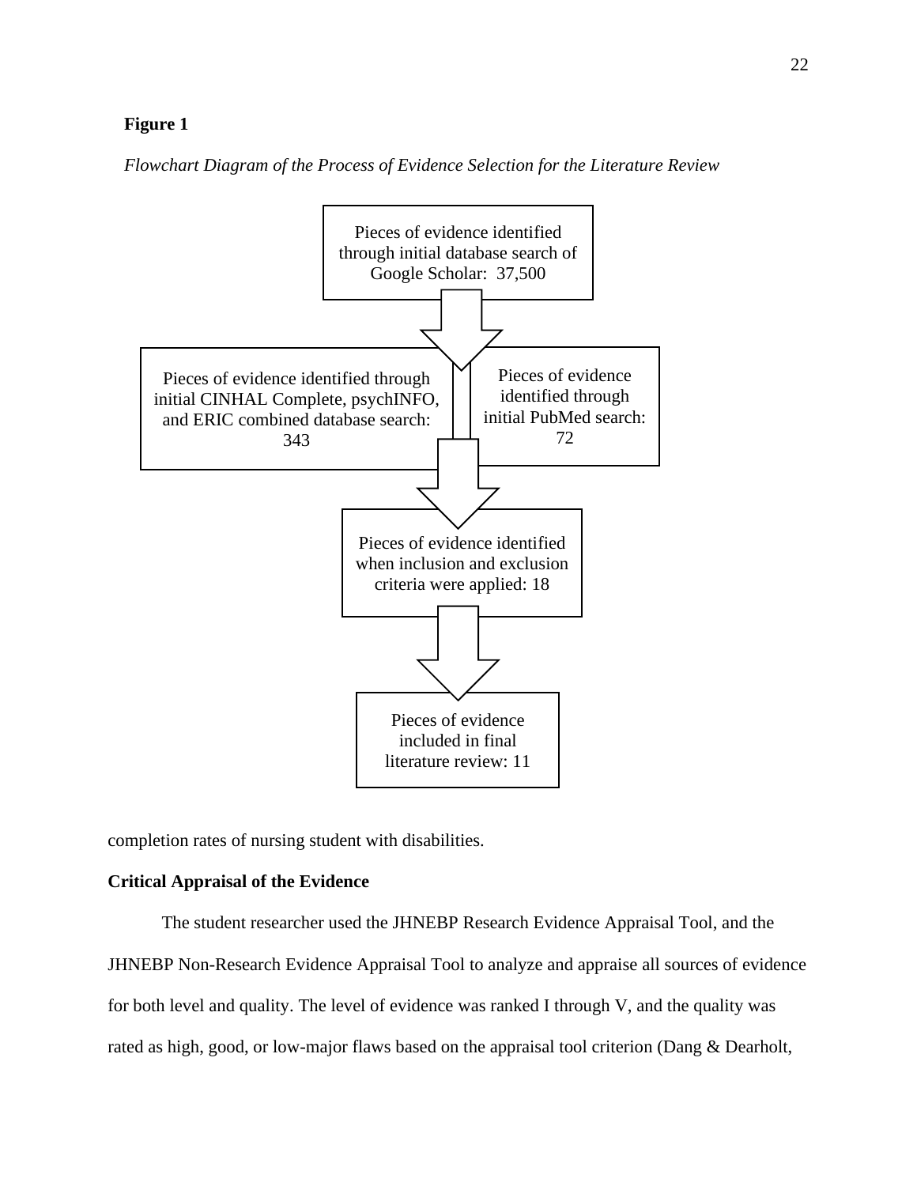**Figure 1**

*Flowchart Diagram of the Process of Evidence Selection for the Literature Review*

Pieces of evidence identified through initial database search of Google Scholar: 37,500

Pieces of evidence identified through initial CINHAL Complete, psychINFO, and ERIC combined database search: 343

Pieces of evidence identified through initial PubMed search: 72

Pieces of evidence identified when inclusion and exclusion criteria were applied: 18

Pieces of evidence included in final literature review: 11

completion rates of nursing student with disabilities.

**Critical Appraisal of the Evidence**

The student researcher used the JHNEBP Research Evidence Appraisal Tool, and the JHNEBP Non-Research Evidence Appraisal Tool to analyze and appraise all sources of evidence for both level and quality. The level of evidence was ranked I through V, and the quality was rated as high, good, or low-major flaws based on the appraisal tool criterion (Dang & Dearholt,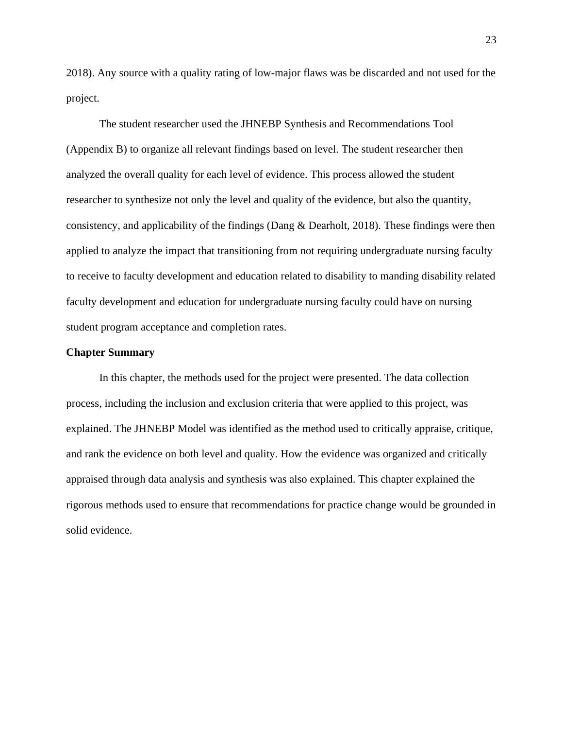2018). Any source with a quality rating of low-major flaws was be discarded and not used for the project.

The student researcher used the JHNEBP Synthesis and Recommendations Tool (Appendix B) to organize all relevant findings based on level. The student researcher then analyzed the overall quality for each level of evidence. This process allowed the student researcher to synthesize not only the level and quality of the evidence, but also the quantity, consistency, and applicability of the findings (Dang & Dearholt, 2018). These findings were then applied to analyze the impact that transitioning from not requiring undergraduate nursing faculty to receive to faculty development and education related to disability to manding disability related faculty development and education for undergraduate nursing faculty could have on nursing student program acceptance and completion rates.

**Chapter Summary**

In this chapter, the methods used for the project were presented. The data collection process, including the inclusion and exclusion criteria that were applied to this project, was explained. The JHNEBP Model was identified as the method used to critically appraise, critique, and rank the evidence on both level and quality. How the evidence was organized and critically appraised through data analysis and synthesis was also explained. This chapter explained the rigorous methods used to ensure that recommendations for practice change would be grounded in solid evidence.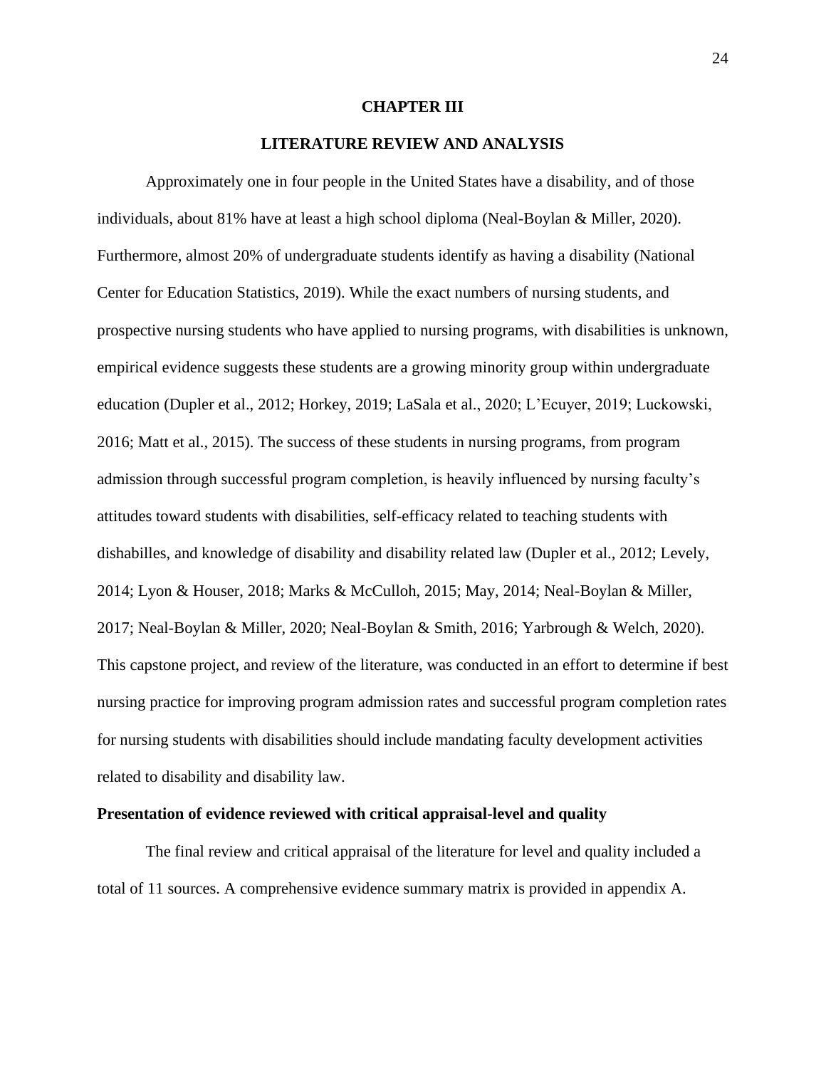# CHAPTER III

## LITERATURE REVIEW AND ANALYSIS

Approximately one in four people in the United States have a disability, and of those individuals, about 81% have at least a high school diploma (Neal-Boylan & Miller, 2020). Furthermore, almost 20% of undergraduate students identify as having a disability (National Center for Education Statistics, 2019). While the exact numbers of nursing students, and prospective nursing students who have applied to nursing programs, with disabilities is unknown, empirical evidence suggests these students are a growing minority group within undergraduate education (Dupler et al., 2012; Horkey, 2019; LaSala et al., 2020; L'Ecuyer, 2019; Luckowski, 2016; Matt et al., 2015). The success of these students in nursing programs, from program admission through successful program completion, is heavily influenced by nursing faculty's attitudes toward students with disabilities, self-efficacy related to teaching students with dishabilles, and knowledge of disability and disability related law (Dupler et al., 2012; Levely, 2014; Lyon & Houser, 2018; Marks & McCulloh, 2015; May, 2014; Neal-Boylan & Miller, 2017; Neal-Boylan & Miller, 2020; Neal-Boylan & Smith, 2016; Yarbrough & Welch, 2020). This capstone project, and review of the literature, was conducted in an effort to determine if best nursing practice for improving program admission rates and successful program completion rates for nursing students with disabilities should include mandating faculty development activities related to disability and disability law.

**Presentation of evidence reviewed with critical appraisal-level and quality**

The final review and critical appraisal of the literature for level and quality included a total of 11 sources. A comprehensive evidence summary matrix is provided in appendix A.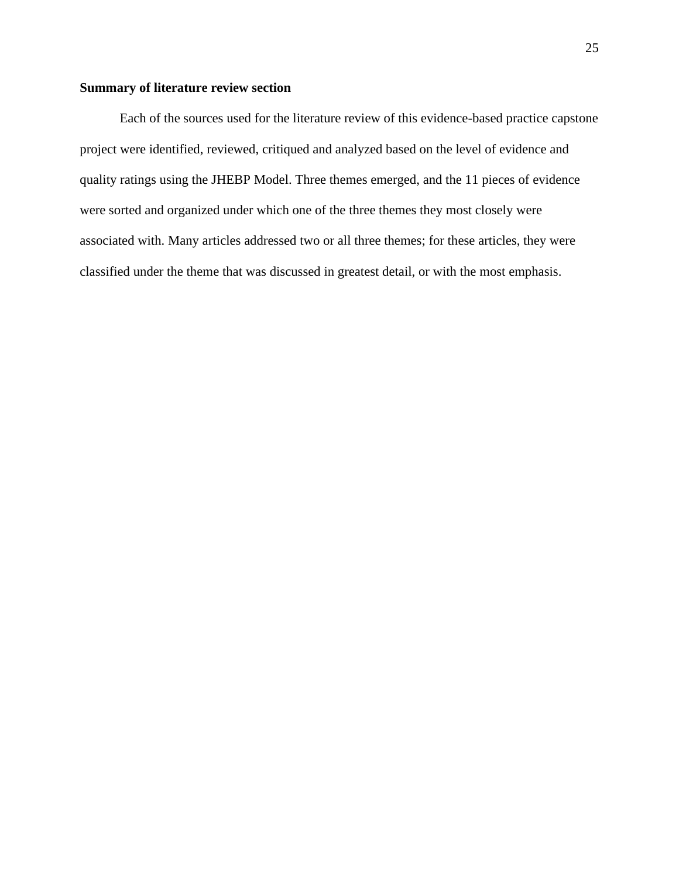**Summary of literature review section**

Each of the sources used for the literature review of this evidence-based practice capstone project were identified, reviewed, critiqued and analyzed based on the level of evidence and quality ratings using the JHEBP Model. Three themes emerged, and the 11 pieces of evidence were sorted and organized under which one of the three themes they most closely were associated with. Many articles addressed two or all three themes; for these articles, they were classified under the theme that was discussed in greatest detail, or with the most emphasis.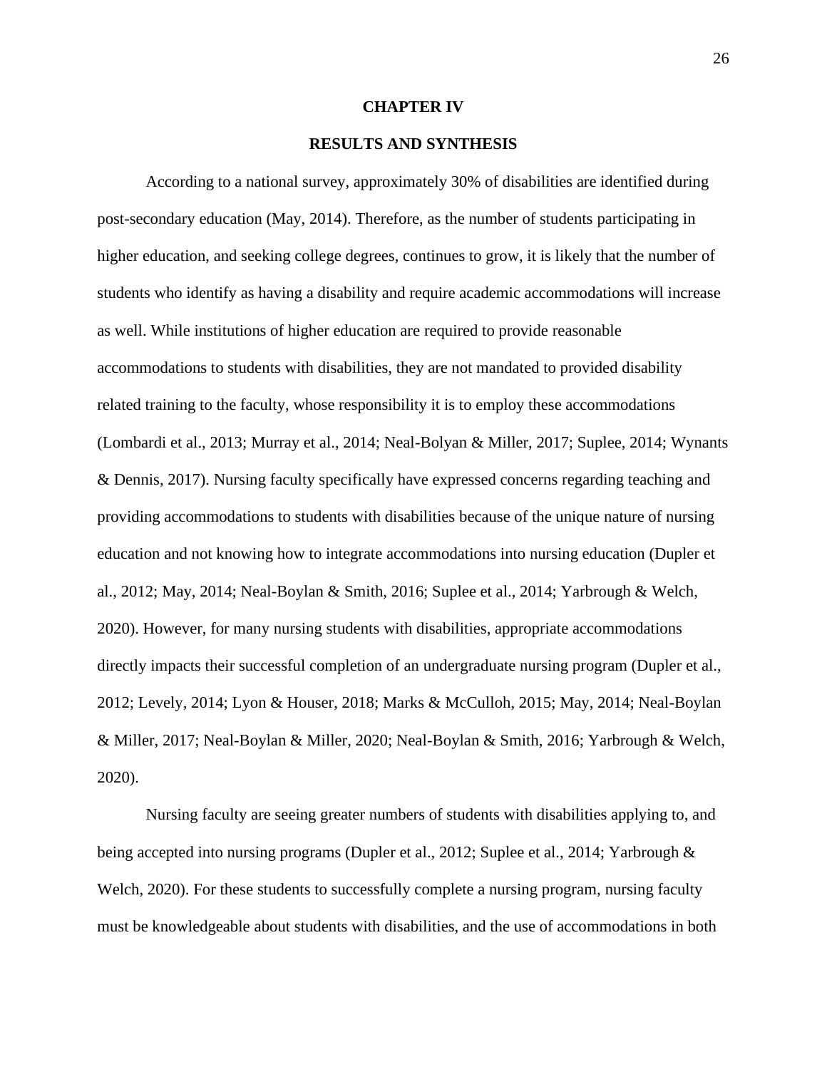# CHAPTER IV

## RESULTS AND SYNTHESIS

According to a national survey, approximately 30% of disabilities are identified during post-secondary education (May, 2014). Therefore, as the number of students participating in higher education, and seeking college degrees, continues to grow, it is likely that the number of students who identify as having a disability and require academic accommodations will increase as well. While institutions of higher education are required to provide reasonable accommodations to students with disabilities, they are not mandated to provided disability related training to the faculty, whose responsibility it is to employ these accommodations (Lombardi et al., 2013; Murray et al., 2014; Neal-Bolyan & Miller, 2017; Suplee, 2014; Wynants & Dennis, 2017). Nursing faculty specifically have expressed concerns regarding teaching and providing accommodations to students with disabilities because of the unique nature of nursing education and not knowing how to integrate accommodations into nursing education (Dupler et al., 2012; May, 2014; Neal-Boylan & Smith, 2016; Suplee et al., 2014; Yarbrough & Welch, 2020). However, for many nursing students with disabilities, appropriate accommodations directly impacts their successful completion of an undergraduate nursing program (Dupler et al., 2012; Levely, 2014; Lyon & Houser, 2018; Marks & McCulloh, 2015; May, 2014; Neal-Boylan & Miller, 2017; Neal-Boylan & Miller, 2020; Neal-Boylan & Smith, 2016; Yarbrough & Welch, 2020).

Nursing faculty are seeing greater numbers of students with disabilities applying to, and being accepted into nursing programs (Dupler et al., 2012; Suplee et al., 2014; Yarbrough & Welch, 2020). For these students to successfully complete a nursing program, nursing faculty must be knowledgeable about students with disabilities, and the use of accommodations in both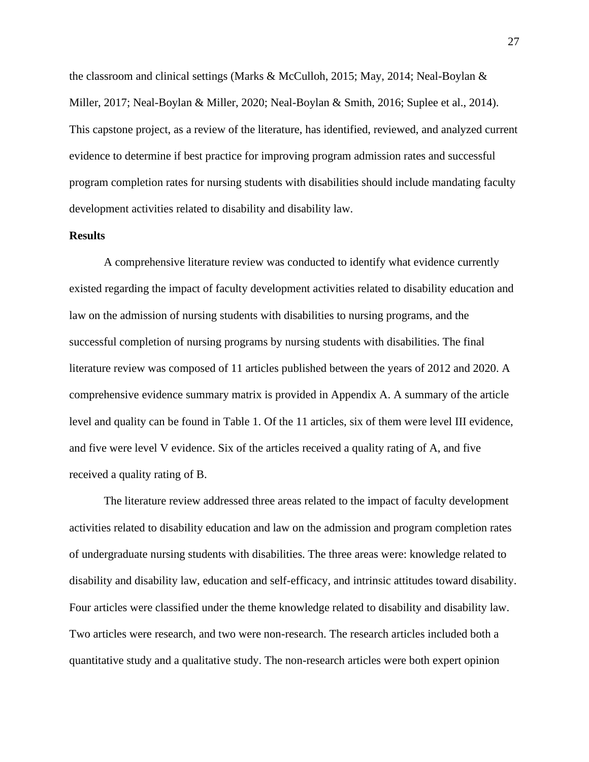the classroom and clinical settings (Marks & McCulloh, 2015; May, 2014; Neal-Boylan & Miller, 2017; Neal-Boylan & Miller, 2020; Neal-Boylan & Smith, 2016; Suplee et al., 2014). This capstone project, as a review of the literature, has identified, reviewed, and analyzed current evidence to determine if best practice for improving program admission rates and successful program completion rates for nursing students with disabilities should include mandating faculty development activities related to disability and disability law.

**Results**

A comprehensive literature review was conducted to identify what evidence currently existed regarding the impact of faculty development activities related to disability education and law on the admission of nursing students with disabilities to nursing programs, and the successful completion of nursing programs by nursing students with disabilities. The final literature review was composed of 11 articles published between the years of 2012 and 2020. A comprehensive evidence summary matrix is provided in Appendix A. A summary of the article level and quality can be found in Table 1. Of the 11 articles, six of them were level III evidence, and five were level V evidence. Six of the articles received a quality rating of A, and five received a quality rating of B.

The literature review addressed three areas related to the impact of faculty development activities related to disability education and law on the admission and program completion rates of undergraduate nursing students with disabilities. The three areas were: knowledge related to disability and disability law, education and self-efficacy, and intrinsic attitudes toward disability. Four articles were classified under the theme knowledge related to disability and disability law. Two articles were research, and two were non-research. The research articles included both a quantitative study and a qualitative study. The non-research articles were both expert opinion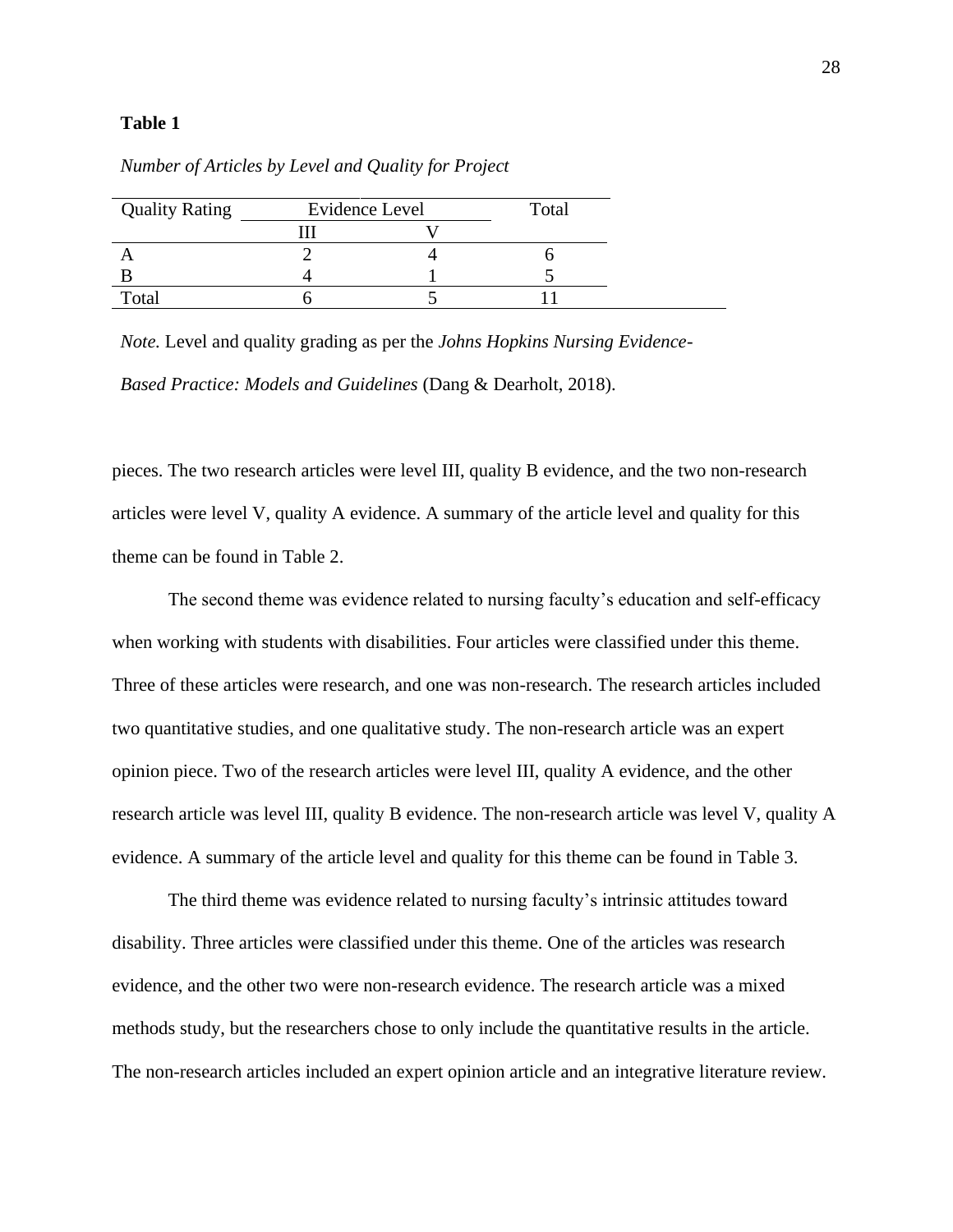**Table 1**

*Number of Articles by Level and Quality for Project*

| Quality Rating | Evidence Level | | Total |
|---|---|---|---|
| | III | V | |
| A | 2 | 4 | 6 |
| B | 4 | 1 | 5 |
| Total | 6 | 5 | 11 |

*Note.* Level and quality grading as per the *Johns Hopkins Nursing Evidence-Based Practice: Models and Guidelines* (Dang & Dearholt, 2018).

pieces. The two research articles were level III, quality B evidence, and the two non-research articles were level V, quality A evidence. A summary of the article level and quality for this theme can be found in Table 2.

The second theme was evidence related to nursing faculty's education and self-efficacy when working with students with disabilities. Four articles were classified under this theme. Three of these articles were research, and one was non-research. The research articles included two quantitative studies, and one qualitative study. The non-research article was an expert opinion piece. Two of the research articles were level III, quality A evidence, and the other research article was level III, quality B evidence. The non-research article was level V, quality A evidence. A summary of the article level and quality for this theme can be found in Table 3.

The third theme was evidence related to nursing faculty's intrinsic attitudes toward disability. Three articles were classified under this theme. One of the articles was research evidence, and the other two were non-research evidence. The research article was a mixed methods study, but the researchers chose to only include the quantitative results in the article. The non-research articles included an expert opinion article and an integrative literature review.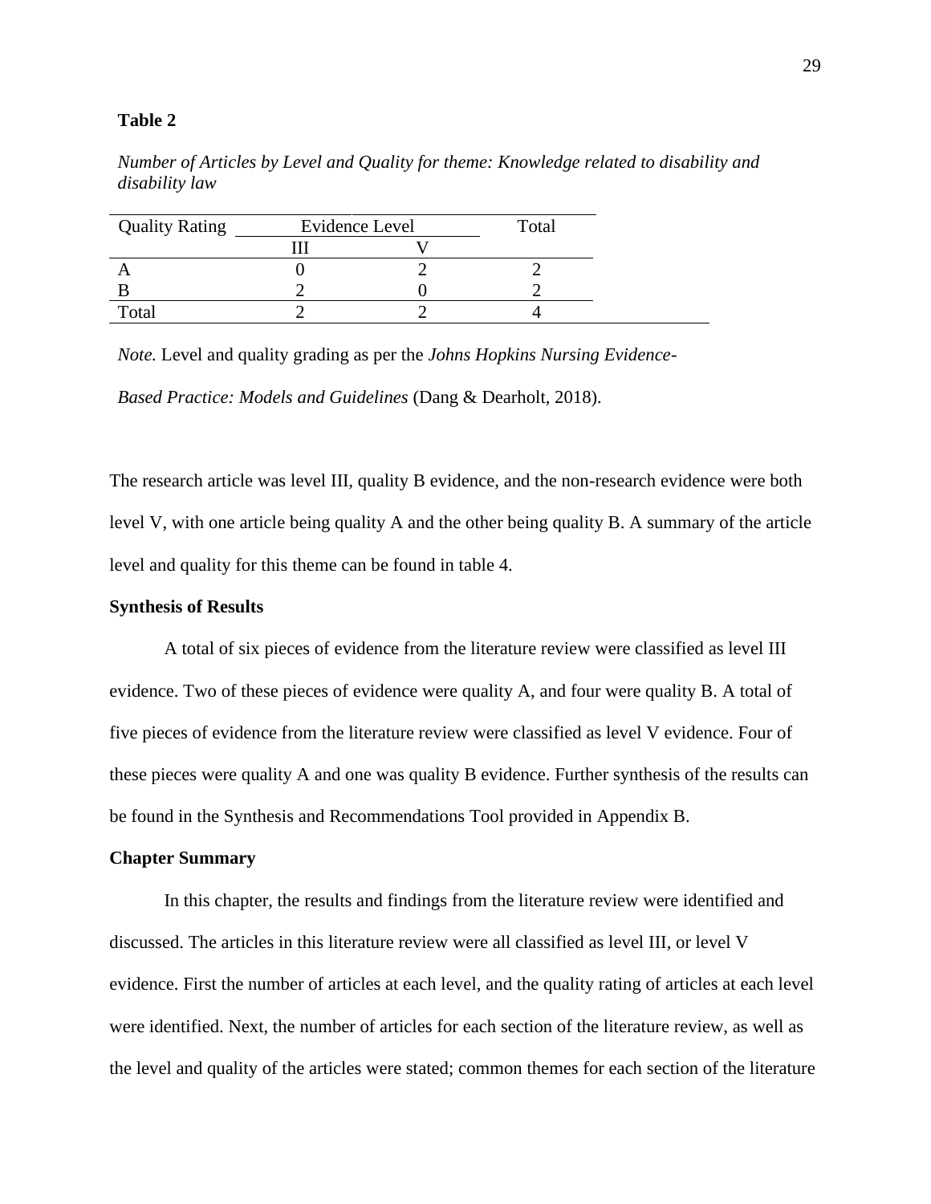**Table 2**

*Number of Articles by Level and Quality for theme: Knowledge related to disability and disability law*

| Quality Rating | Evidence Level | | Total |
|---|---|---|---|
| | III | V | |
| A | 0 | 2 | 2 |
| B | 2 | 0 | 2 |
| Total | 2 | 2 | 4 |

*Note.* Level and quality grading as per the *Johns Hopkins Nursing Evidence-Based Practice: Models and Guidelines* (Dang & Dearholt, 2018).

The research article was level III, quality B evidence, and the non-research evidence were both level V, with one article being quality A and the other being quality B. A summary of the article level and quality for this theme can be found in table 4.

**Synthesis of Results**

A total of six pieces of evidence from the literature review were classified as level III evidence. Two of these pieces of evidence were quality A, and four were quality B. A total of five pieces of evidence from the literature review were classified as level V evidence. Four of these pieces were quality A and one was quality B evidence. Further synthesis of the results can be found in the Synthesis and Recommendations Tool provided in Appendix B.

**Chapter Summary**

In this chapter, the results and findings from the literature review were identified and discussed. The articles in this literature review were all classified as level III, or level V evidence. First the number of articles at each level, and the quality rating of articles at each level were identified. Next, the number of articles for each section of the literature review, as well as the level and quality of the articles were stated; common themes for each section of the literature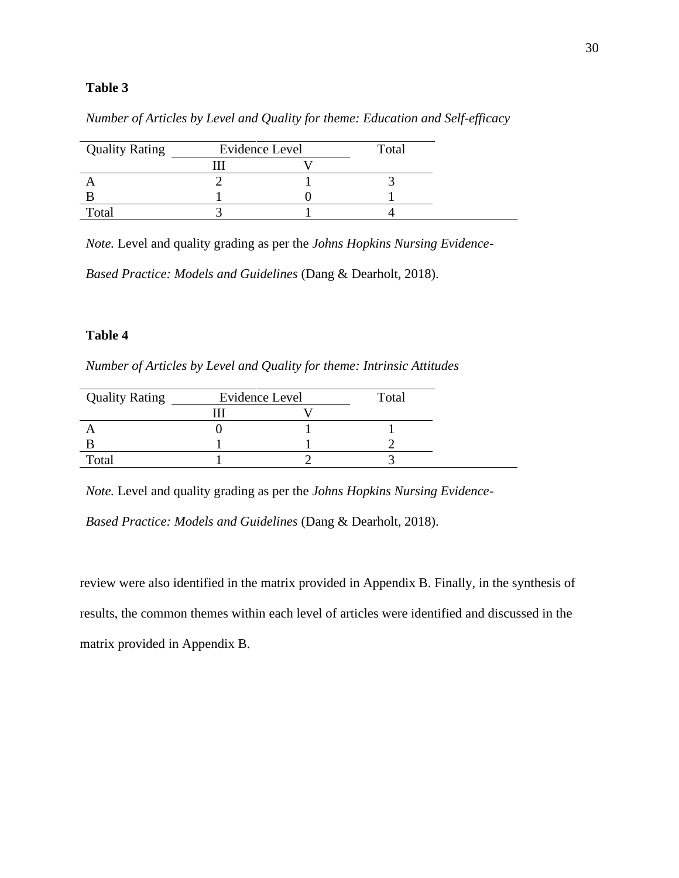**Table 3**

*Number of Articles by Level and Quality for theme: Education and Self-efficacy*

| Quality Rating | Evidence Level | | Total |
|---|---|---|---|
| | III | V | |
| A | 2 | 1 | 3 |
| B | 1 | 0 | 1 |
| Total | 3 | 1 | 4 |

*Note.* Level and quality grading as per the *Johns Hopkins Nursing Evidence-Based Practice: Models and Guidelines* (Dang & Dearholt, 2018).

**Table 4**

*Number of Articles by Level and Quality for theme: Intrinsic Attitudes*

| Quality Rating | Evidence Level | | Total |
|---|---|---|---|
| | III | V | |
| A | 0 | 1 | 1 |
| B | 1 | 1 | 2 |
| Total | 1 | 2 | 3 |

*Note.* Level and quality grading as per the *Johns Hopkins Nursing Evidence-Based Practice: Models and Guidelines* (Dang & Dearholt, 2018).

review were also identified in the matrix provided in Appendix B. Finally, in the synthesis of results, the common themes within each level of articles were identified and discussed in the matrix provided in Appendix B.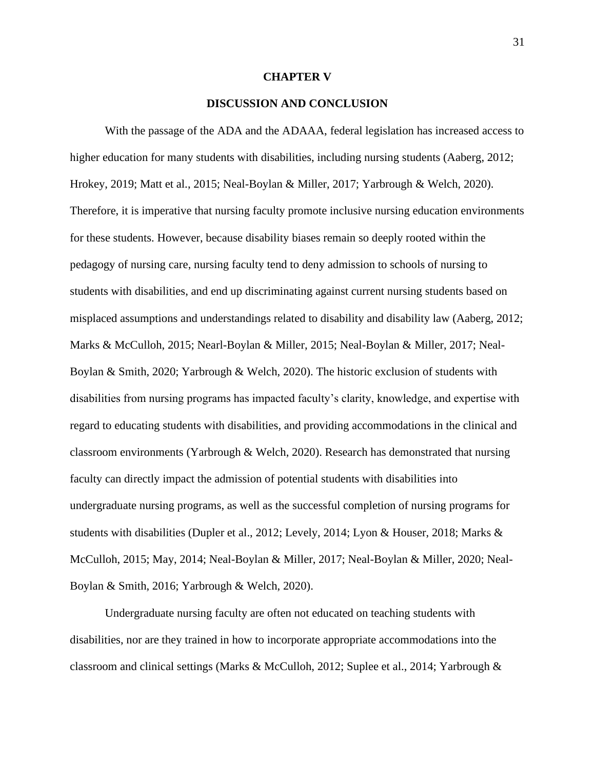# CHAPTER V

## DISCUSSION AND CONCLUSION

With the passage of the ADA and the ADAAA, federal legislation has increased access to higher education for many students with disabilities, including nursing students (Aaberg, 2012; Hrokey, 2019; Matt et al., 2015; Neal-Boylan & Miller, 2017; Yarbrough & Welch, 2020). Therefore, it is imperative that nursing faculty promote inclusive nursing education environments for these students. However, because disability biases remain so deeply rooted within the pedagogy of nursing care, nursing faculty tend to deny admission to schools of nursing to students with disabilities, and end up discriminating against current nursing students based on misplaced assumptions and understandings related to disability and disability law (Aaberg, 2012; Marks & McCulloh, 2015; Nearl-Boylan & Miller, 2015; Neal-Boylan & Miller, 2017; Neal-Boylan & Smith, 2020; Yarbrough & Welch, 2020). The historic exclusion of students with disabilities from nursing programs has impacted faculty's clarity, knowledge, and expertise with regard to educating students with disabilities, and providing accommodations in the clinical and classroom environments (Yarbrough & Welch, 2020). Research has demonstrated that nursing faculty can directly impact the admission of potential students with disabilities into undergraduate nursing programs, as well as the successful completion of nursing programs for students with disabilities (Dupler et al., 2012; Levely, 2014; Lyon & Houser, 2018; Marks & McCulloh, 2015; May, 2014; Neal-Boylan & Miller, 2017; Neal-Boylan & Miller, 2020; Neal-Boylan & Smith, 2016; Yarbrough & Welch, 2020).

Undergraduate nursing faculty are often not educated on teaching students with disabilities, nor are they trained in how to incorporate appropriate accommodations into the classroom and clinical settings (Marks & McCulloh, 2012; Suplee et al., 2014; Yarbrough &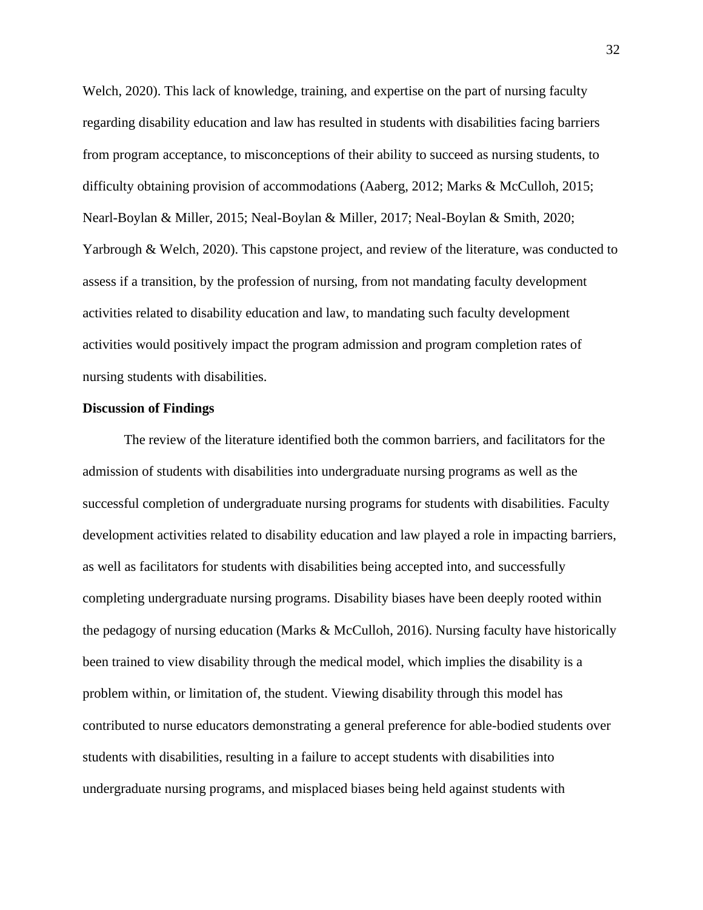Welch, 2020). This lack of knowledge, training, and expertise on the part of nursing faculty regarding disability education and law has resulted in students with disabilities facing barriers from program acceptance, to misconceptions of their ability to succeed as nursing students, to difficulty obtaining provision of accommodations (Aaberg, 2012; Marks & McCulloh, 2015; Nearl-Boylan & Miller, 2015; Neal-Boylan & Miller, 2017; Neal-Boylan & Smith, 2020; Yarbrough & Welch, 2020). This capstone project, and review of the literature, was conducted to assess if a transition, by the profession of nursing, from not mandating faculty development activities related to disability education and law, to mandating such faculty development activities would positively impact the program admission and program completion rates of nursing students with disabilities.

## Discussion of Findings

The review of the literature identified both the common barriers, and facilitators for the admission of students with disabilities into undergraduate nursing programs as well as the successful completion of undergraduate nursing programs for students with disabilities. Faculty development activities related to disability education and law played a role in impacting barriers, as well as facilitators for students with disabilities being accepted into, and successfully completing undergraduate nursing programs. Disability biases have been deeply rooted within the pedagogy of nursing education (Marks & McCulloh, 2016). Nursing faculty have historically been trained to view disability through the medical model, which implies the disability is a problem within, or limitation of, the student. Viewing disability through this model has contributed to nurse educators demonstrating a general preference for able-bodied students over students with disabilities, resulting in a failure to accept students with disabilities into undergraduate nursing programs, and misplaced biases being held against students with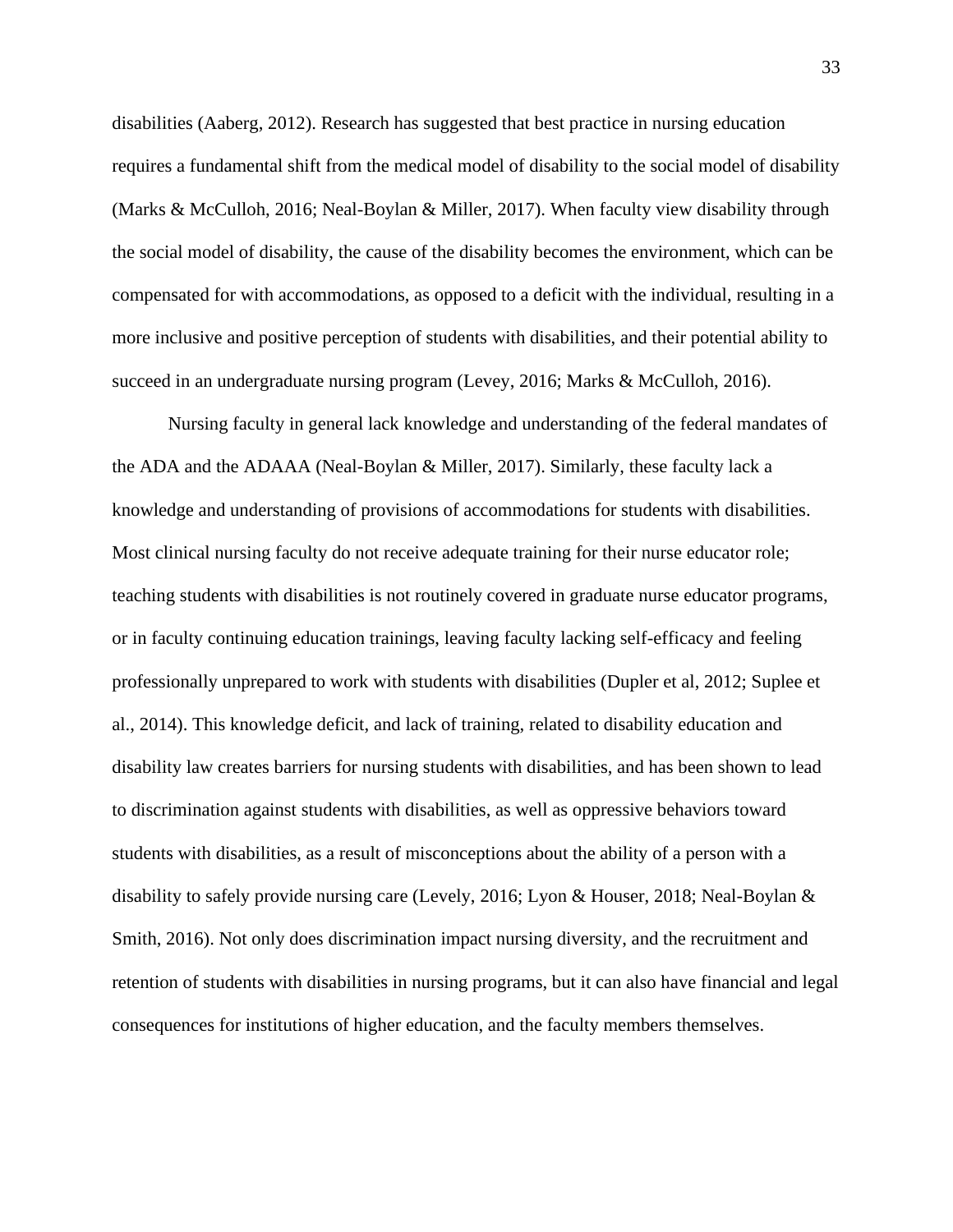disabilities (Aaberg, 2012). Research has suggested that best practice in nursing education requires a fundamental shift from the medical model of disability to the social model of disability (Marks & McCulloh, 2016; Neal-Boylan & Miller, 2017). When faculty view disability through the social model of disability, the cause of the disability becomes the environment, which can be compensated for with accommodations, as opposed to a deficit with the individual, resulting in a more inclusive and positive perception of students with disabilities, and their potential ability to succeed in an undergraduate nursing program (Levey, 2016; Marks & McCulloh, 2016).

Nursing faculty in general lack knowledge and understanding of the federal mandates of the ADA and the ADAAA (Neal-Boylan & Miller, 2017). Similarly, these faculty lack a knowledge and understanding of provisions of accommodations for students with disabilities. Most clinical nursing faculty do not receive adequate training for their nurse educator role; teaching students with disabilities is not routinely covered in graduate nurse educator programs, or in faculty continuing education trainings, leaving faculty lacking self-efficacy and feeling professionally unprepared to work with students with disabilities (Dupler et al, 2012; Suplee et al., 2014). This knowledge deficit, and lack of training, related to disability education and disability law creates barriers for nursing students with disabilities, and has been shown to lead to discrimination against students with disabilities, as well as oppressive behaviors toward students with disabilities, as a result of misconceptions about the ability of a person with a disability to safely provide nursing care (Levely, 2016; Lyon & Houser, 2018; Neal-Boylan & Smith, 2016). Not only does discrimination impact nursing diversity, and the recruitment and retention of students with disabilities in nursing programs, but it can also have financial and legal consequences for institutions of higher education, and the faculty members themselves.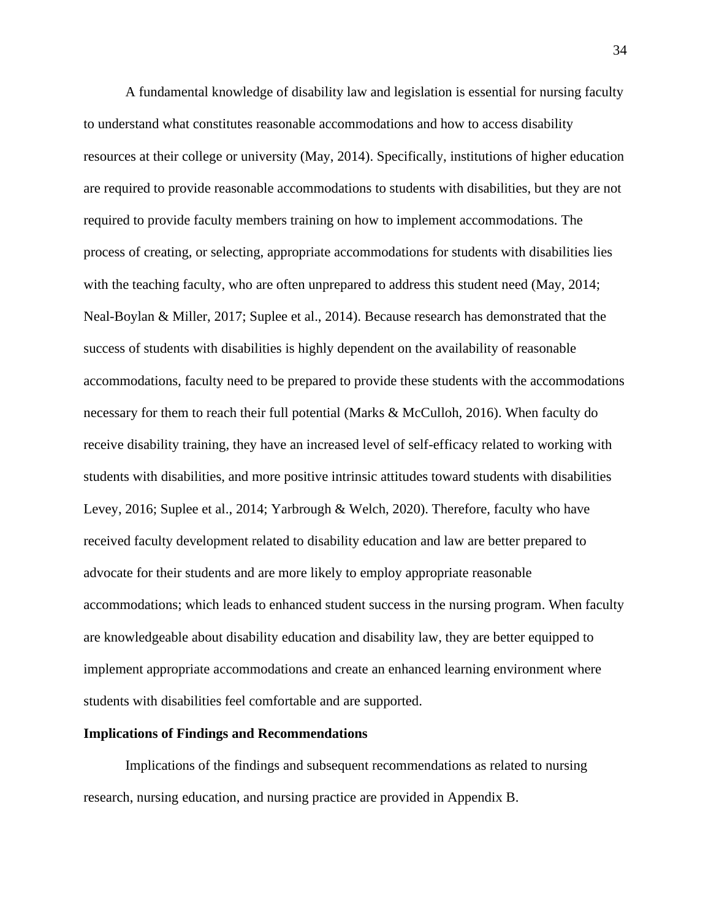A fundamental knowledge of disability law and legislation is essential for nursing faculty to understand what constitutes reasonable accommodations and how to access disability resources at their college or university (May, 2014). Specifically, institutions of higher education are required to provide reasonable accommodations to students with disabilities, but they are not required to provide faculty members training on how to implement accommodations. The process of creating, or selecting, appropriate accommodations for students with disabilities lies with the teaching faculty, who are often unprepared to address this student need (May, 2014; Neal-Boylan & Miller, 2017; Suplee et al., 2014). Because research has demonstrated that the success of students with disabilities is highly dependent on the availability of reasonable accommodations, faculty need to be prepared to provide these students with the accommodations necessary for them to reach their full potential (Marks & McCulloh, 2016). When faculty do receive disability training, they have an increased level of self-efficacy related to working with students with disabilities, and more positive intrinsic attitudes toward students with disabilities Levey, 2016; Suplee et al., 2014; Yarbrough & Welch, 2020). Therefore, faculty who have received faculty development related to disability education and law are better prepared to advocate for their students and are more likely to employ appropriate reasonable accommodations; which leads to enhanced student success in the nursing program. When faculty are knowledgeable about disability education and disability law, they are better equipped to implement appropriate accommodations and create an enhanced learning environment where students with disabilities feel comfortable and are supported.

**Implications of Findings and Recommendations**

Implications of the findings and subsequent recommendations as related to nursing research, nursing education, and nursing practice are provided in Appendix B.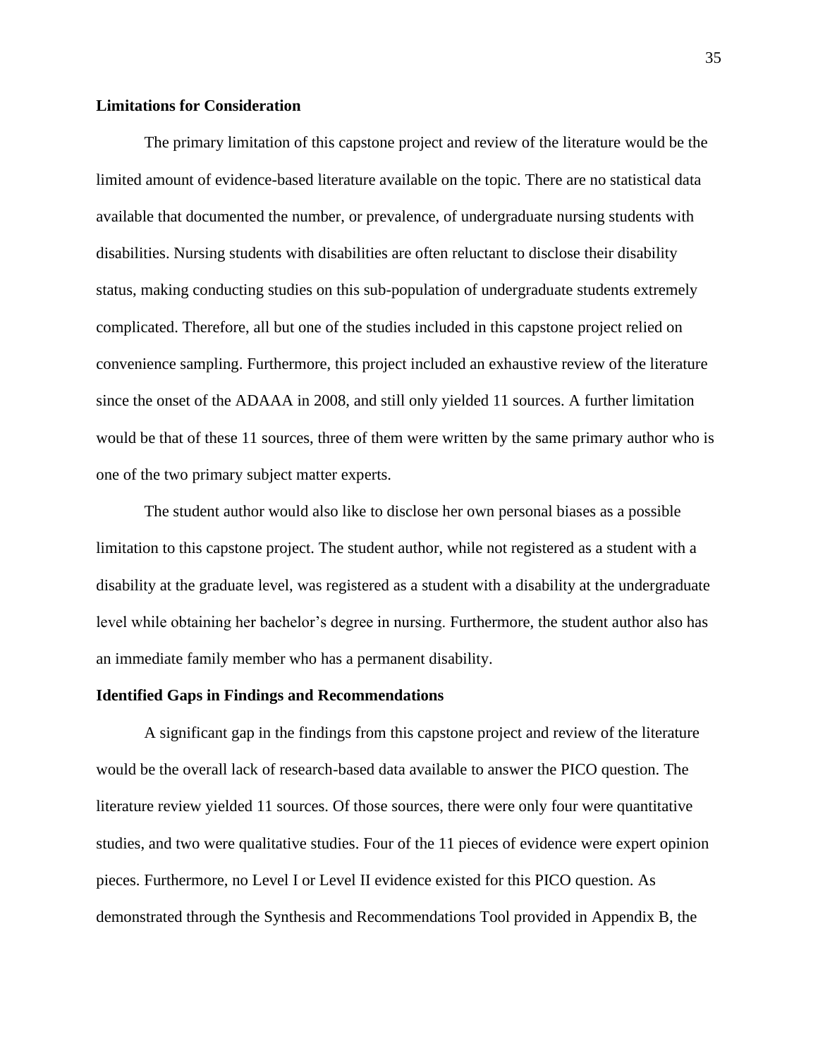## Limitations for Consideration

The primary limitation of this capstone project and review of the literature would be the limited amount of evidence-based literature available on the topic. There are no statistical data available that documented the number, or prevalence, of undergraduate nursing students with disabilities. Nursing students with disabilities are often reluctant to disclose their disability status, making conducting studies on this sub-population of undergraduate students extremely complicated. Therefore, all but one of the studies included in this capstone project relied on convenience sampling. Furthermore, this project included an exhaustive review of the literature since the onset of the ADAAA in 2008, and still only yielded 11 sources. A further limitation would be that of these 11 sources, three of them were written by the same primary author who is one of the two primary subject matter experts.

The student author would also like to disclose her own personal biases as a possible limitation to this capstone project. The student author, while not registered as a student with a disability at the graduate level, was registered as a student with a disability at the undergraduate level while obtaining her bachelor's degree in nursing. Furthermore, the student author also has an immediate family member who has a permanent disability.

## Identified Gaps in Findings and Recommendations

A significant gap in the findings from this capstone project and review of the literature would be the overall lack of research-based data available to answer the PICO question. The literature review yielded 11 sources. Of those sources, there were only four were quantitative studies, and two were qualitative studies. Four of the 11 pieces of evidence were expert opinion pieces. Furthermore, no Level I or Level II evidence existed for this PICO question. As demonstrated through the Synthesis and Recommendations Tool provided in Appendix B, the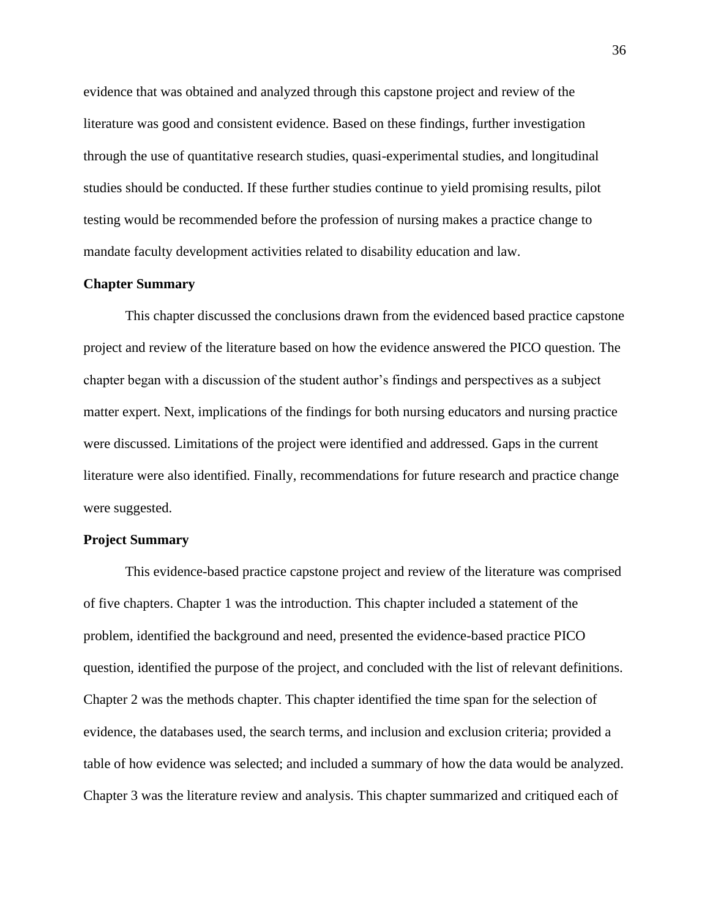evidence that was obtained and analyzed through this capstone project and review of the literature was good and consistent evidence. Based on these findings, further investigation through the use of quantitative research studies, quasi-experimental studies, and longitudinal studies should be conducted. If these further studies continue to yield promising results, pilot testing would be recommended before the profession of nursing makes a practice change to mandate faculty development activities related to disability education and law.

## Chapter Summary

This chapter discussed the conclusions drawn from the evidenced based practice capstone project and review of the literature based on how the evidence answered the PICO question. The chapter began with a discussion of the student author's findings and perspectives as a subject matter expert. Next, implications of the findings for both nursing educators and nursing practice were discussed. Limitations of the project were identified and addressed. Gaps in the current literature were also identified. Finally, recommendations for future research and practice change were suggested.

## Project Summary

This evidence-based practice capstone project and review of the literature was comprised of five chapters. Chapter 1 was the introduction. This chapter included a statement of the problem, identified the background and need, presented the evidence-based practice PICO question, identified the purpose of the project, and concluded with the list of relevant definitions. Chapter 2 was the methods chapter. This chapter identified the time span for the selection of evidence, the databases used, the search terms, and inclusion and exclusion criteria; provided a table of how evidence was selected; and included a summary of how the data would be analyzed. Chapter 3 was the literature review and analysis. This chapter summarized and critiqued each of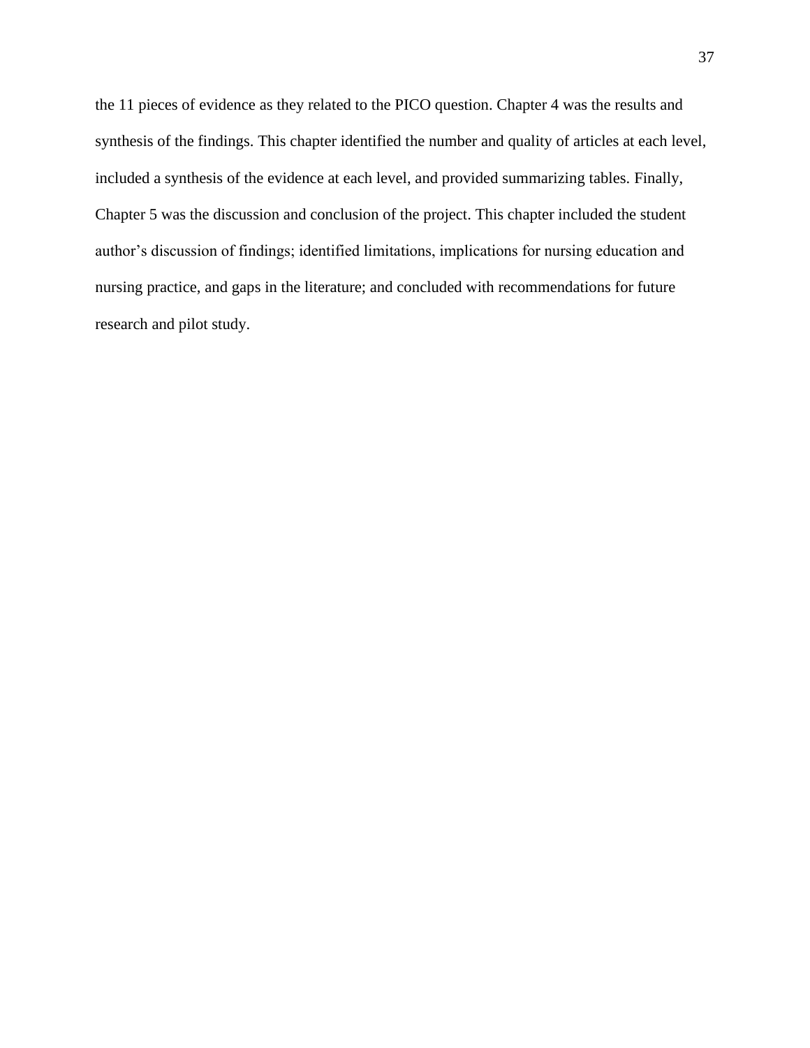the 11 pieces of evidence as they related to the PICO question. Chapter 4 was the results and synthesis of the findings. This chapter identified the number and quality of articles at each level, included a synthesis of the evidence at each level, and provided summarizing tables. Finally, Chapter 5 was the discussion and conclusion of the project. This chapter included the student author's discussion of findings; identified limitations, implications for nursing education and nursing practice, and gaps in the literature; and concluded with recommendations for future research and pilot study.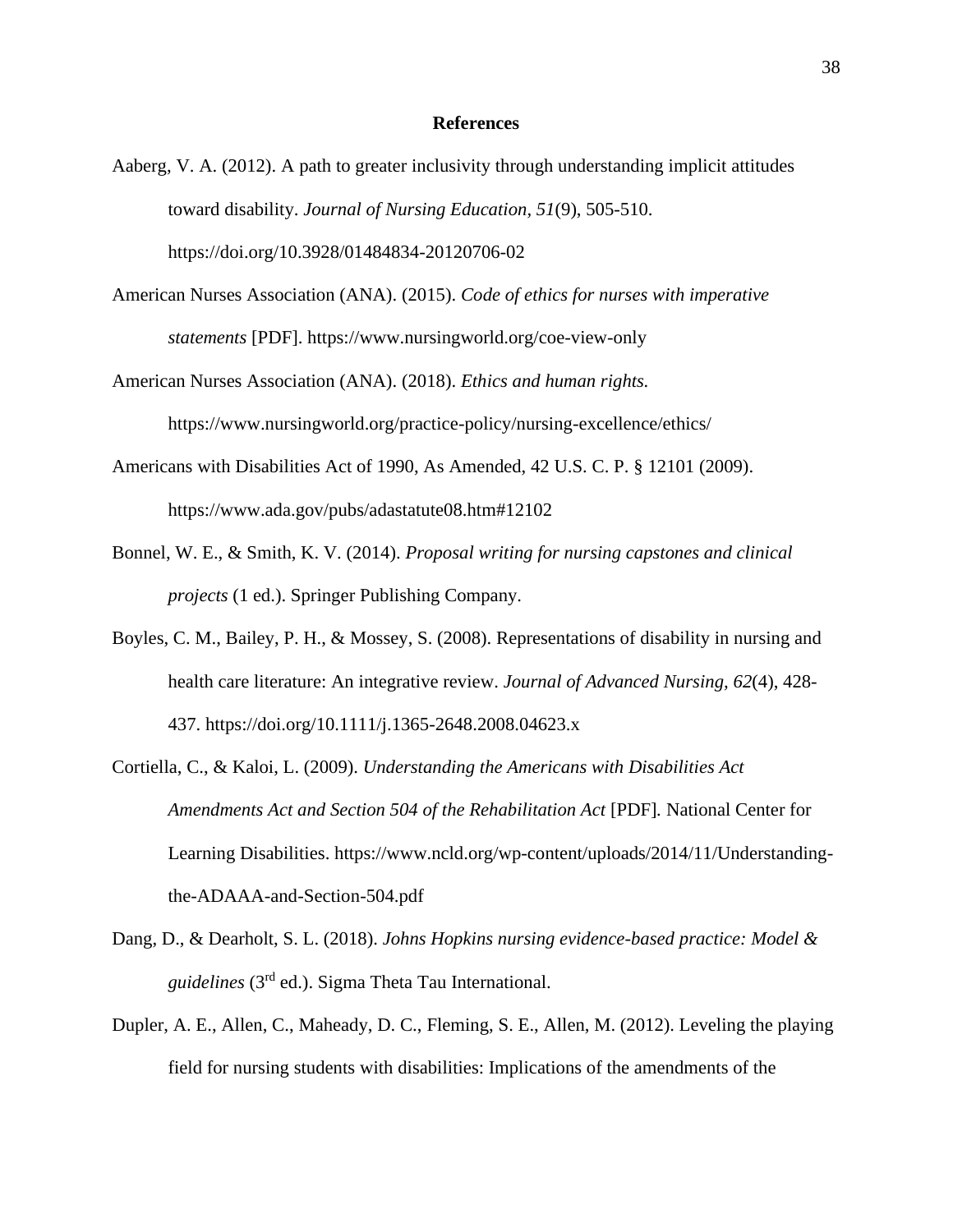# References

Aaberg, V. A. (2012). A path to greater inclusivity through understanding implicit attitudes toward disability. *Journal of Nursing Education, 51*(9), 505-510. https://doi.org/10.3928/01484834-20120706-02

American Nurses Association (ANA). (2015). *Code of ethics for nurses with imperative statements* [PDF]. https://www.nursingworld.org/coe-view-only

American Nurses Association (ANA). (2018). *Ethics and human rights.* https://www.nursingworld.org/practice-policy/nursing-excellence/ethics/

Americans with Disabilities Act of 1990, As Amended, 42 U.S. C. P. § 12101 (2009). https://www.ada.gov/pubs/adastatute08.htm#12102

Bonnel, W. E., & Smith, K. V. (2014). *Proposal writing for nursing capstones and clinical projects* (1 ed.). Springer Publishing Company.

Boyles, C. M., Bailey, P. H., & Mossey, S. (2008). Representations of disability in nursing and health care literature: An integrative review. *Journal of Advanced Nursing, 62*(4), 428-437. https://doi.org/10.1111/j.1365-2648.2008.04623.x

Cortiella, C., & Kaloi, L. (2009). *Understanding the Americans with Disabilities Act Amendments Act and Section 504 of the Rehabilitation Act* [PDF]*.* National Center for Learning Disabilities. https://www.ncld.org/wp-content/uploads/2014/11/Understanding-the-ADAAA-and-Section-504.pdf

Dang, D., & Dearholt, S. L. (2018). *Johns Hopkins nursing evidence-based practice: Model & guidelines* (3rd ed.). Sigma Theta Tau International.

Dupler, A. E., Allen, C., Maheady, D. C., Fleming, S. E., Allen, M. (2012). Leveling the playing field for nursing students with disabilities: Implications of the amendments of the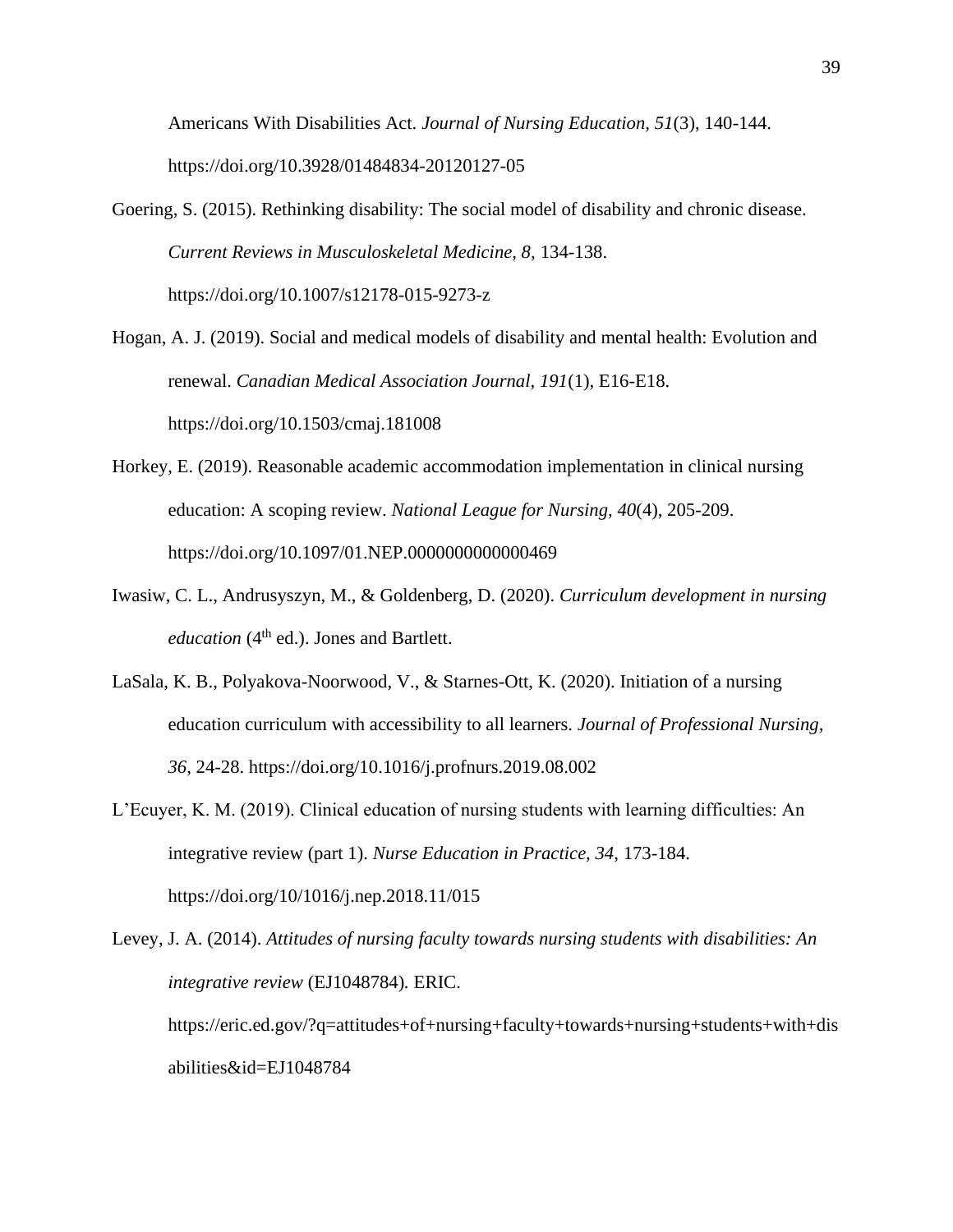Americans With Disabilities Act. *Journal of Nursing Education, 51*(3), 140-144. https://doi.org/10.3928/01484834-20120127-05

Goering, S. (2015). Rethinking disability: The social model of disability and chronic disease. *Current Reviews in Musculoskeletal Medicine, 8,* 134-138. https://doi.org/10.1007/s12178-015-9273-z

Hogan, A. J. (2019). Social and medical models of disability and mental health: Evolution and renewal. *Canadian Medical Association Journal*, *191*(1), E16-E18. https://doi.org/10.1503/cmaj.181008

Horkey, E. (2019). Reasonable academic accommodation implementation in clinical nursing education: A scoping review. *National League for Nursing, 40*(4), 205-209. https://doi.org/10.1097/01.NEP.0000000000000469

Iwasiw, C. L., Andrusyszyn, M., & Goldenberg, D. (2020). *Curriculum development in nursing education* (4th ed.). Jones and Bartlett.

LaSala, K. B., Polyakova-Noorwood, V., & Starnes-Ott, K. (2020). Initiation of a nursing education curriculum with accessibility to all learners. *Journal of Professional Nursing, 36*, 24-28. https://doi.org/10.1016/j.profnurs.2019.08.002

L'Ecuyer, K. M. (2019). Clinical education of nursing students with learning difficulties: An integrative review (part 1). *Nurse Education in Practice, 34*, 173-184. https://doi.org/10/1016/j.nep.2018.11/015

Levey, J. A. (2014). *Attitudes of nursing faculty towards nursing students with disabilities: An integrative review* (EJ1048784)*.* ERIC. https://eric.ed.gov/?q=attitudes+of+nursing+faculty+towards+nursing+students+with+disabilities&id=EJ1048784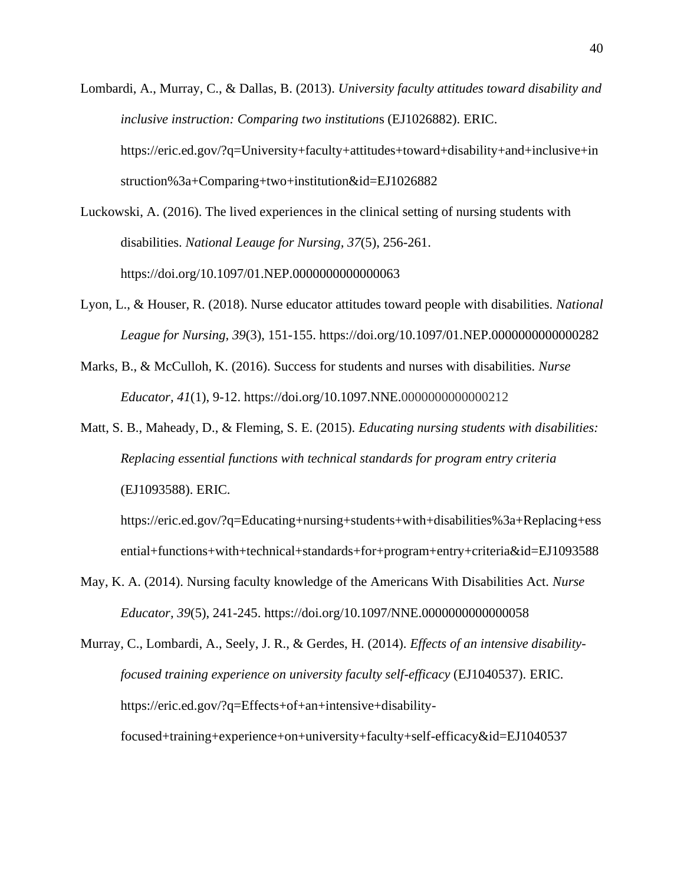Lombardi, A., Murray, C., & Dallas, B. (2013). *University faculty attitudes toward disability and inclusive instruction: Comparing two institutions* (EJ1026882). ERIC. https://eric.ed.gov/?q=University+faculty+attitudes+toward+disability+and+inclusive+instruction%3a+Comparing+two+institution&id=EJ1026882

Luckowski, A. (2016). The lived experiences in the clinical setting of nursing students with disabilities. *National Leauge for Nursing, 37*(5), 256-261. https://doi.org/10.1097/01.NEP.0000000000000063

Lyon, L., & Houser, R. (2018). Nurse educator attitudes toward people with disabilities. *National League for Nursing, 39*(3), 151-155. https://doi.org/10.1097/01.NEP.0000000000000282

Marks, B., & McCulloh, K. (2016). Success for students and nurses with disabilities. *Nurse Educator, 41*(1), 9-12. https://doi.org/10.1097.NNE.0000000000000212

Matt, S. B., Maheady, D., & Fleming, S. E. (2015). *Educating nursing students with disabilities: Replacing essential functions with technical standards for program entry criteria* (EJ1093588). ERIC. https://eric.ed.gov/?q=Educating+nursing+students+with+disabilities%3a+Replacing+essential+functions+with+technical+standards+for+program+entry+criteria&id=EJ1093588

May, K. A. (2014). Nursing faculty knowledge of the Americans With Disabilities Act. *Nurse Educator, 39*(5), 241-245. https://doi.org/10.1097/NNE.0000000000000058

Murray, C., Lombardi, A., Seely, J. R., & Gerdes, H. (2014). *Effects of an intensive disability-focused training experience on university faculty self-efficacy* (EJ1040537). ERIC. https://eric.ed.gov/?q=Effects+of+an+intensive+disability-focused+training+experience+on+university+faculty+self-efficacy&id=EJ1040537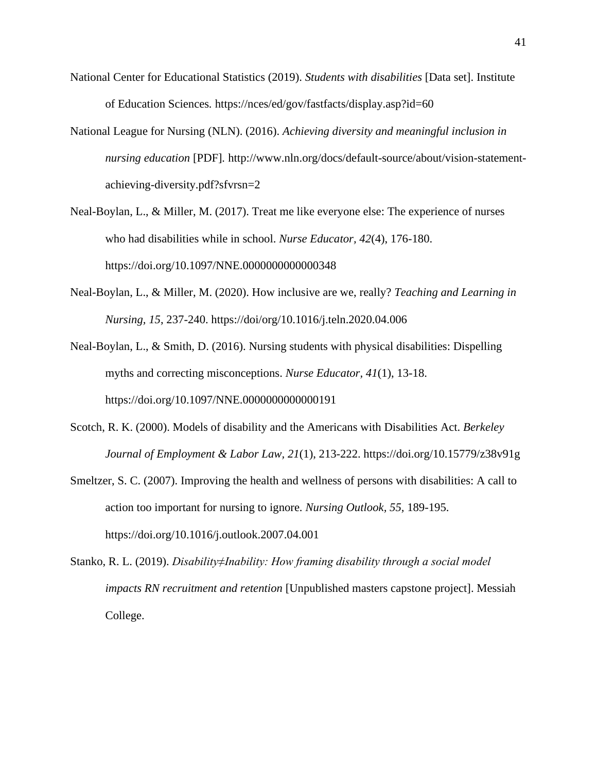National Center for Educational Statistics (2019). *Students with disabilities* [Data set]. Institute of Education Sciences. https://nces/ed/gov/fastfacts/display.asp?id=60

National League for Nursing (NLN). (2016). *Achieving diversity and meaningful inclusion in nursing education* [PDF]. http://www.nln.org/docs/default-source/about/vision-statement-achieving-diversity.pdf?sfvrsn=2

Neal-Boylan, L., & Miller, M. (2017). Treat me like everyone else: The experience of nurses who had disabilities while in school. *Nurse Educator, 42*(4), 176-180. https://doi.org/10.1097/NNE.0000000000000348

Neal-Boylan, L., & Miller, M. (2020). How inclusive are we, really? *Teaching and Learning in Nursing, 15*, 237-240. https://doi/org/10.1016/j.teln.2020.04.006

Neal-Boylan, L., & Smith, D. (2016). Nursing students with physical disabilities: Dispelling myths and correcting misconceptions. *Nurse Educator, 41*(1), 13-18. https://doi.org/10.1097/NNE.0000000000000191

Scotch, R. K. (2000). Models of disability and the Americans with Disabilities Act. *Berkeley Journal of Employment & Labor Law, 21*(1), 213-222. https://doi.org/10.15779/z38v91g

Smeltzer, S. C. (2007). Improving the health and wellness of persons with disabilities: A call to action too important for nursing to ignore. *Nursing Outlook, 55*, 189-195. https://doi.org/10.1016/j.outlook.2007.04.001

Stanko, R. L. (2019). *Disability≠Inability: How framing disability through a social model impacts RN recruitment and retention* [Unpublished masters capstone project]. Messiah College.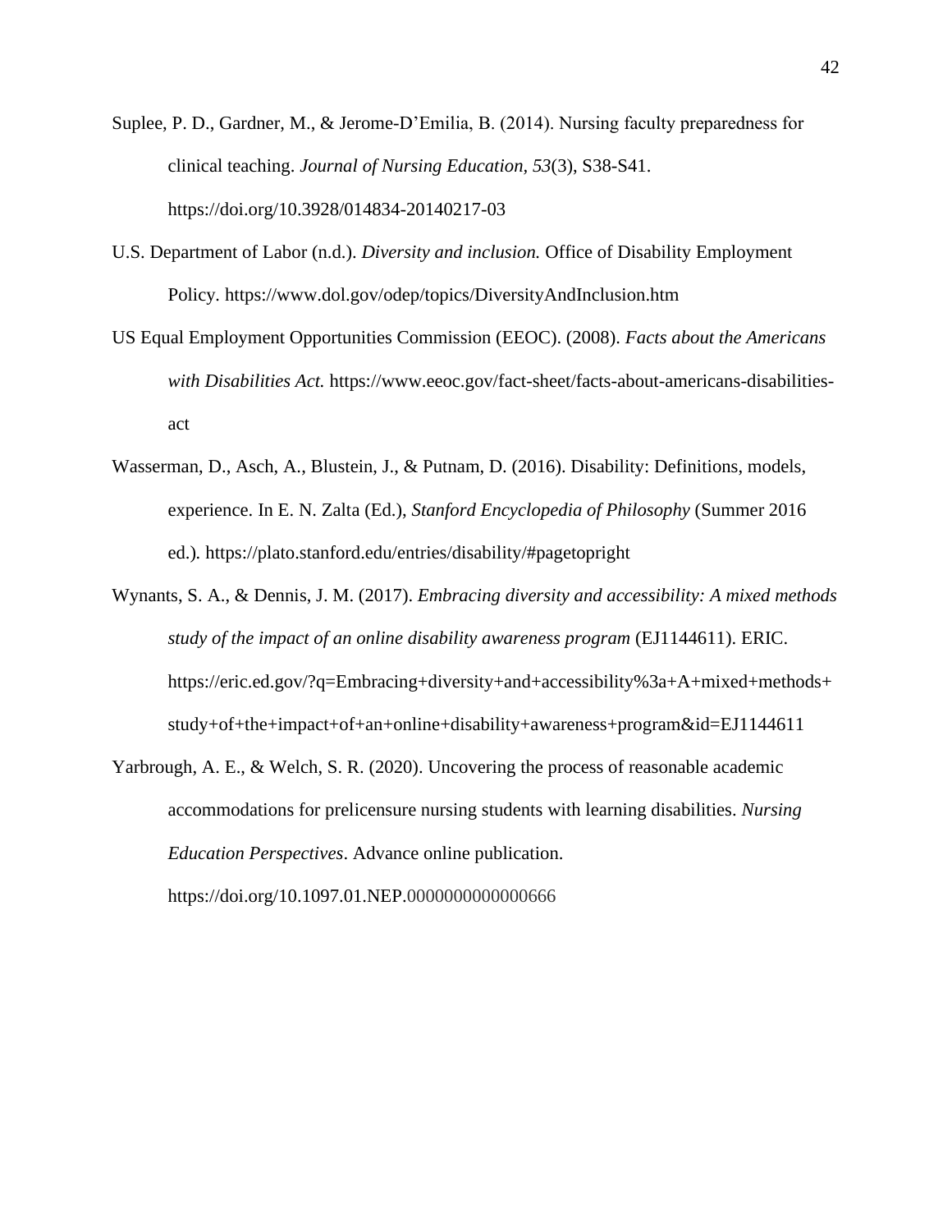Suplee, P. D., Gardner, M., & Jerome-D'Emilia, B. (2014). Nursing faculty preparedness for clinical teaching. *Journal of Nursing Education, 53*(3), S38-S41. https://doi.org/10.3928/014834-20140217-03

U.S. Department of Labor (n.d.). *Diversity and inclusion.* Office of Disability Employment Policy. https://www.dol.gov/odep/topics/DiversityAndInclusion.htm

US Equal Employment Opportunities Commission (EEOC). (2008). *Facts about the Americans with Disabilities Act.* https://www.eeoc.gov/fact-sheet/facts-about-americans-disabilities-act

Wasserman, D., Asch, A., Blustein, J., & Putnam, D. (2016). Disability: Definitions, models, experience. In E. N. Zalta (Ed.), *Stanford Encyclopedia of Philosophy* (Summer 2016 ed.). https://plato.stanford.edu/entries/disability/#pagetopright

Wynants, S. A., & Dennis, J. M. (2017). *Embracing diversity and accessibility: A mixed methods study of the impact of an online disability awareness program* (EJ1144611). ERIC. https://eric.ed.gov/?q=Embracing+diversity+and+accessibility%3a+A+mixed+methods+study+of+the+impact+of+an+online+disability+awareness+program&id=EJ1144611

Yarbrough, A. E., & Welch, S. R. (2020). Uncovering the process of reasonable academic accommodations for prelicensure nursing students with learning disabilities. *Nursing Education Perspectives*. Advance online publication. https://doi.org/10.1097.01.NEP.0000000000000666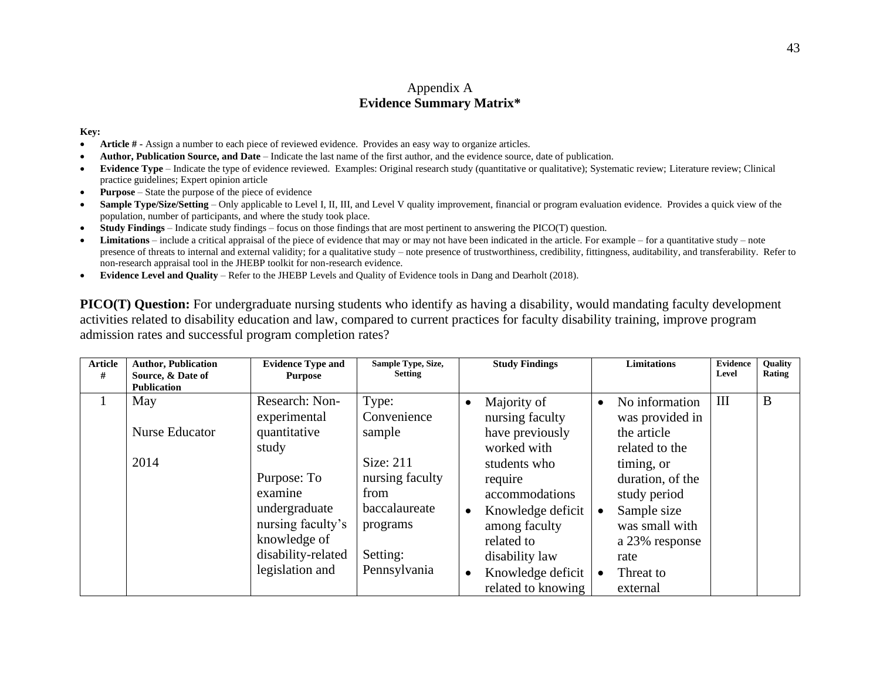Appendix A

**Evidence Summary Matrix***

**Key:**

- **Article # -** Assign a number to each piece of reviewed evidence. Provides an easy way to organize articles.
- **Author, Publication Source, and Date** – Indicate the last name of the first author, and the evidence source, date of publication.
- **Evidence Type** – Indicate the type of evidence reviewed. Examples: Original research study (quantitative or qualitative); Systematic review; Literature review; Clinical practice guidelines; Expert opinion article
- **Purpose** – State the purpose of the piece of evidence
- **Sample Type/Size/Setting** – Only applicable to Level I, II, III, and Level V quality improvement, financial or program evaluation evidence. Provides a quick view of the population, number of participants, and where the study took place.
- **Study Findings** – Indicate study findings – focus on those findings that are most pertinent to answering the PICO(T) question.
- **Limitations** – include a critical appraisal of the piece of evidence that may or may not have been indicated in the article. For example – for a quantitative study – note presence of threats to internal and external validity; for a qualitative study – note presence of trustworthiness, credibility, fittingness, auditability, and transferability. Refer to non-research appraisal tool in the JHEBP toolkit for non-research evidence.
- **Evidence Level and Quality** – Refer to the JHEBP Levels and Quality of Evidence tools in Dang and Dearholt (2018).

**PICO(T) Question:** For undergraduate nursing students who identify as having a disability, would mandating faculty development activities related to disability education and law, compared to current practices for faculty disability training, improve program admission rates and successful program completion rates?

| Article # | Author, Publication Source, & Date of Publication | Evidence Type and Purpose | Sample Type, Size, Setting | Study Findings | Limitations | Evidence Level | Quality Rating |
|---|---|---|---|---|---|---|---|
| 1 | May<br><br>Nurse Educator<br><br>2014 | Research: Non-experimental quantitative study<br><br>Purpose: To examine undergraduate nursing faculty's knowledge of disability-related legislation and | Type: Convenience sample<br><br>Size: 211 nursing faculty from baccalaureate programs<br><br>Setting: Pennsylvania | • Majority of nursing faculty have previously worked with students who require accommodations<br>• Knowledge deficit among faculty related to disability law<br>• Knowledge deficit related to knowing | • No information was provided in the article related to the timing, or duration, of the study period<br>• Sample size was small with a 23% response rate<br>• Threat to external | III | B |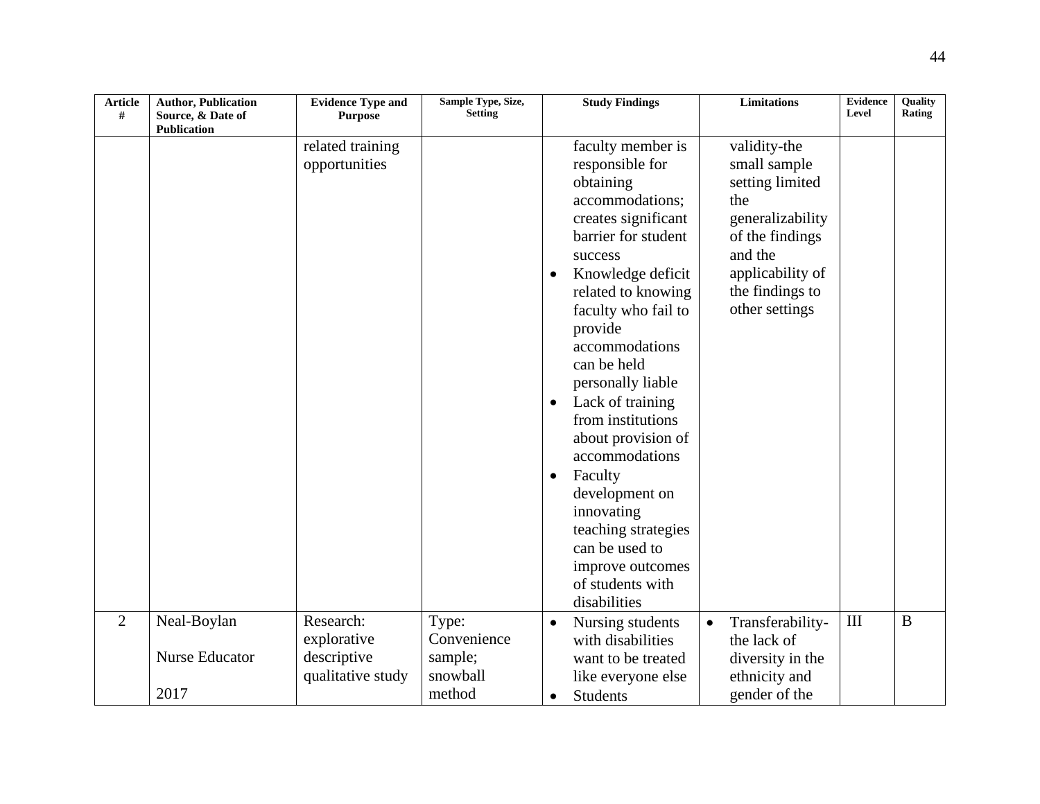| Article # | Author, Publication Source, & Date of Publication | Evidence Type and Purpose | Sample Type, Size, Setting | Study Findings | Limitations | Evidence Level | Quality Rating |
|---|---|---|---|---|---|---|---|
| | | related training opportunities | | faculty member is responsible for obtaining accommodations; creates significant barrier for student success<br>• Knowledge deficit related to knowing faculty who fail to provide accommodations can be held personally liable<br>• Lack of training from institutions about provision of accommodations<br>• Faculty development on innovating teaching strategies can be used to improve outcomes of students with disabilities | validity-the small sample setting limited the generalizability of the findings and the applicability of the findings to other settings | | |
| 2 | Neal-Boylan<br><br>Nurse Educator<br><br>2017 | Research: explorative descriptive qualitative study | Type: Convenience sample; snowball method | • Nursing students with disabilities want to be treated like everyone else<br>• Students | • Transferability- the lack of diversity in the ethnicity and gender of the | III | B |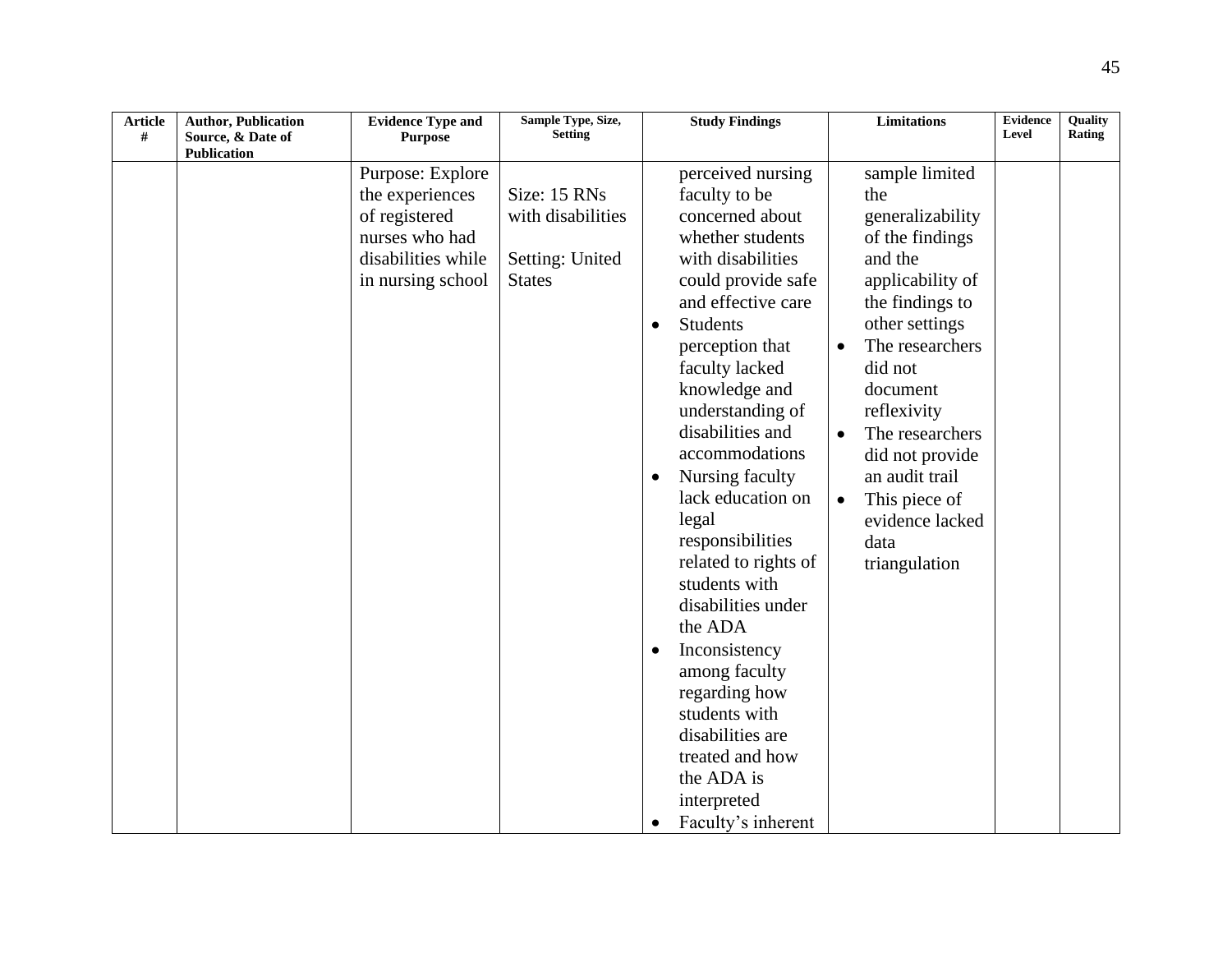| Article # | Author, Publication Source, & Date of Publication | Evidence Type and Purpose | Sample Type, Size, Setting | Study Findings | Limitations | Evidence Level | Quality Rating |
|---|---|---|---|---|---|---|---|
| | | Purpose: Explore the experiences of registered nurses who had disabilities while in nursing school | Size: 15 RNs with disabilities<br><br>Setting: United States | perceived nursing faculty to be concerned about whether students with disabilities could provide safe and effective care<br>• Students perception that faculty lacked knowledge and understanding of disabilities and accommodations<br>• Nursing faculty lack education on legal responsibilities related to rights of students with disabilities under the ADA<br>• Inconsistency among faculty regarding how students with disabilities are treated and how the ADA is interpreted<br>• Faculty's inherent | sample limited the generalizability of the findings and the applicability of the findings to other settings<br>• The researchers did not document reflexivity<br>• The researchers did not provide an audit trail<br>• This piece of evidence lacked data triangulation | | |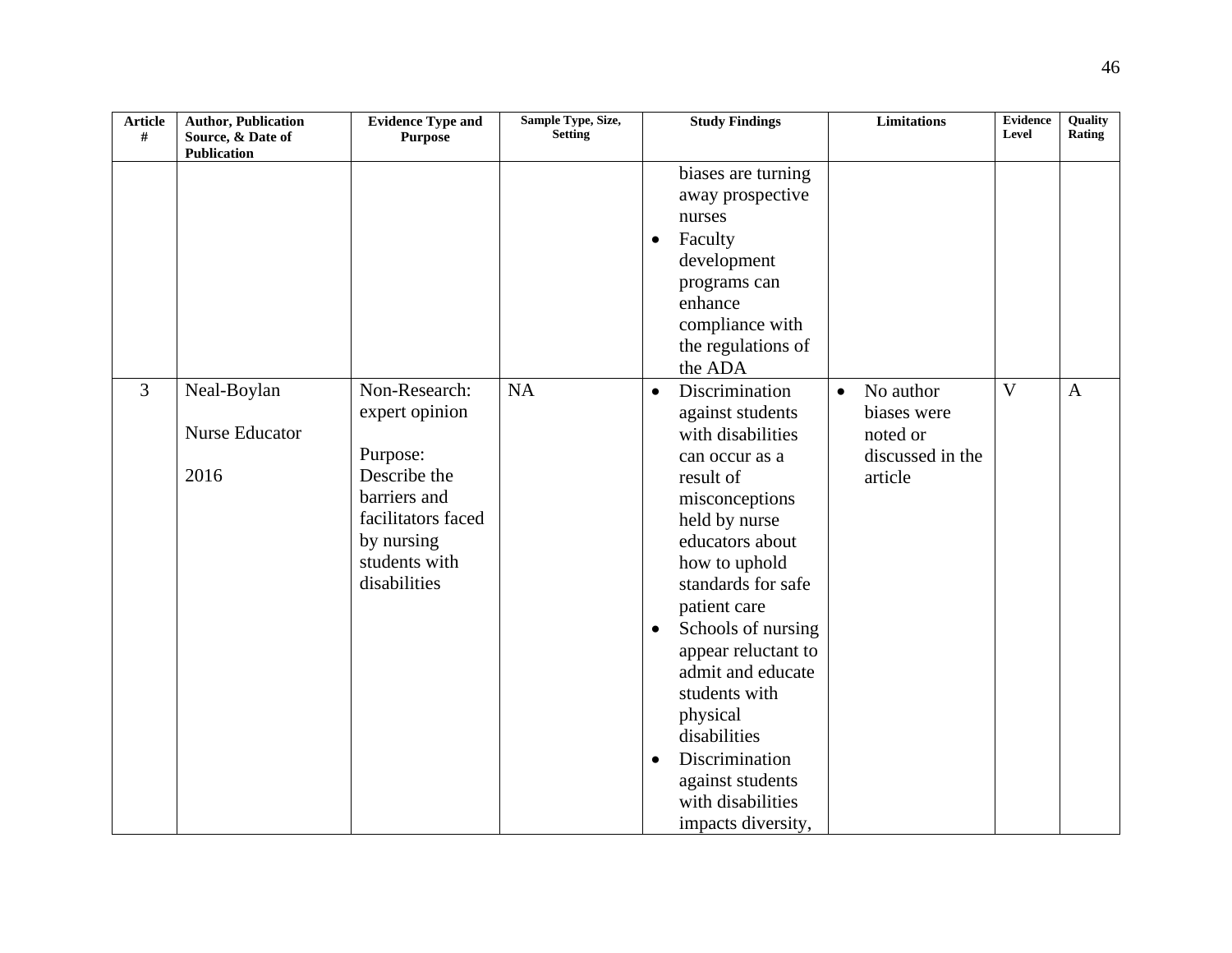| Article # | Author, Publication Source, & Date of Publication | Evidence Type and Purpose | Sample Type, Size, Setting | Study Findings | Limitations | Evidence Level | Quality Rating |
|---|---|---|---|---|---|---|---|
| | | | | biases are turning away prospective nurses<br>• Faculty development programs can enhance compliance with the regulations of the ADA | | | |
| 3 | Neal-Boylan<br><br>Nurse Educator<br><br>2016 | Non-Research: expert opinion<br><br>Purpose: Describe the barriers and facilitators faced by nursing students with disabilities | NA | • Discrimination against students with disabilities can occur as a result of misconceptions held by nurse educators about how to uphold standards for safe patient care<br>• Schools of nursing appear reluctant to admit and educate students with physical disabilities<br>• Discrimination against students with disabilities impacts diversity, | • No author biases were noted or discussed in the article | V | A |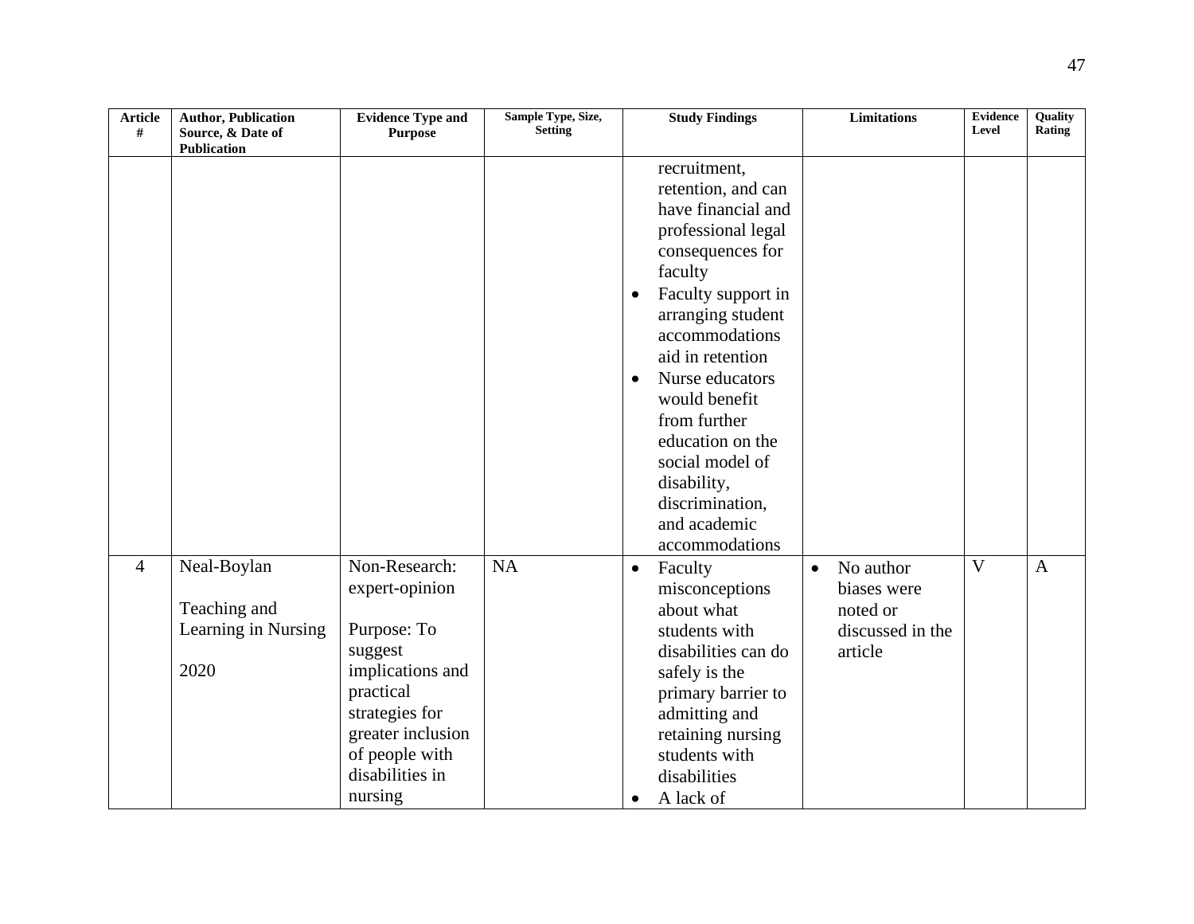| Article # | Author, Publication Source, & Date of Publication | Evidence Type and Purpose | Sample Type, Size, Setting | Study Findings | Limitations | Evidence Level | Quality Rating |
|---|---|---|---|---|---|---|---|
| | | | | recruitment, retention, and can have financial and professional legal consequences for faculty<br>• Faculty support in arranging student accommodations aid in retention<br>• Nurse educators would benefit from further education on the social model of disability, discrimination, and academic accommodations | | | |
| 4 | Neal-Boylan<br><br>Teaching and Learning in Nursing<br><br>2020 | Non-Research: expert-opinion<br><br>Purpose: To suggest implications and practical strategies for greater inclusion of people with disabilities in nursing | NA | • Faculty misconceptions about what students with disabilities can do safely is the primary barrier to admitting and retaining nursing students with disabilities<br>• A lack of | • No author biases were noted or discussed in the article | V | A |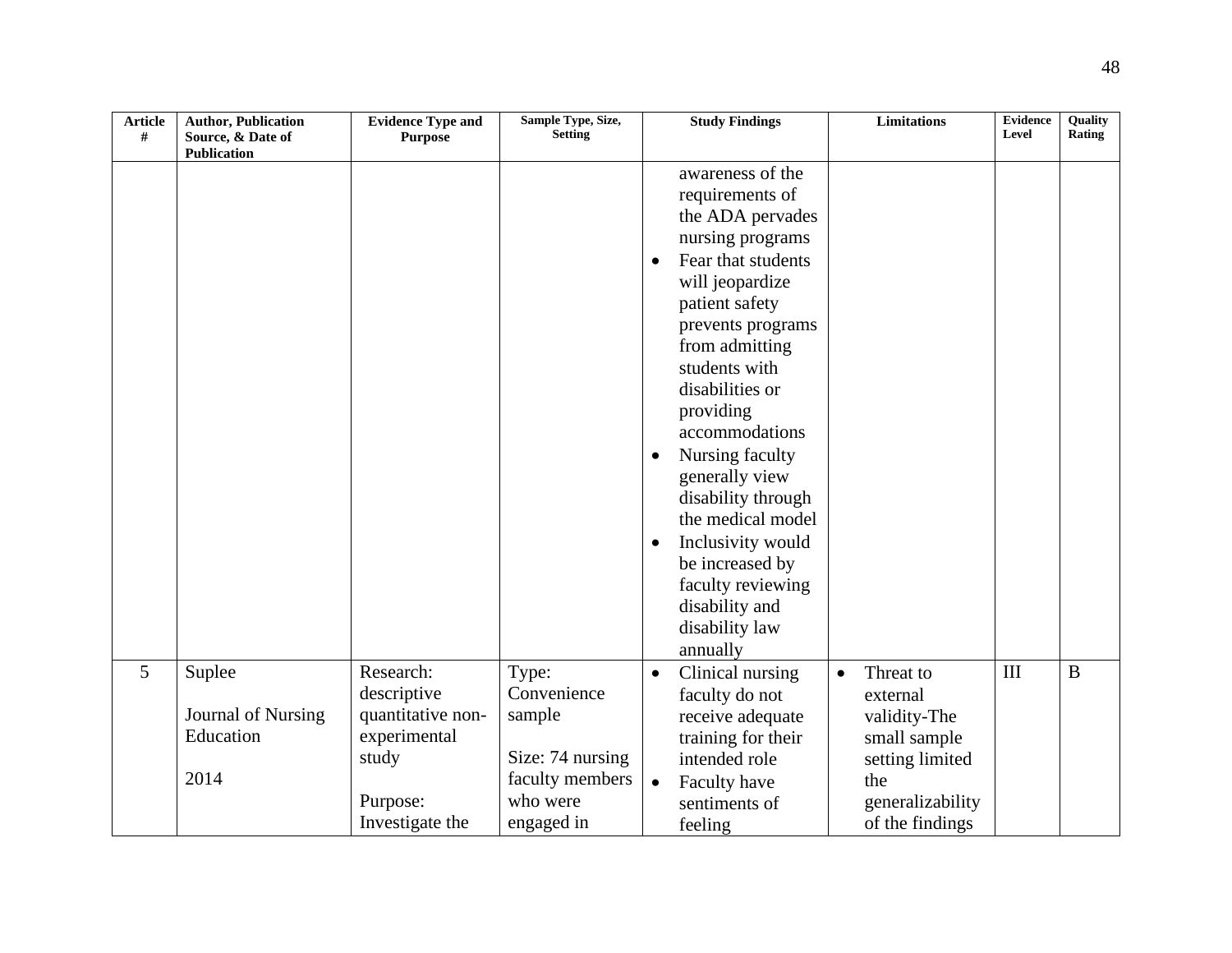| Article # | Author, Publication Source, & Date of Publication | Evidence Type and Purpose | Sample Type, Size, Setting | Study Findings | Limitations | Evidence Level | Quality Rating |
|---|---|---|---|---|---|---|---|
| | | | | awareness of the requirements of the ADA pervades nursing programs<br>• Fear that students will jeopardize patient safety prevents programs from admitting students with disabilities or providing accommodations<br>• Nursing faculty generally view disability through the medical model<br>• Inclusivity would be increased by faculty reviewing disability and disability law annually | | | |
| 5 | Suplee<br><br>Journal of Nursing Education<br><br>2014 | Research: descriptive quantitative non-experimental study<br><br>Purpose: Investigate the | Type: Convenience sample<br><br>Size: 74 nursing faculty members who were engaged in | • Clinical nursing faculty do not receive adequate training for their intended role<br>• Faculty have sentiments of feeling | • Threat to external validity-The small sample setting limited the generalizability of the findings | III | B |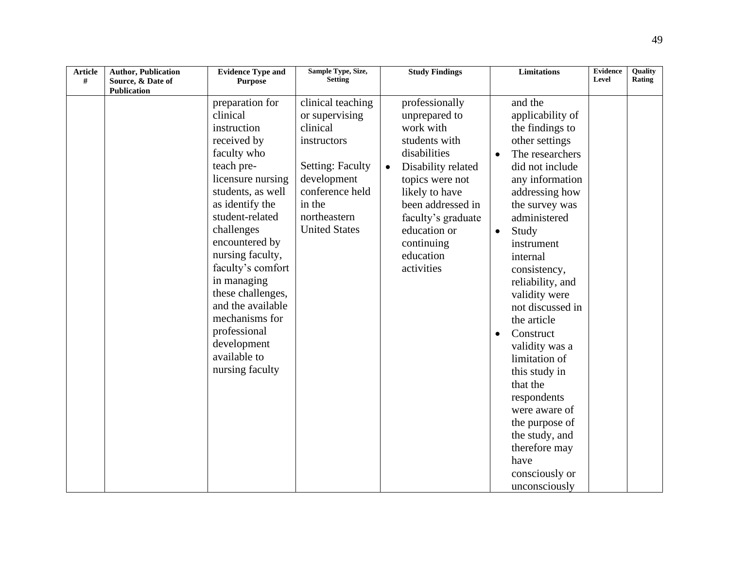| Article # | Author, Publication Source, & Date of Publication | Evidence Type and Purpose | Sample Type, Size, Setting | Study Findings | Limitations | Evidence Level | Quality Rating |
|---|---|---|---|---|---|---|---|
| | | preparation for clinical instruction received by faculty who teach pre-licensure nursing students, as well as identify the student-related challenges encountered by nursing faculty, faculty's comfort in managing these challenges, and the available mechanisms for professional development available to nursing faculty | clinical teaching or supervising clinical instructors<br><br>Setting: Faculty development conference held in the northeastern United States | professionally unprepared to work with students with disabilities<br>• Disability related topics were not likely to have been addressed in faculty's graduate education or continuing education activities | and the applicability of the findings to other settings<br>• The researchers did not include any information addressing how the survey was administered<br>• Study instrument internal consistency, reliability, and validity were not discussed in the article<br>• Construct validity was a limitation of this study in that the respondents were aware of the purpose of the study, and therefore may have consciously or unconsciously | | |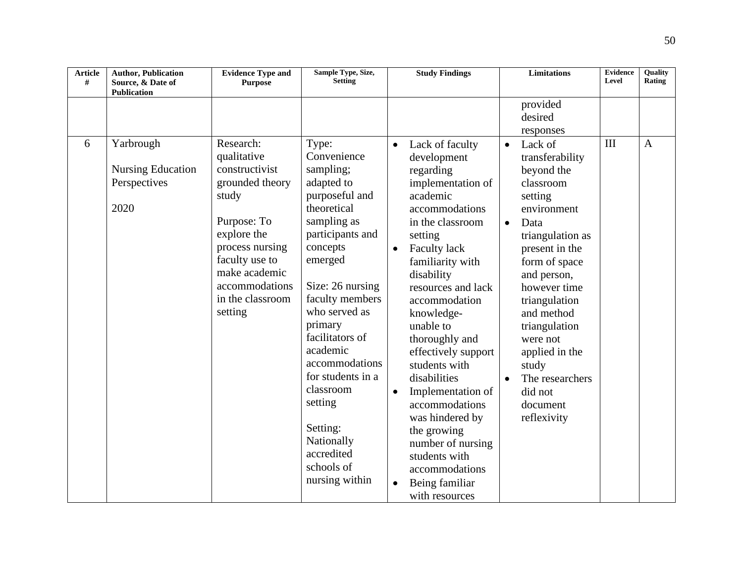| Article # | Author, Publication Source, & Date of Publication | Evidence Type and Purpose | Sample Type, Size, Setting | Study Findings | Limitations | Evidence Level | Quality Rating |
|---|---|---|---|---|---|---|---|
| | | | | | provided desired responses | | |
| 6 | Yarbrough<br><br>Nursing Education Perspectives<br><br>2020 | Research: qualitative constructivist grounded theory study<br><br>Purpose: To explore the process nursing faculty use to make academic accommodations in the classroom setting | Type: Convenience sampling; adapted to purposeful and theoretical sampling as participants and concepts emerged<br><br>Size: 26 nursing faculty members who served as primary facilitators of academic accommodations for students in a classroom setting<br><br>Setting: Nationally accredited schools of nursing within | • Lack of faculty development regarding implementation of academic accommodations in the classroom setting<br>• Faculty lack familiarity with disability resources and lack accommodation knowledge- unable to thoroughly and effectively support students with disabilities<br>• Implementation of accommodations was hindered by the growing number of nursing students with accommodations<br>• Being familiar with resources | • Lack of transferability beyond the classroom setting environment<br>• Data triangulation as present in the form of space and person, however time triangulation and method triangulation were not applied in the study<br>• The researchers did not document reflexivity | III | A |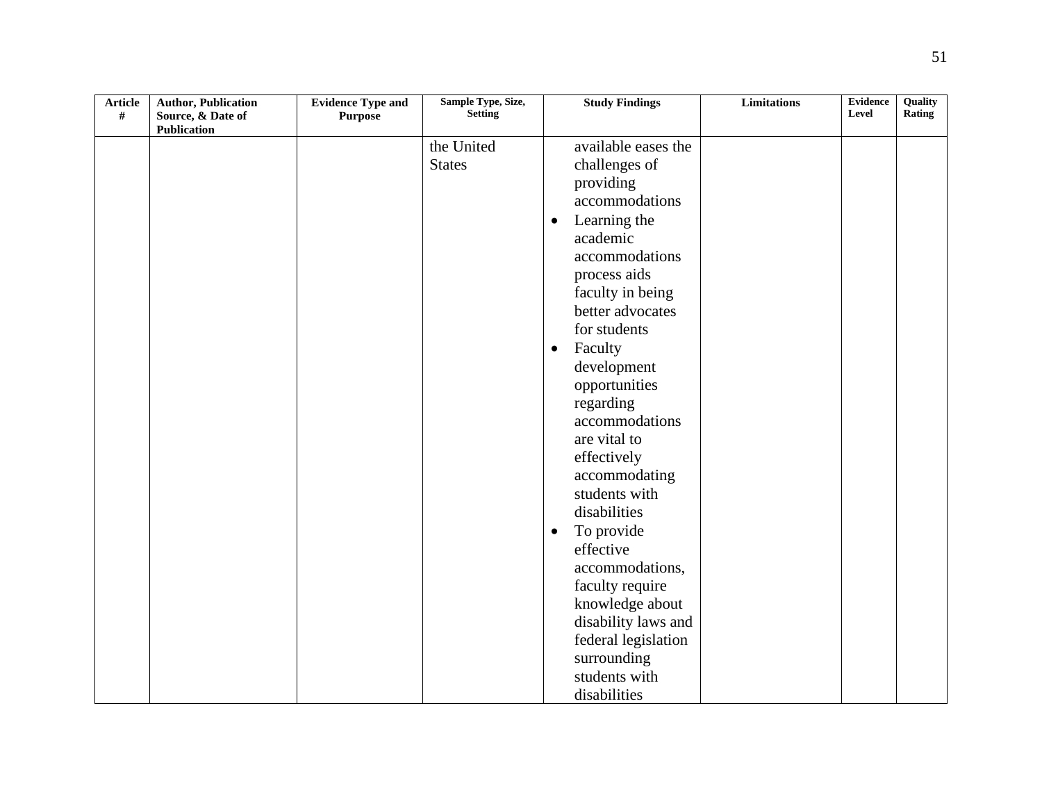| Article # | Author, Publication Source, & Date of Publication | Evidence Type and Purpose | Sample Type, Size, Setting | Study Findings | Limitations | Evidence Level | Quality Rating |
|---|---|---|---|---|---|---|---|
| | | | the United States | available eases the challenges of providing accommodations<br>• Learning the academic accommodations process aids faculty in being better advocates for students<br>• Faculty development opportunities regarding accommodations are vital to effectively accommodating students with disabilities<br>• To provide effective accommodations, faculty require knowledge about disability laws and federal legislation surrounding students with disabilities | | | |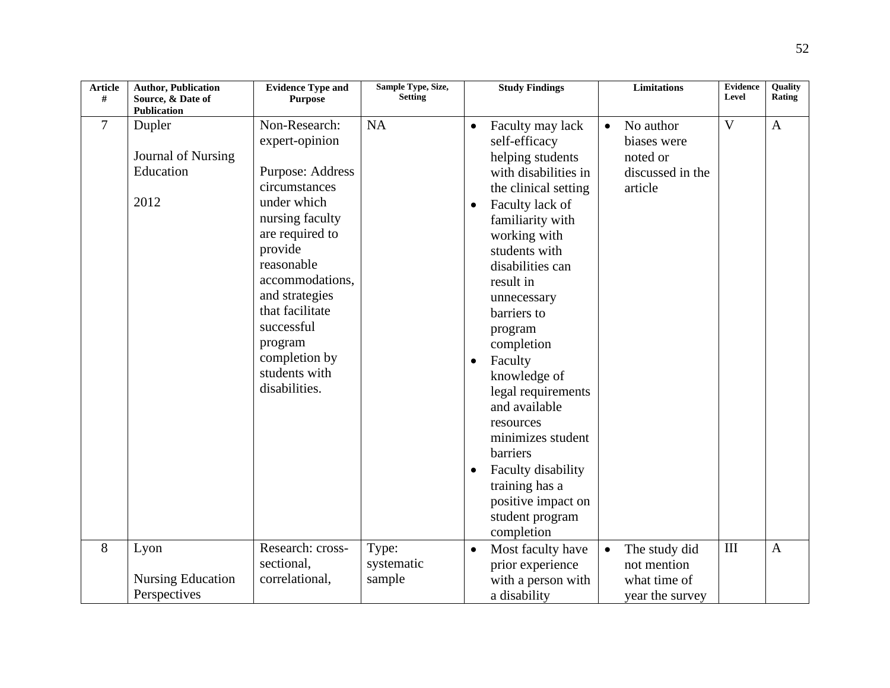| Article # | Author, Publication Source, & Date of Publication | Evidence Type and Purpose | Sample Type, Size, Setting | Study Findings | Limitations | Evidence Level | Quality Rating |
|---|---|---|---|---|---|---|---|
| 7 | Dupler<br><br>Journal of Nursing Education<br><br>2012 | Non-Research: expert-opinion<br><br>Purpose: Address circumstances under which nursing faculty are required to provide reasonable accommodations, and strategies that facilitate successful program completion by students with disabilities. | NA | • Faculty may lack self-efficacy helping students with disabilities in the clinical setting<br>• Faculty lack of familiarity with working with students with disabilities can result in unnecessary barriers to program completion<br>• Faculty knowledge of legal requirements and available resources minimizes student barriers<br>• Faculty disability training has a positive impact on student program completion | • No author biases were noted or discussed in the article | V | A |
| 8 | Lyon<br><br>Nursing Education Perspectives | Research: cross-sectional, correlational, | Type: systematic sample | • Most faculty have prior experience with a person with a disability | • The study did not mention what time of year the survey | III | A |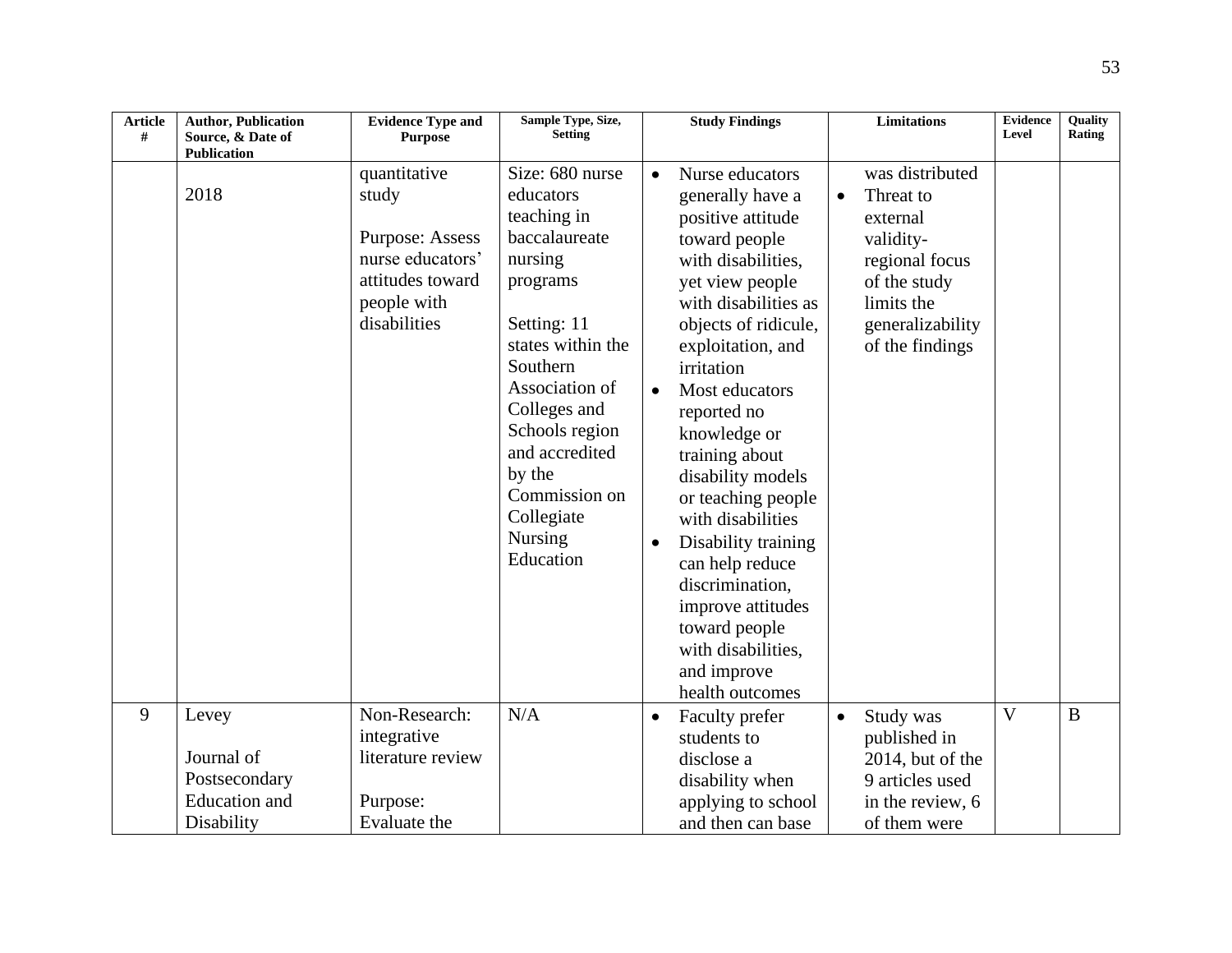| Article # | Author, Publication Source, & Date of Publication | Evidence Type and Purpose | Sample Type, Size, Setting | Study Findings | Limitations | Evidence Level | Quality Rating |
|---|---|---|---|---|---|---|---|
| | 2018 | quantitative study<br><br>Purpose: Assess nurse educators' attitudes toward people with disabilities | Size: 680 nurse educators teaching in baccalaureate nursing programs<br><br>Setting: 11 states within the Southern Association of Colleges and Schools region and accredited by the Commission on Collegiate Nursing Education | • Nurse educators generally have a positive attitude toward people with disabilities, yet view people with disabilities as objects of ridicule, exploitation, and irritation<br>• Most educators reported no knowledge or training about disability models or teaching people with disabilities<br>• Disability training can help reduce discrimination, improve attitudes toward people with disabilities, and improve health outcomes | was distributed<br>• Threat to external validity- regional focus of the study limits the generalizability of the findings | | |
| 9 | Levey<br><br>Journal of Postsecondary Education and Disability | Non-Research: integrative literature review<br><br>Purpose: Evaluate the | N/A | • Faculty prefer students to disclose a disability when applying to school and then can base | • Study was published in 2014, but of the 9 articles used in the review, 6 of them were | V | B |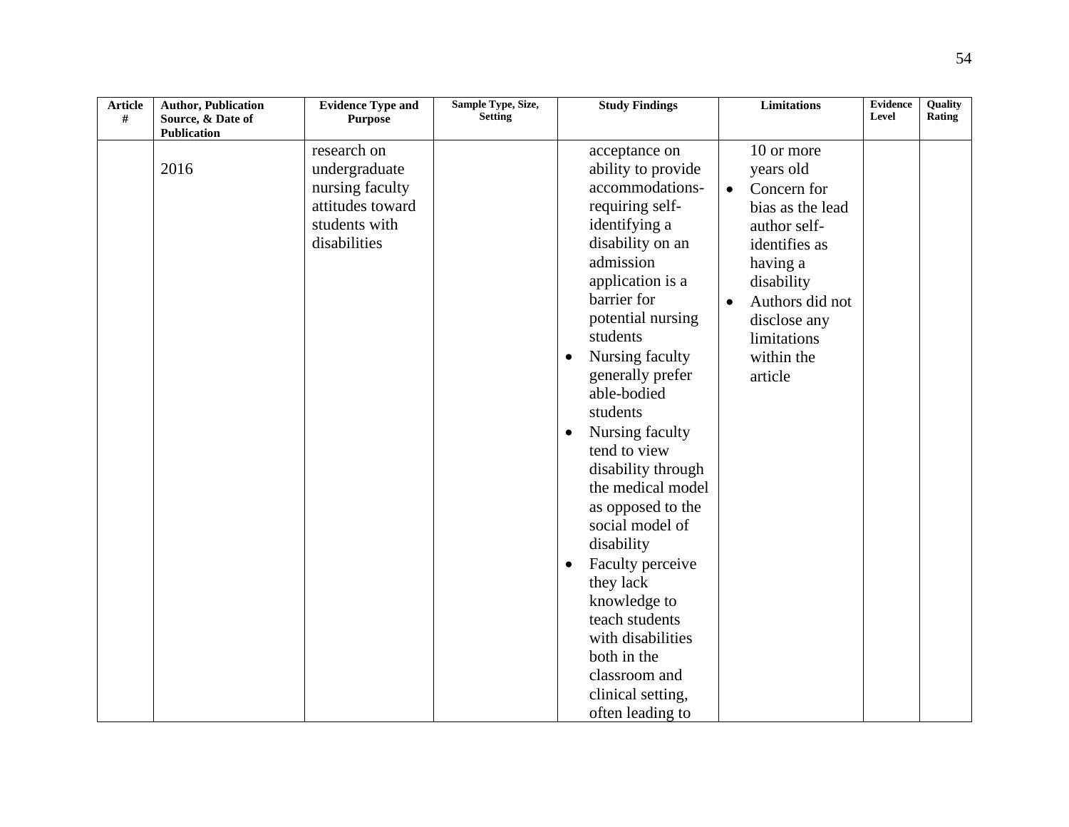| Article # | Author, Publication Source, & Date of Publication | Evidence Type and Purpose | Sample Type, Size, Setting | Study Findings | Limitations | Evidence Level | Quality Rating |
|---|---|---|---|---|---|---|---|
| | 2016 | research on undergraduate nursing faculty attitudes toward students with disabilities | | acceptance on ability to provide accommodations- requiring self-identifying a disability on an admission application is a barrier for potential nursing students<br>• Nursing faculty generally prefer able-bodied students<br>• Nursing faculty tend to view disability through the medical model as opposed to the social model of disability<br>• Faculty perceive they lack knowledge to teach students with disabilities both in the classroom and clinical setting, often leading to | 10 or more years old<br>• Concern for bias as the lead author self-identifies as having a disability<br>• Authors did not disclose any limitations within the article | | |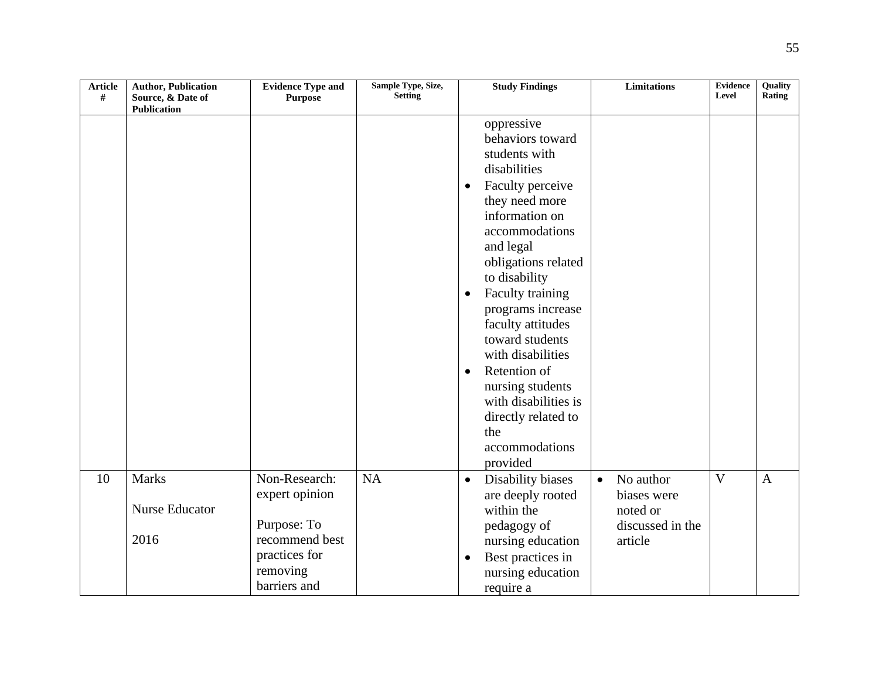| Article # | Author, Publication Source, & Date of Publication | Evidence Type and Purpose | Sample Type, Size, Setting | Study Findings | Limitations | Evidence Level | Quality Rating |
|---|---|---|---|---|---|---|---|
| | | | | oppressive behaviors toward students with disabilities<br>• Faculty perceive they need more information on accommodations and legal obligations related to disability<br>• Faculty training programs increase faculty attitudes toward students with disabilities<br>• Retention of nursing students with disabilities is directly related to the accommodations provided | | | |
| 10 | Marks<br><br>Nurse Educator<br><br>2016 | Non-Research: expert opinion<br><br>Purpose: To recommend best practices for removing barriers and | NA | • Disability biases are deeply rooted within the pedagogy of nursing education<br>• Best practices in nursing education require a | • No author biases were noted or discussed in the article | V | A |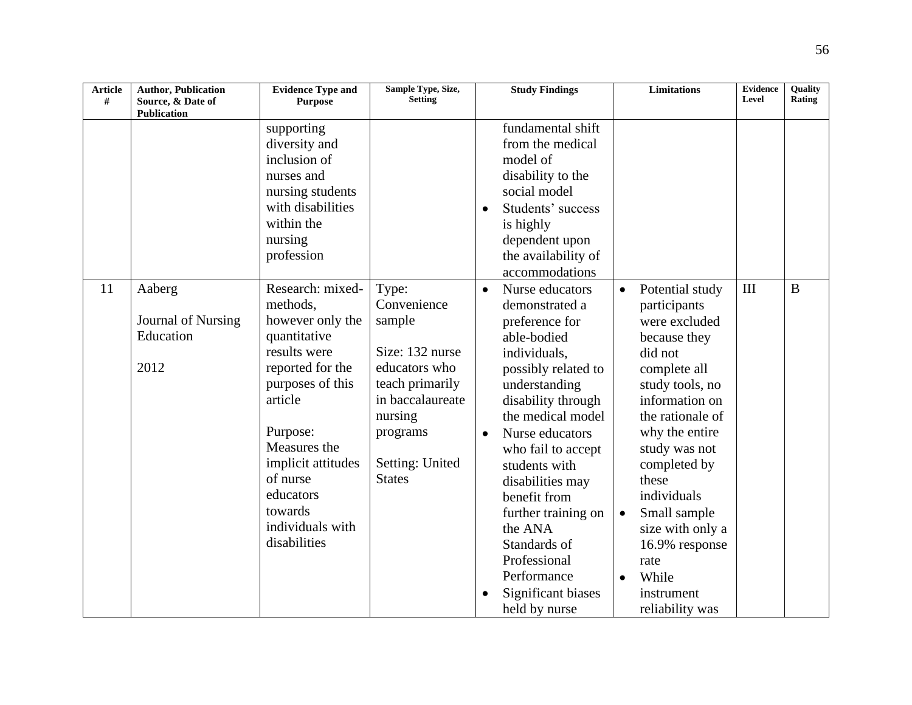| Article # | Author, Publication Source, & Date of Publication | Evidence Type and Purpose | Sample Type, Size, Setting | Study Findings | Limitations | Evidence Level | Quality Rating |
|---|---|---|---|---|---|---|---|
| | | supporting diversity and inclusion of nurses and nursing students with disabilities within the nursing profession | | fundamental shift from the medical model of disability to the social model<br>• Students' success is highly dependent upon the availability of accommodations | | | |
| 11 | Aaberg<br><br>Journal of Nursing Education<br><br>2012 | Research: mixed-methods, however only the quantitative results were reported for the purposes of this article<br><br>Purpose: Measures the implicit attitudes of nurse educators towards individuals with disabilities | Type: Convenience sample<br><br>Size: 132 nurse educators who teach primarily in baccalaureate nursing programs<br><br>Setting: United States | • Nurse educators demonstrated a preference for able-bodied individuals, possibly related to understanding disability through the medical model<br>• Nurse educators who fail to accept students with disabilities may benefit from further training on the ANA Standards of Professional Performance<br>• Significant biases held by nurse | • Potential study participants were excluded because they did not complete all study tools, no information on the rationale of why the entire study was not completed by these individuals<br>• Small sample size with only a 16.9% response rate<br>• While instrument reliability was | III | B |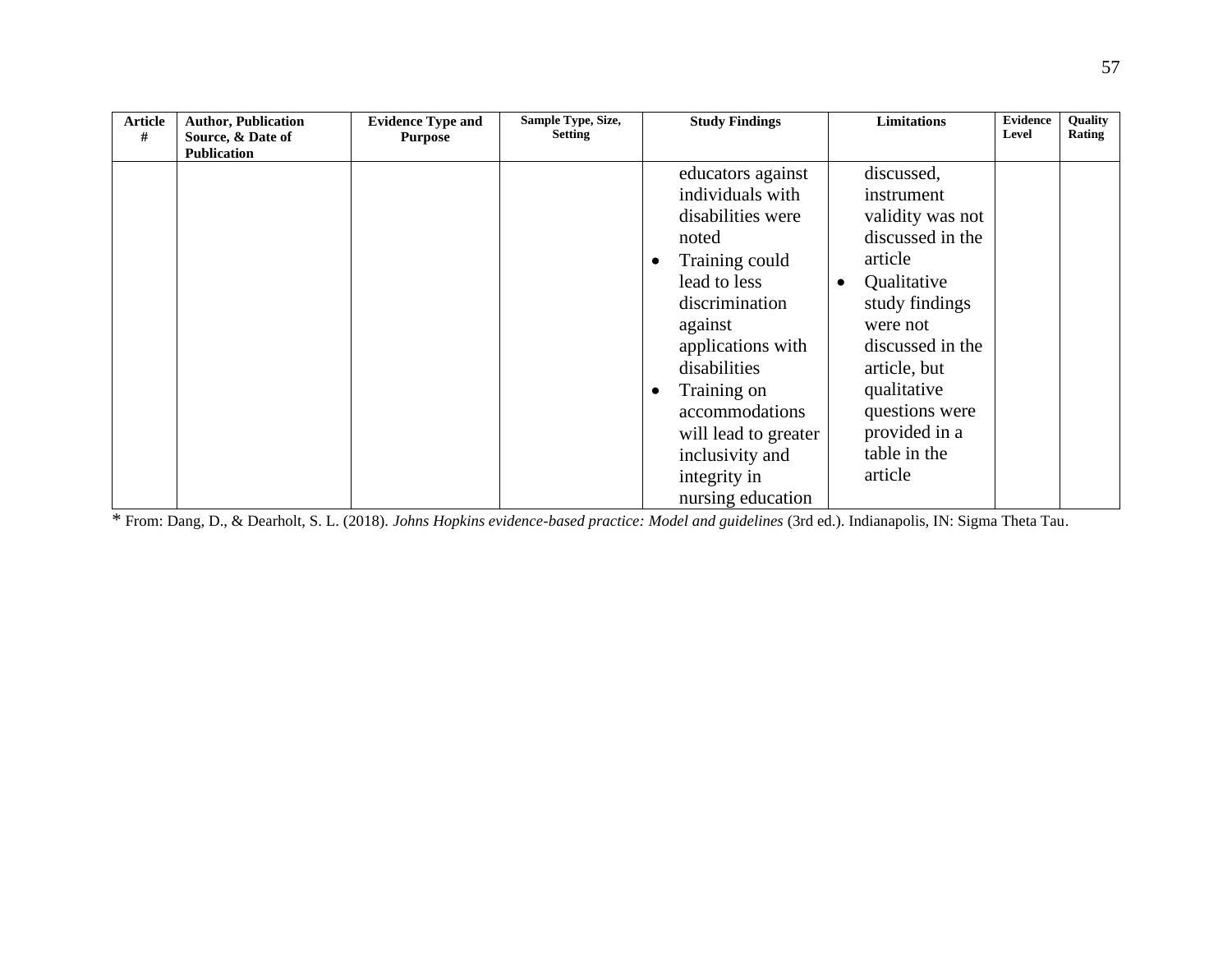| Article # | Author, Publication Source, & Date of Publication | Evidence Type and Purpose | Sample Type, Size, Setting | Study Findings | Limitations | Evidence Level | Quality Rating |
|---|---|---|---|---|---|---|---|
| | | | | educators against individuals with disabilities were noted<br>• Training could lead to less discrimination against applications with disabilities<br>• Training on accommodations will lead to greater inclusivity and integrity in nursing education | discussed, instrument validity was not discussed in the article<br>• Qualitative study findings were not discussed in the article, but qualitative questions were provided in a table in the article | | |

* From: Dang, D., & Dearholt, S. L. (2018). *Johns Hopkins evidence-based practice: Model and guidelines* (3rd ed.). Indianapolis, IN: Sigma Theta Tau.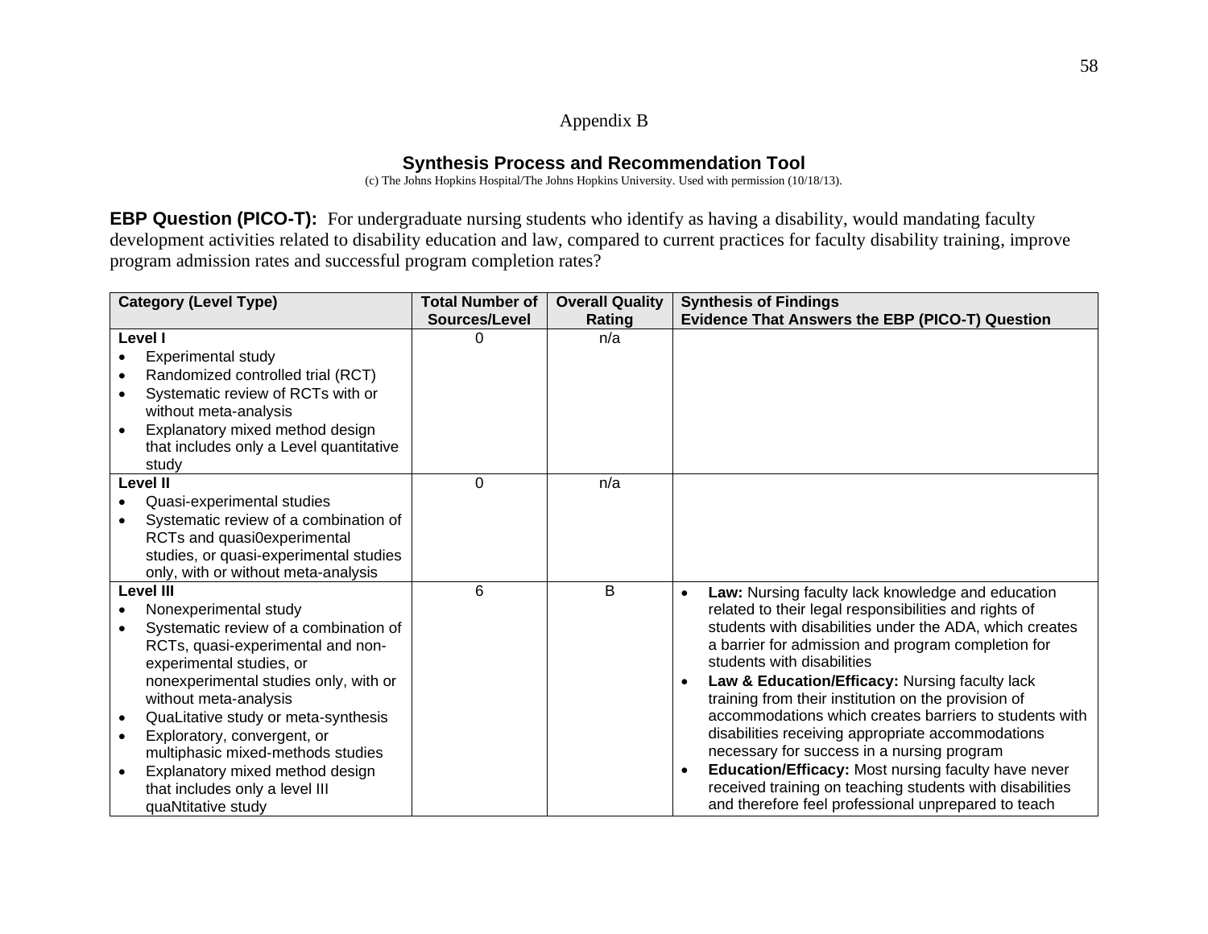Appendix B

## Synthesis Process and Recommendation Tool

(c) The Johns Hopkins Hospital/The Johns Hopkins University. Used with permission (10/18/13).

**EBP Question (PICO-T):** For undergraduate nursing students who identify as having a disability, would mandating faculty development activities related to disability education and law, compared to current practices for faculty disability training, improve program admission rates and successful program completion rates?

| Category (Level Type) | Total Number of Sources/Level | Overall Quality Rating | Synthesis of Findings<br>Evidence That Answers the EBP (PICO-T) Question |
|---|---|---|---|
| **Level I**<br>• Experimental study<br>• Randomized controlled trial (RCT)<br>• Systematic review of RCTs with or without meta-analysis<br>• Explanatory mixed method design that includes only a Level quantitative study | 0 | n/a | |
| **Level II**<br>• Quasi-experimental studies<br>• Systematic review of a combination of RCTs and quasi0experimental studies, or quasi-experimental studies only, with or without meta-analysis | 0 | n/a | |
| **Level III**<br>• Nonexperimental study<br>• Systematic review of a combination of RCTs, quasi-experimental and non-experimental studies, or nonexperimental studies only, with or without meta-analysis<br>• QuaLitative study or meta-synthesis<br>• Exploratory, convergent, or multiphasic mixed-methods studies<br>• Explanatory mixed method design that includes only a level III quaNtitative study | 6 | B | • **Law:** Nursing faculty lack knowledge and education related to their legal responsibilities and rights of students with disabilities under the ADA, which creates a barrier for admission and program completion for students with disabilities<br>• **Law & Education/Efficacy:** Nursing faculty lack training from their institution on the provision of accommodations which creates barriers to students with disabilities receiving appropriate accommodations necessary for success in a nursing program<br>• **Education/Efficacy:** Most nursing faculty have never received training on teaching students with disabilities and therefore feel professional unprepared to teach |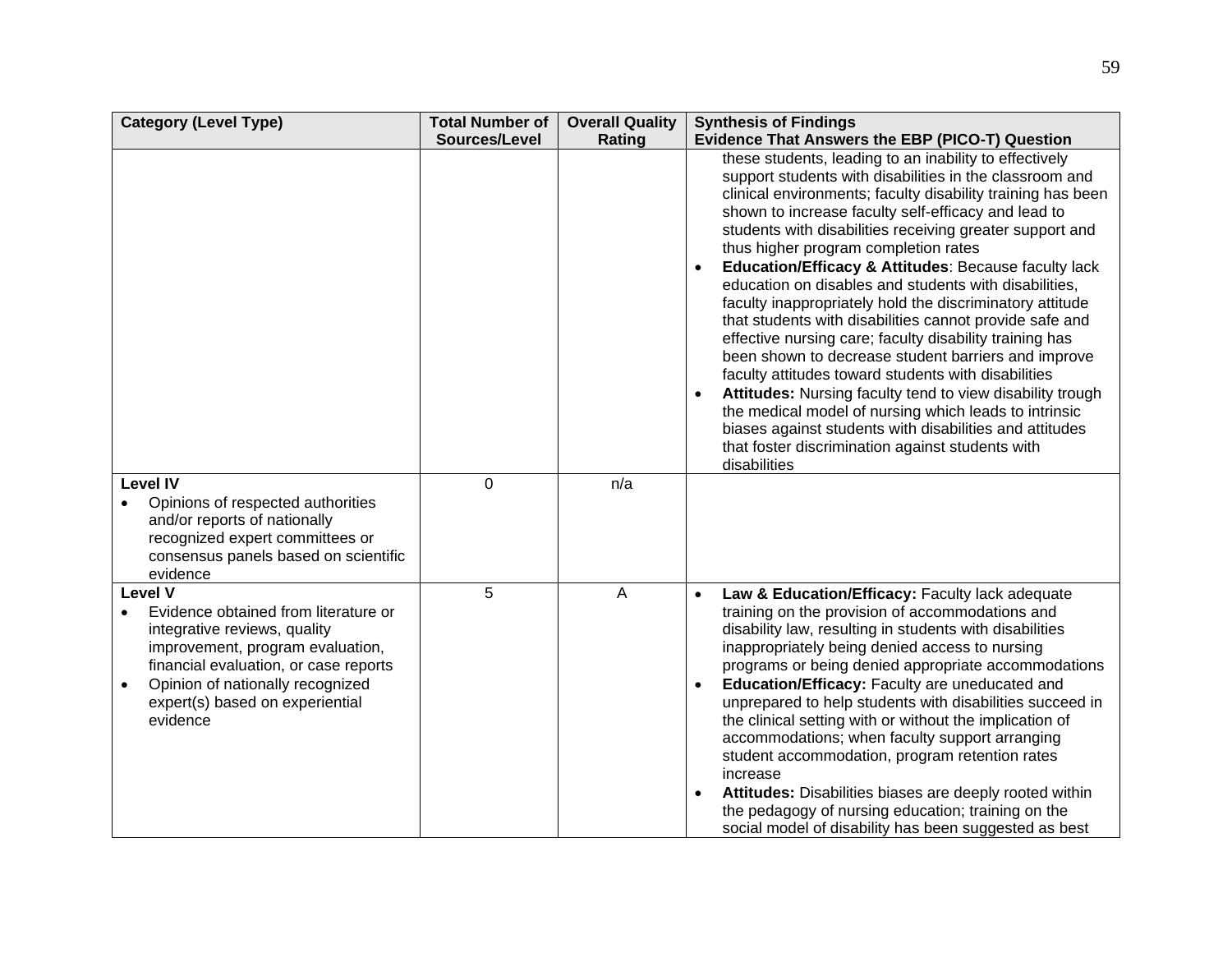| Category (Level Type) | Total Number of Sources/Level | Overall Quality Rating | Synthesis of Findings<br>Evidence That Answers the EBP (PICO-T) Question |
|---|---|---|---|
| | | | these students, leading to an inability to effectively support students with disabilities in the classroom and clinical environments; faculty disability training has been shown to increase faculty self-efficacy and lead to students with disabilities receiving greater support and thus higher program completion rates<br>• **Education/Efficacy & Attitudes**: Because faculty lack education on disables and students with disabilities, faculty inappropriately hold the discriminatory attitude that students with disabilities cannot provide safe and effective nursing care; faculty disability training has been shown to decrease student barriers and improve faculty attitudes toward students with disabilities<br>• **Attitudes:** Nursing faculty tend to view disability trough the medical model of nursing which leads to intrinsic biases against students with disabilities and attitudes that foster discrimination against students with disabilities |
| **Level IV**<br>• Opinions of respected authorities and/or reports of nationally recognized expert committees or consensus panels based on scientific evidence | 0 | n/a | |
| **Level V**<br>• Evidence obtained from literature or integrative reviews, quality improvement, program evaluation, financial evaluation, or case reports<br>• Opinion of nationally recognized expert(s) based on experiential evidence | 5 | A | • **Law & Education/Efficacy:** Faculty lack adequate training on the provision of accommodations and disability law, resulting in students with disabilities inappropriately being denied access to nursing programs or being denied appropriate accommodations<br>• **Education/Efficacy:** Faculty are uneducated and unprepared to help students with disabilities succeed in the clinical setting with or without the implication of accommodations; when faculty support arranging student accommodation, program retention rates increase<br>• **Attitudes:** Disabilities biases are deeply rooted within the pedagogy of nursing education; training on the social model of disability has been suggested as best |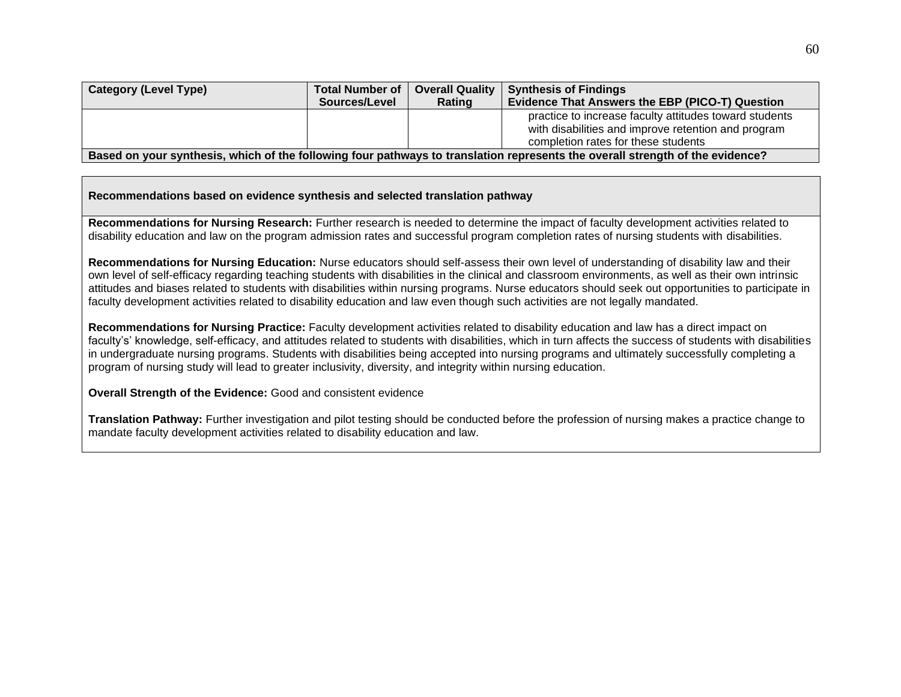| Category (Level Type) | Total Number of Sources/Level | Overall Quality Rating | Synthesis of Findings<br>Evidence That Answers the EBP (PICO-T) Question |
|---|---|---|---|
| | | | practice to increase faculty attitudes toward students with disabilities and improve retention and program completion rates for these students |
| **Based on your synthesis, which of the following four pathways to translation represents the overall strength of the evidence?** | | | |

| **Recommendations based on evidence synthesis and selected translation pathway** |
|---|
| **Recommendations for Nursing Research:** Further research is needed to determine the impact of faculty development activities related to disability education and law on the program admission rates and successful program completion rates of nursing students with disabilities.<br><br>**Recommendations for Nursing Education:** Nurse educators should self-assess their own level of understanding of disability law and their own level of self-efficacy regarding teaching students with disabilities in the clinical and classroom environments, as well as their own intrinsic attitudes and biases related to students with disabilities within nursing programs. Nurse educators should seek out opportunities to participate in faculty development activities related to disability education and law even though such activities are not legally mandated.<br><br>**Recommendations for Nursing Practice:** Faculty development activities related to disability education and law has a direct impact on faculty's' knowledge, self-efficacy, and attitudes related to students with disabilities, which in turn affects the success of students with disabilities in undergraduate nursing programs. Students with disabilities being accepted into nursing programs and ultimately successfully completing a program of nursing study will lead to greater inclusivity, diversity, and integrity within nursing education.<br><br>**Overall Strength of the Evidence:** Good and consistent evidence<br><br>**Translation Pathway:** Further investigation and pilot testing should be conducted before the profession of nursing makes a practice change to mandate faculty development activities related to disability education and law. |